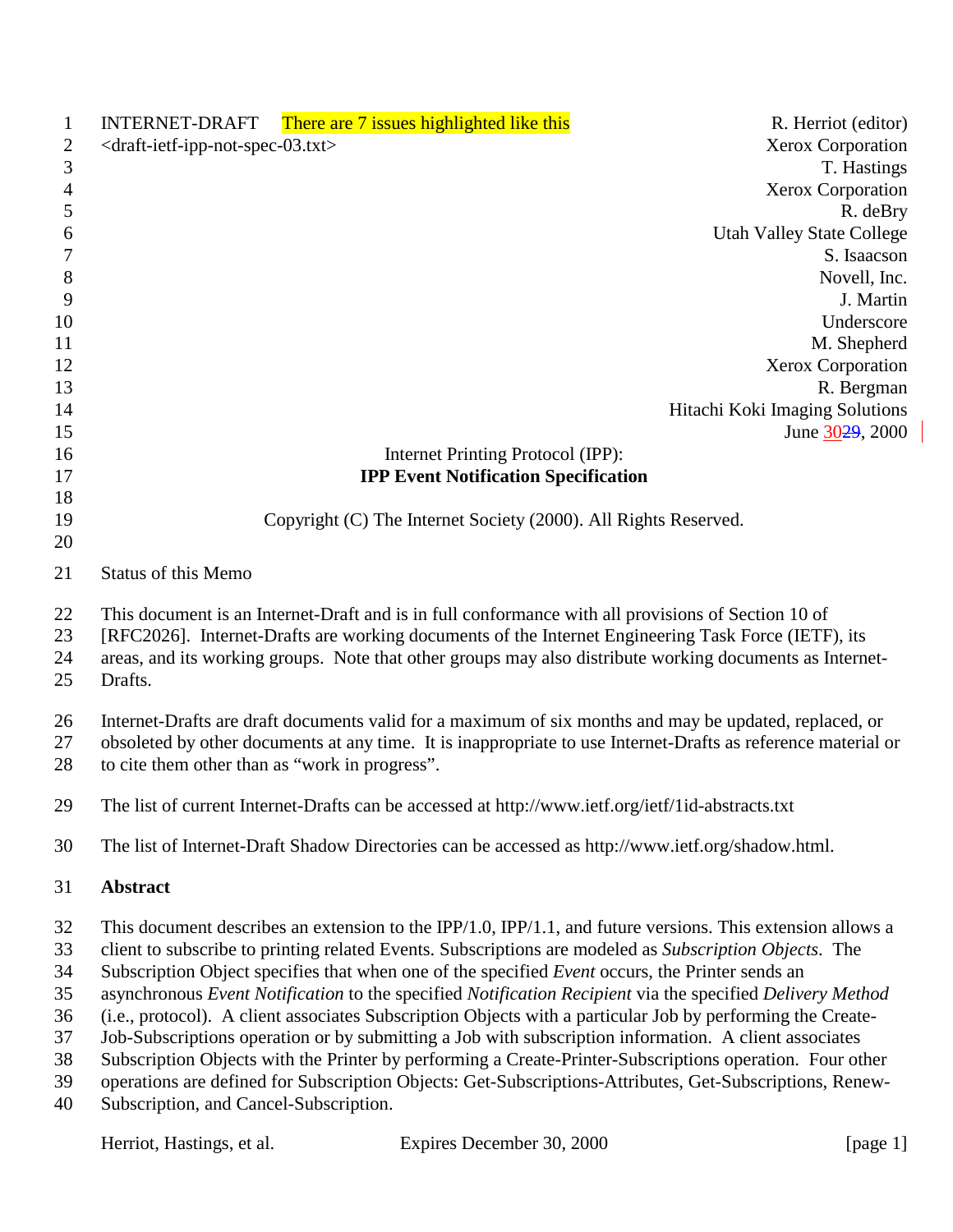INTERNET-DRAFT There are 7 issues highlighted like this

<draft-ietf-ipp-not-spec-03.txt>

R. Herriot (editor)
Xerox Corporation
T. Hastings
Xerox Corporation
R. deBry
Utah Valley State College
S. Isaacson
Novell, Inc.
J. Martin
Underscore
M. Shepherd
Xerox Corporation
R. Bergman
Hitachi Koki Imaging Solutions
June 30~~29~~, 2000

Internet Printing Protocol (IPP):
**IPP Event Notification Specification**

Copyright (C) The Internet Society (2000). All Rights Reserved.

Status of this Memo

This document is an Internet-Draft and is in full conformance with all provisions of Section 10 of [RFC2026]. Internet-Drafts are working documents of the Internet Engineering Task Force (IETF), its areas, and its working groups. Note that other groups may also distribute working documents as Internet-Drafts.

Internet-Drafts are draft documents valid for a maximum of six months and may be updated, replaced, or obsoleted by other documents at any time. It is inappropriate to use Internet-Drafts as reference material or to cite them other than as "work in progress".

The list of current Internet-Drafts can be accessed at http://www.ietf.org/ietf/1id-abstracts.txt

The list of Internet-Draft Shadow Directories can be accessed as http://www.ietf.org/shadow.html.

**Abstract**

This document describes an extension to the IPP/1.0, IPP/1.1, and future versions. This extension allows a client to subscribe to printing related Events. Subscriptions are modeled as *Subscription Objects*. The Subscription Object specifies that when one of the specified *Event* occurs, the Printer sends an asynchronous *Event Notification* to the specified *Notification Recipient* via the specified *Delivery Method* (i.e., protocol). A client associates Subscription Objects with a particular Job by performing the Create-Job-Subscriptions operation or by submitting a Job with subscription information. A client associates Subscription Objects with the Printer by performing a Create-Printer-Subscriptions operation. Four other operations are defined for Subscription Objects: Get-Subscriptions-Attributes, Get-Subscriptions, Renew-Subscription, and Cancel-Subscription.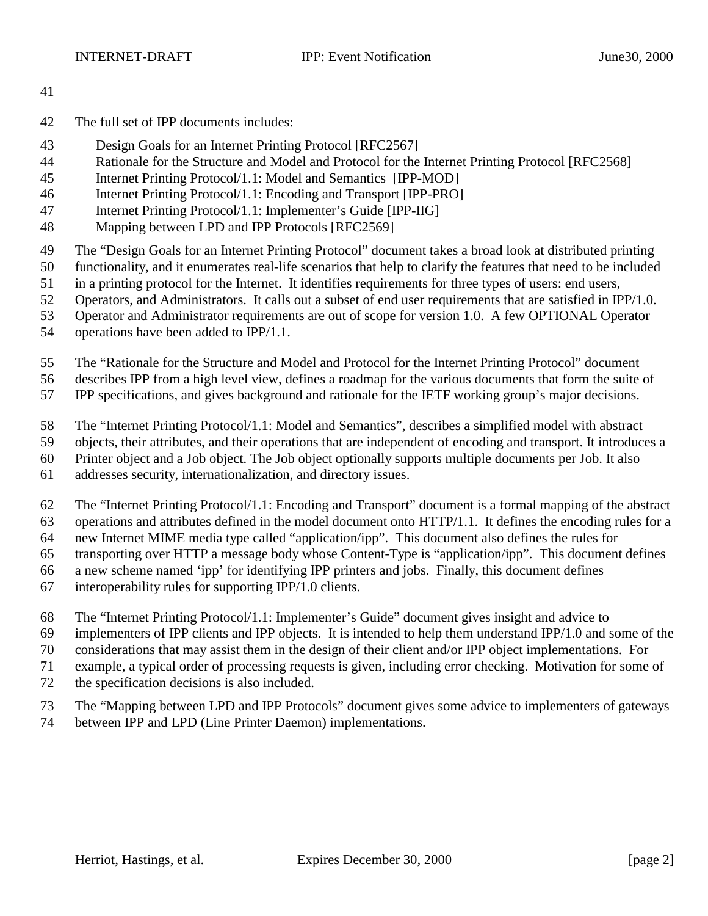The full set of IPP documents includes:

- Design Goals for an Internet Printing Protocol [RFC2567]
- Rationale for the Structure and Model and Protocol for the Internet Printing Protocol [RFC2568]
- Internet Printing Protocol/1.1: Model and Semantics [IPP-MOD]
- Internet Printing Protocol/1.1: Encoding and Transport [IPP-PRO]
- Internet Printing Protocol/1.1: Implementer's Guide [IPP-IIG]
- Mapping between LPD and IPP Protocols [RFC2569]

The "Design Goals for an Internet Printing Protocol" document takes a broad look at distributed printing functionality, and it enumerates real-life scenarios that help to clarify the features that need to be included in a printing protocol for the Internet. It identifies requirements for three types of users: end users, Operators, and Administrators. It calls out a subset of end user requirements that are satisfied in IPP/1.0. Operator and Administrator requirements are out of scope for version 1.0. A few OPTIONAL Operator operations have been added to IPP/1.1.

The "Rationale for the Structure and Model and Protocol for the Internet Printing Protocol" document describes IPP from a high level view, defines a roadmap for the various documents that form the suite of IPP specifications, and gives background and rationale for the IETF working group's major decisions.

The "Internet Printing Protocol/1.1: Model and Semantics", describes a simplified model with abstract objects, their attributes, and their operations that are independent of encoding and transport. It introduces a Printer object and a Job object. The Job object optionally supports multiple documents per Job. It also addresses security, internationalization, and directory issues.

The "Internet Printing Protocol/1.1: Encoding and Transport" document is a formal mapping of the abstract operations and attributes defined in the model document onto HTTP/1.1. It defines the encoding rules for a new Internet MIME media type called "application/ipp". This document also defines the rules for transporting over HTTP a message body whose Content-Type is "application/ipp". This document defines a new scheme named 'ipp' for identifying IPP printers and jobs. Finally, this document defines interoperability rules for supporting IPP/1.0 clients.

The "Internet Printing Protocol/1.1: Implementer's Guide" document gives insight and advice to implementers of IPP clients and IPP objects. It is intended to help them understand IPP/1.0 and some of the considerations that may assist them in the design of their client and/or IPP object implementations. For example, a typical order of processing requests is given, including error checking. Motivation for some of the specification decisions is also included.

The "Mapping between LPD and IPP Protocols" document gives some advice to implementers of gateways between IPP and LPD (Line Printer Daemon) implementations.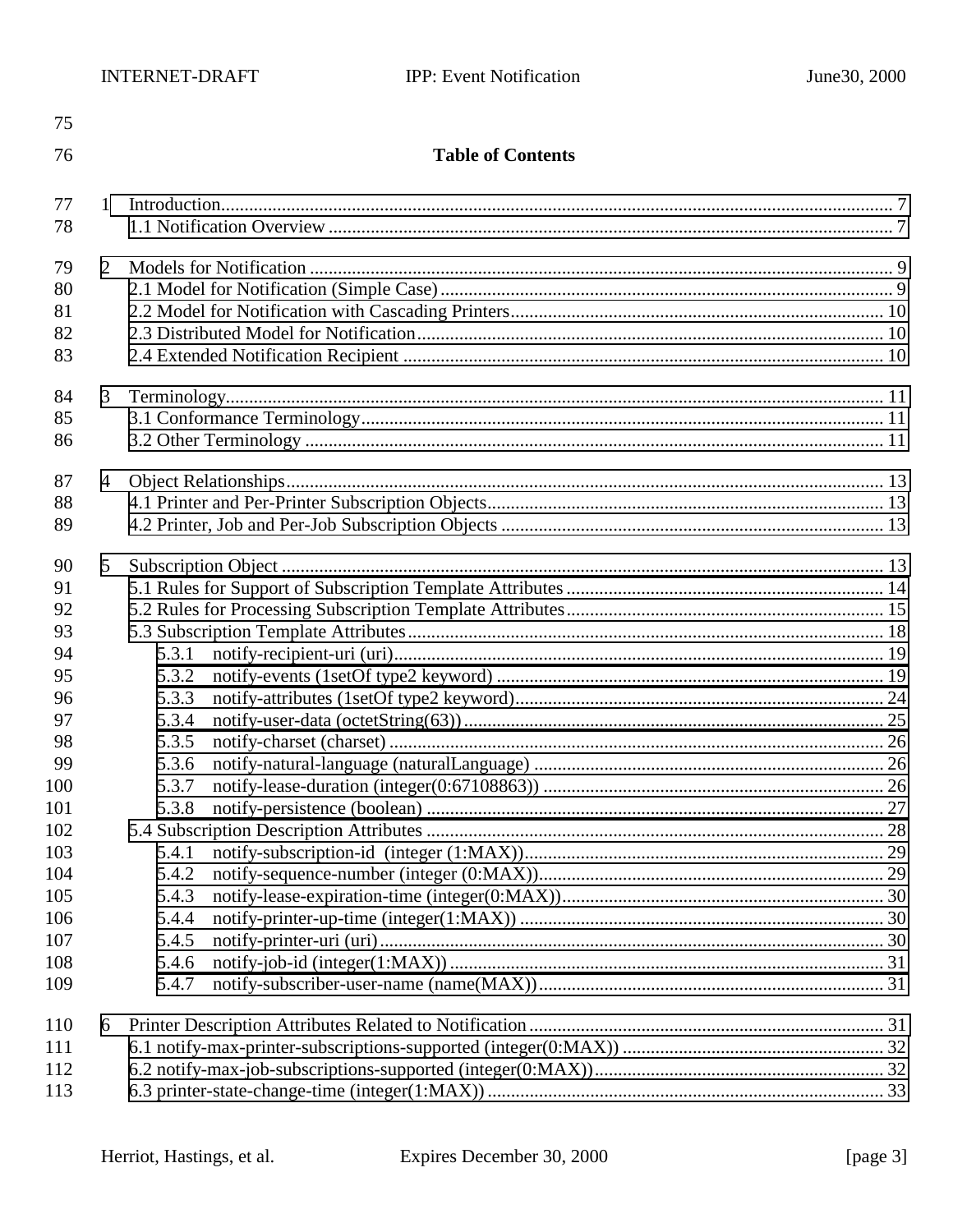**Table of Contents**

1 Introduction ..... 7
  1.1 Notification Overview ..... 7

2 Models for Notification ..... 9
  2.1 Model for Notification (Simple Case) ..... 9
  2.2 Model for Notification with Cascading Printers ..... 10
  2.3 Distributed Model for Notification ..... 10
  2.4 Extended Notification Recipient ..... 10

3 Terminology ..... 11
  3.1 Conformance Terminology ..... 11
  3.2 Other Terminology ..... 11

4 Object Relationships ..... 13
  4.1 Printer and Per-Printer Subscription Objects ..... 13
  4.2 Printer, Job and Per-Job Subscription Objects ..... 13

5 Subscription Object ..... 13
  5.1 Rules for Support of Subscription Template Attributes ..... 14
  5.2 Rules for Processing Subscription Template Attributes ..... 15
  5.3 Subscription Template Attributes ..... 18
    5.3.1 notify-recipient-uri (uri) ..... 19
    5.3.2 notify-events (1setOf type2 keyword) ..... 19
    5.3.3 notify-attributes (1setOf type2 keyword) ..... 24
    5.3.4 notify-user-data (octetString(63)) ..... 25
    5.3.5 notify-charset (charset) ..... 26
    5.3.6 notify-natural-language (naturalLanguage) ..... 26
    5.3.7 notify-lease-duration (integer(0:67108863)) ..... 26
    5.3.8 notify-persistence (boolean) ..... 27
  5.4 Subscription Description Attributes ..... 28
    5.4.1 notify-subscription-id (integer (1:MAX)) ..... 29
    5.4.2 notify-sequence-number (integer (0:MAX)) ..... 29
    5.4.3 notify-lease-expiration-time (integer(0:MAX)) ..... 30
    5.4.4 notify-printer-up-time (integer(1:MAX)) ..... 30
    5.4.5 notify-printer-uri (uri) ..... 30
    5.4.6 notify-job-id (integer(1:MAX)) ..... 31
    5.4.7 notify-subscriber-user-name (name(MAX)) ..... 31

6 Printer Description Attributes Related to Notification ..... 31
  6.1 notify-max-printer-subscriptions-supported (integer(0:MAX)) ..... 32
  6.2 notify-max-job-subscriptions-supported (integer(0:MAX)) ..... 32
  6.3 printer-state-change-time (integer(1:MAX)) ..... 33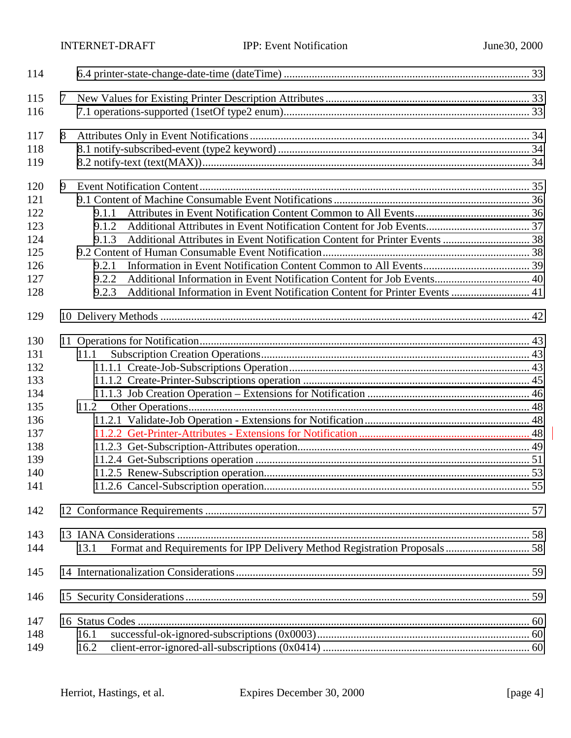114 6.4 printer-state-change-date-time (dateTime) ........................................................................................ 33

115 7 New Values for Existing Printer Description Attributes ......................................................................... 33
116 7.1 operations-supported (1setOf type2 enum)........................................................................................ 33

117 8 Attributes Only in Event Notifications .................................................................................................... 34
118 8.1 notify-subscribed-event (type2 keyword) .......................................................................................... 34
119 8.2 notify-text (text(MAX))...................................................................................................................... 34

120 9 Event Notification Content ...................................................................................................................... 35
121 9.1 Content of Machine Consumable Event Notifications ...................................................................... 36
122 9.1.1 Attributes in Event Notification Content Common to All Events......................................... 36
123 9.1.2 Additional Attributes in Event Notification Content for Job Events..................................... 37
124 9.1.3 Additional Attributes in Event Notification Content for Printer Events ............................... 38
125 9.2 Content of Human Consumable Event Notification.......................................................................... 38
126 9.2.1 Information in Event Notification Content Common to All Events...................................... 39
127 9.2.2 Additional Information in Event Notification Content for Job Events.................................. 40
128 9.2.3 Additional Information in Event Notification Content for Printer Events ............................ 41

129 10 Delivery Methods .................................................................................................................................... 42

130 11 Operations for Notification...................................................................................................................... 43
131 11.1 Subscription Creation Operations................................................................................................. 43
132 11.1.1 Create-Job-Subscriptions Operation...................................................................................... 43
133 11.1.2 Create-Printer-Subscriptions operation ................................................................................. 45
134 11.1.3 Job Creation Operation – Extensions for Notification .......................................................... 46
135 11.2 Other Operations.......................................................................................................................... 48
136 11.2.1 Validate-Job Operation - Extensions for Notification........................................................... 48
137 11.2.2 Get-Printer-Attributes - Extensions for Notification ............................................................ 48
138 11.2.3 Get-Subscription-Attributes operation................................................................................... 49
139 11.2.4 Get-Subscriptions operation .................................................................................................. 51
140 11.2.5 Renew-Subscription operation............................................................................................... 53
141 11.2.6 Cancel-Subscription operation............................................................................................... 55

142 12 Conformance Requirements .................................................................................................................... 57

143 13 IANA Considerations .............................................................................................................................. 58
144 13.1 Format and Requirements for IPP Delivery Method Registration Proposals .............................. 58

145 14 Internationalization Considerations......................................................................................................... 59

146 15 Security Considerations........................................................................................................................... 59

147 16 Status Codes ............................................................................................................................................ 60
148 16.1 successful-ok-ignored-subscriptions (0x0003)............................................................................ 60
149 16.2 client-error-ignored-all-subscriptions (0x0414) .......................................................................... 60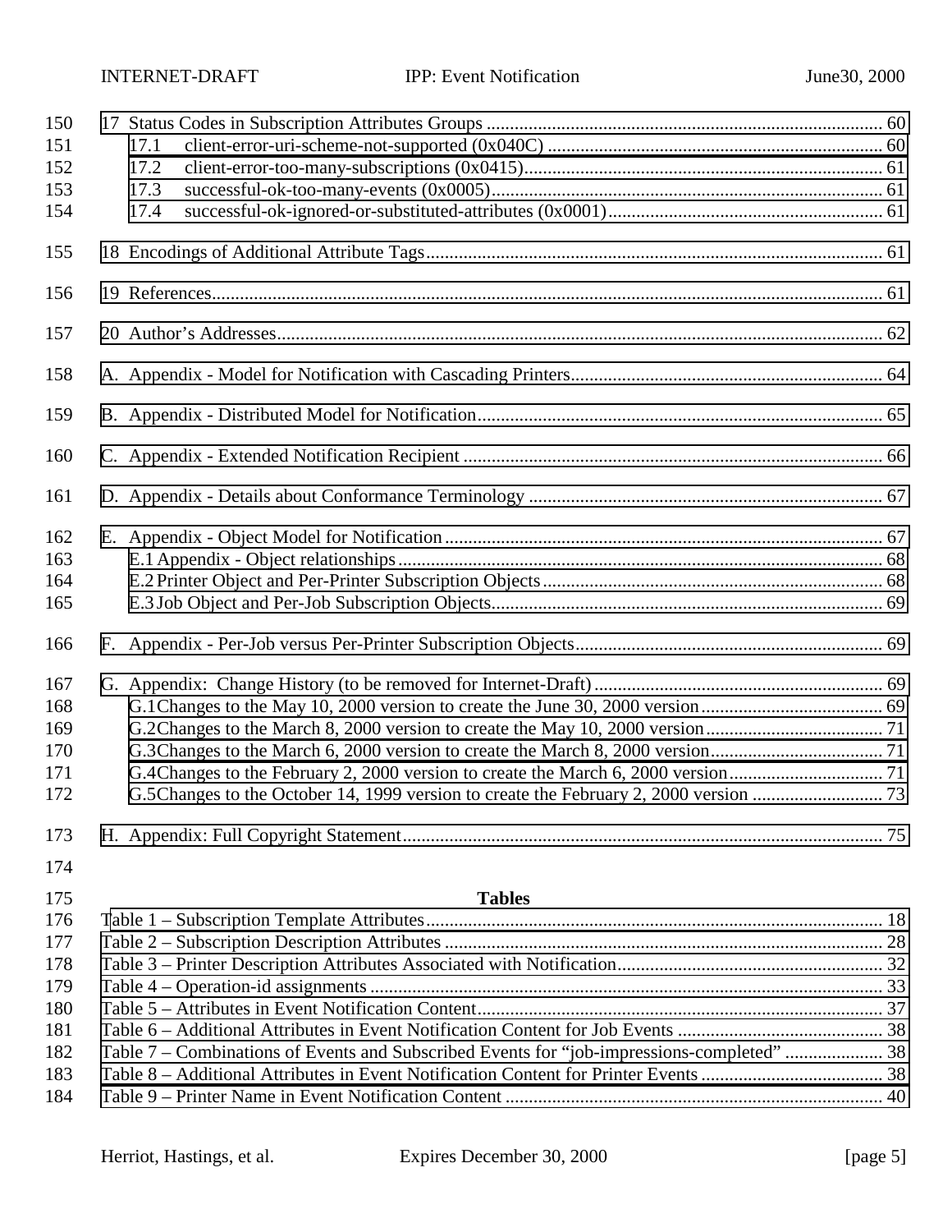17 Status Codes in Subscription Attributes Groups ...................................................................................... 60
- 17.1 client-error-uri-scheme-not-supported (0x040C) ........................................................................ 60
- 17.2 client-error-too-many-subscriptions (0x0415)............................................................................. 61
- 17.3 successful-ok-too-many-events (0x0005)..................................................................................... 61
- 17.4 successful-ok-ignored-or-substituted-attributes (0x0001)........................................................... 61

18 Encodings of Additional Attribute Tags..................................................................................................... 61

19 References..................................................................................................................................................... 61

20 Author's Addresses....................................................................................................................................... 62

A. Appendix - Model for Notification with Cascading Printers..................................................................... 64

B. Appendix - Distributed Model for Notification.......................................................................................... 65

C. Appendix - Extended Notification Recipient ............................................................................................. 66

D. Appendix - Details about Conformance Terminology ............................................................................... 67

E. Appendix - Object Model for Notification.................................................................................................. 67
- E.1 Appendix - Object relationships......................................................................................................... 68
- E.2 Printer Object and Per-Printer Subscription Objects.......................................................................... 68
- E.3 Job Object and Per-Job Subscription Objects..................................................................................... 69

F. Appendix - Per-Job versus Per-Printer Subscription Objects..................................................................... 69

G. Appendix: Change History (to be removed for Internet-Draft) ................................................................ 69
- G.1 Changes to the May 10, 2000 version to create the June 30, 2000 version........................................ 69
- G.2 Changes to the March 8, 2000 version to create the May 10, 2000 version...................................... 71
- G.3 Changes to the March 6, 2000 version to create the March 8, 2000 version..................................... 71
- G.4 Changes to the February 2, 2000 version to create the March 6, 2000 version................................. 71
- G.5 Changes to the October 14, 1999 version to create the February 2, 2000 version ............................ 73

H. Appendix: Full Copyright Statement.......................................................................................................... 75

**Tables**

Table 1 – Subscription Template Attributes..................................................................................................... 18
Table 2 – Subscription Description Attributes ................................................................................................. 28
Table 3 – Printer Description Attributes Associated with Notification........................................................... 32
Table 4 – Operation-id assignments ................................................................................................................. 33
Table 5 – Attributes in Event Notification Content.......................................................................................... 37
Table 6 – Additional Attributes in Event Notification Content for Job Events ............................................. 38
Table 7 – Combinations of Events and Subscribed Events for "job-impressions-completed" ...................... 38
Table 8 – Additional Attributes in Event Notification Content for Printer Events ........................................ 38
Table 9 – Printer Name in Event Notification Content .................................................................................. 40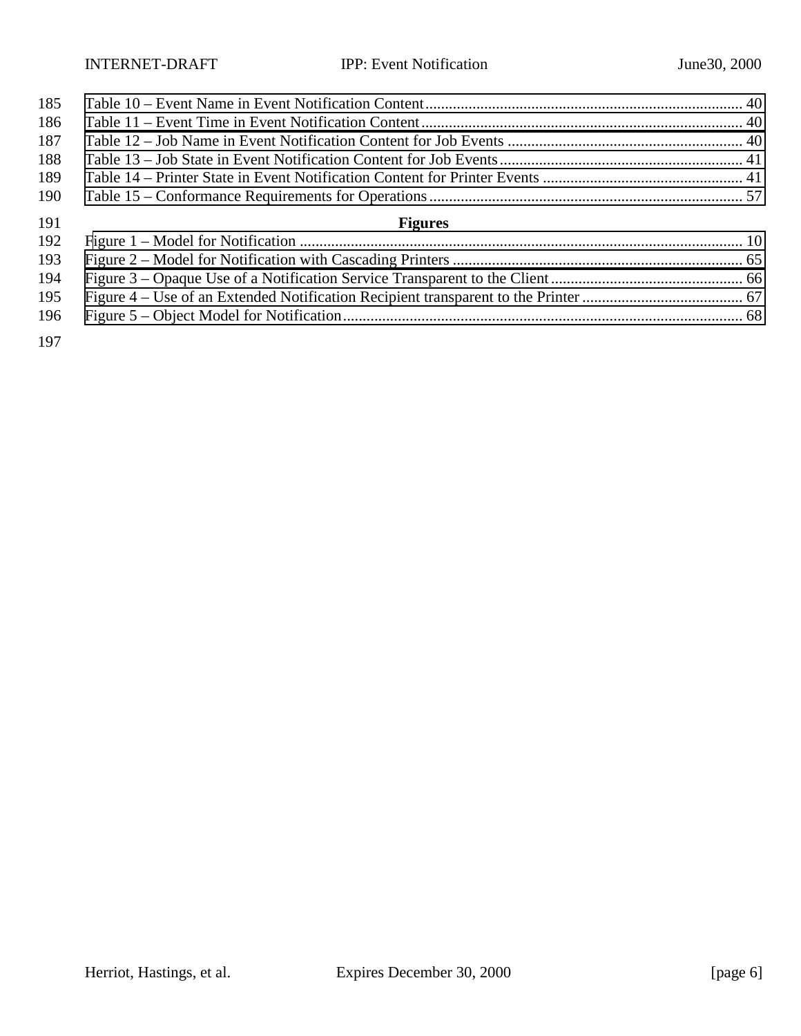Table 10 – Event Name in Event Notification Content ............................................................................................ 40
Table 11 – Event Time in Event Notification Content ............................................................................................ 40
Table 12 – Job Name in Event Notification Content for Job Events ..................................................................... 40
Table 13 – Job State in Event Notification Content for Job Events ...................................................................... 41
Table 14 – Printer State in Event Notification Content for Printer Events ............................................................ 41
Table 15 – Conformance Requirements for Operations .......................................................................................... 57

**Figures**

Figure 1 – Model for Notification ........................................................................................................................... 10
Figure 2 – Model for Notification with Cascading Printers ...................................................................................... 65
Figure 3 – Opaque Use of a Notification Service Transparent to the Client ............................................................ 66
Figure 4 – Use of an Extended Notification Recipient transparent to the Printer ................................................... 67
Figure 5 – Object Model for Notification ................................................................................................................. 68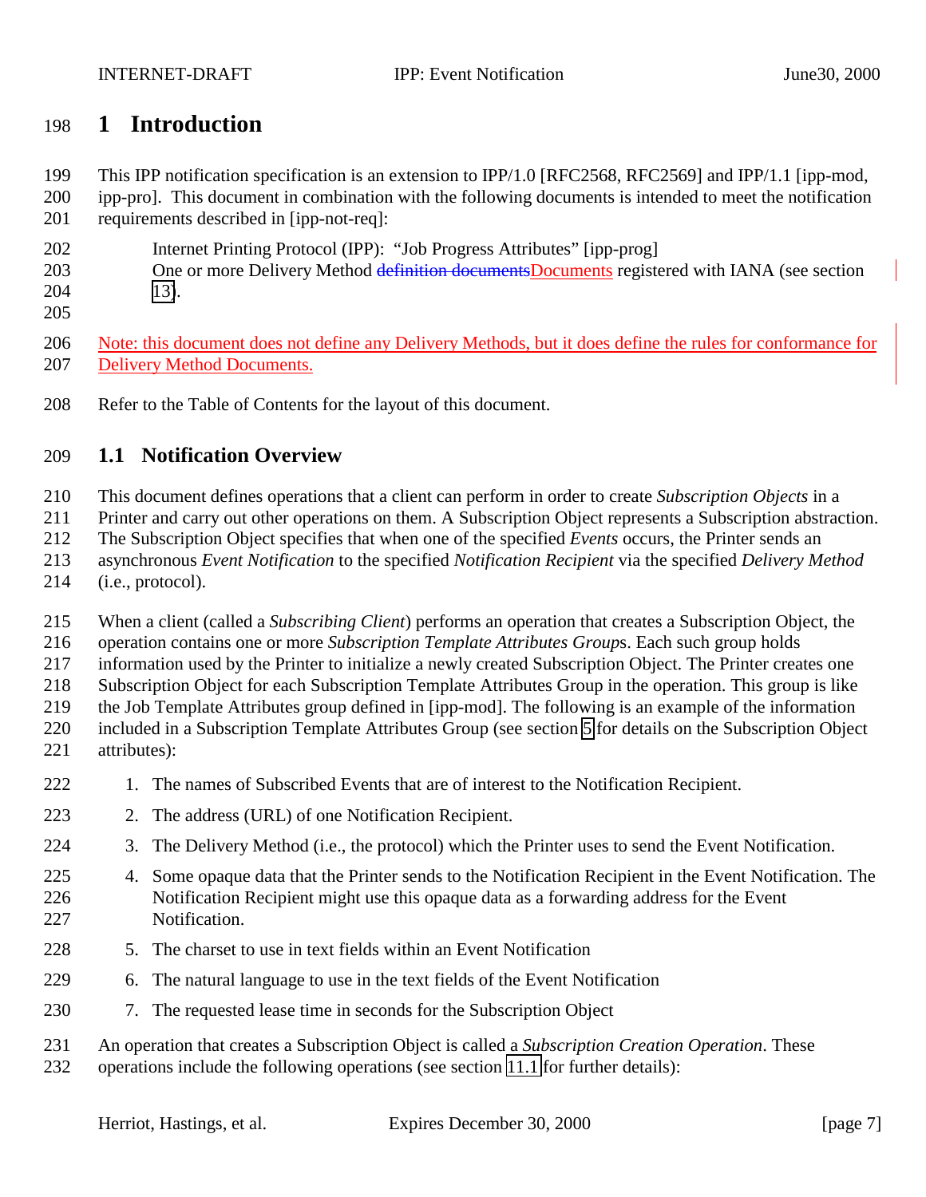# 1 Introduction

This IPP notification specification is an extension to IPP/1.0 [RFC2568, RFC2569] and IPP/1.1 [ipp-mod, ipp-pro]. This document in combination with the following documents is intended to meet the notification requirements described in [ipp-not-req]:

> Internet Printing Protocol (IPP): "Job Progress Attributes" [ipp-prog]
> One or more Delivery Method ~~definition documents~~Documents registered with IANA (see section 13).

Note: this document does not define any Delivery Methods, but it does define the rules for conformance for Delivery Method Documents.

Refer to the Table of Contents for the layout of this document.

## 1.1 Notification Overview

This document defines operations that a client can perform in order to create *Subscription Objects* in a Printer and carry out other operations on them. A Subscription Object represents a Subscription abstraction. The Subscription Object specifies that when one of the specified *Events* occurs, the Printer sends an asynchronous *Event Notification* to the specified *Notification Recipient* via the specified *Delivery Method* (i.e., protocol).

When a client (called a *Subscribing Client*) performs an operation that creates a Subscription Object, the operation contains one or more *Subscription Template Attributes Group*s. Each such group holds information used by the Printer to initialize a newly created Subscription Object. The Printer creates one Subscription Object for each Subscription Template Attributes Group in the operation. This group is like the Job Template Attributes group defined in [ipp-mod]. The following is an example of the information included in a Subscription Template Attributes Group (see section 5 for details on the Subscription Object attributes):

1. The names of Subscribed Events that are of interest to the Notification Recipient.
2. The address (URL) of one Notification Recipient.
3. The Delivery Method (i.e., the protocol) which the Printer uses to send the Event Notification.
4. Some opaque data that the Printer sends to the Notification Recipient in the Event Notification. The Notification Recipient might use this opaque data as a forwarding address for the Event Notification.
5. The charset to use in text fields within an Event Notification
6. The natural language to use in the text fields of the Event Notification
7. The requested lease time in seconds for the Subscription Object

An operation that creates a Subscription Object is called a *Subscription Creation Operation*. These operations include the following operations (see section 11.1 for further details):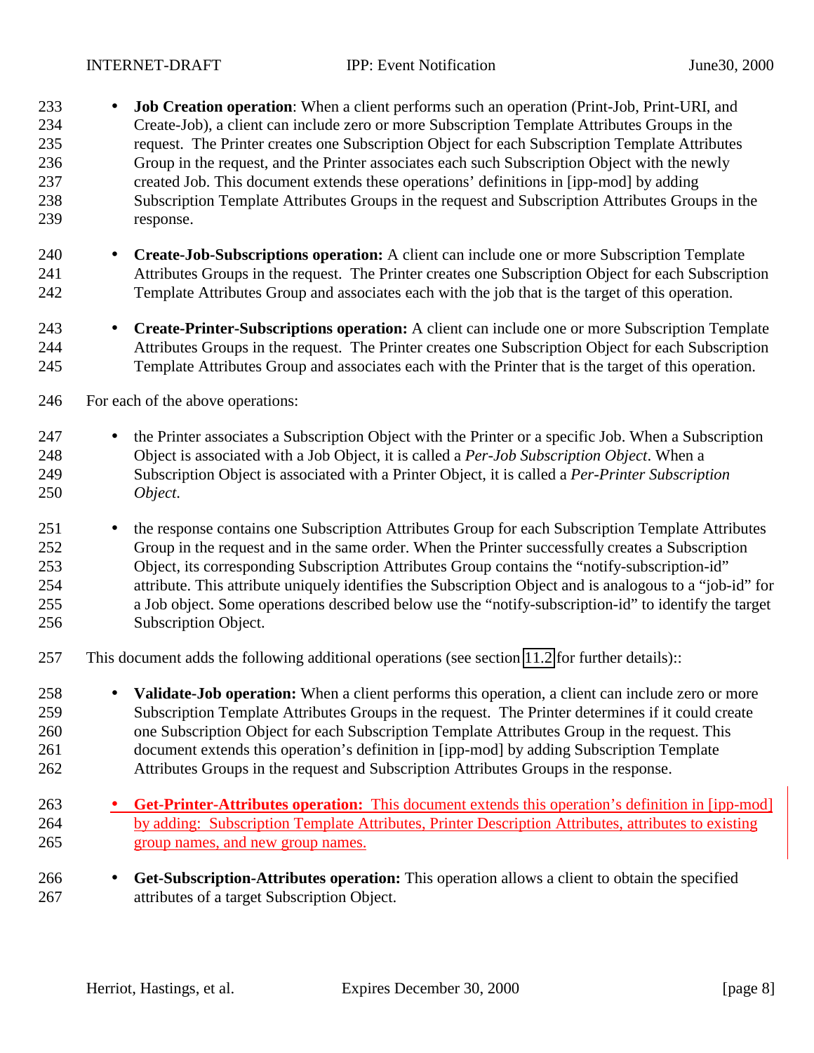- **Job Creation operation**: When a client performs such an operation (Print-Job, Print-URI, and Create-Job), a client can include zero or more Subscription Template Attributes Groups in the request. The Printer creates one Subscription Object for each Subscription Template Attributes Group in the request, and the Printer associates each such Subscription Object with the newly created Job. This document extends these operations' definitions in [ipp-mod] by adding Subscription Template Attributes Groups in the request and Subscription Attributes Groups in the response.

- **Create-Job-Subscriptions operation:** A client can include one or more Subscription Template Attributes Groups in the request. The Printer creates one Subscription Object for each Subscription Template Attributes Group and associates each with the job that is the target of this operation.

- **Create-Printer-Subscriptions operation:** A client can include one or more Subscription Template Attributes Groups in the request. The Printer creates one Subscription Object for each Subscription Template Attributes Group and associates each with the Printer that is the target of this operation.

For each of the above operations:

- the Printer associates a Subscription Object with the Printer or a specific Job. When a Subscription Object is associated with a Job Object, it is called a *Per-Job Subscription Object*. When a Subscription Object is associated with a Printer Object, it is called a *Per-Printer Subscription Object.*

- the response contains one Subscription Attributes Group for each Subscription Template Attributes Group in the request and in the same order. When the Printer successfully creates a Subscription Object, its corresponding Subscription Attributes Group contains the "notify-subscription-id" attribute. This attribute uniquely identifies the Subscription Object and is analogous to a "job-id" for a Job object. Some operations described below use the "notify-subscription-id" to identify the target Subscription Object.

This document adds the following additional operations (see section 11.2 for further details)::

- **Validate-Job operation:** When a client performs this operation, a client can include zero or more Subscription Template Attributes Groups in the request. The Printer determines if it could create one Subscription Object for each Subscription Template Attributes Group in the request. This document extends this operation's definition in [ipp-mod] by adding Subscription Template Attributes Groups in the request and Subscription Attributes Groups in the response.

- **Get-Printer-Attributes operation:** This document extends this operation's definition in [ipp-mod] by adding: Subscription Template Attributes, Printer Description Attributes, attributes to existing group names, and new group names.

- **Get-Subscription-Attributes operation:** This operation allows a client to obtain the specified attributes of a target Subscription Object.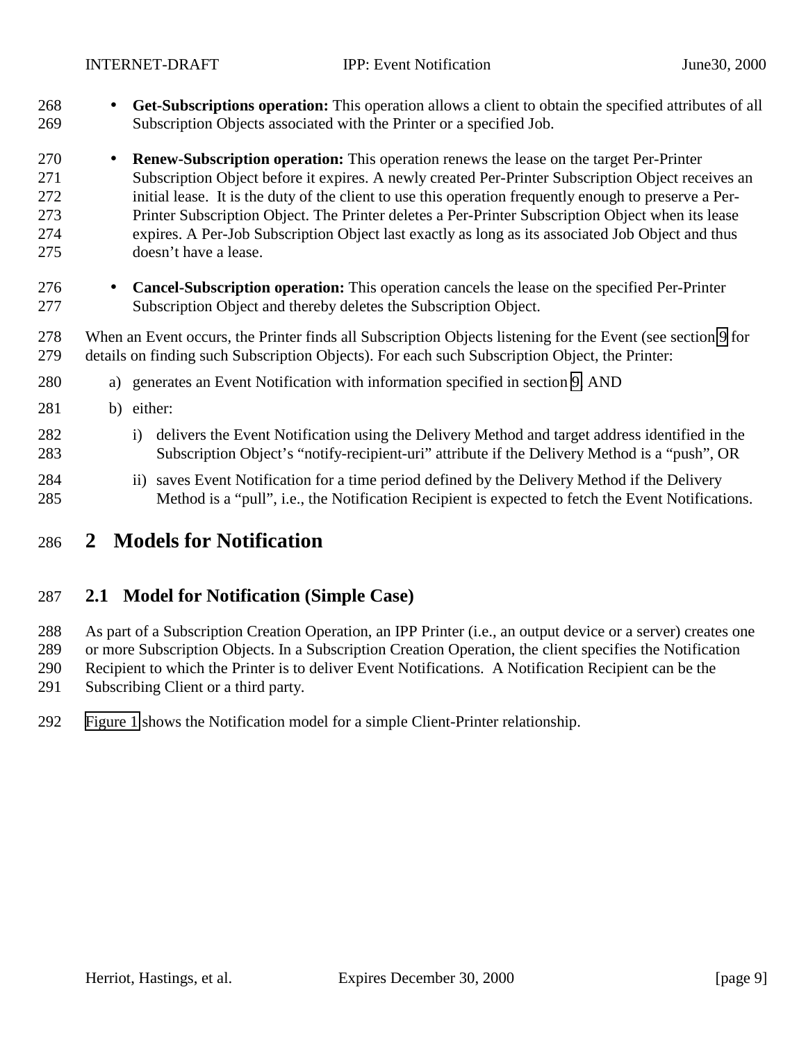- **Get-Subscriptions operation:** This operation allows a client to obtain the specified attributes of all Subscription Objects associated with the Printer or a specified Job.

- **Renew-Subscription operation:** This operation renews the lease on the target Per-Printer Subscription Object before it expires. A newly created Per-Printer Subscription Object receives an initial lease. It is the duty of the client to use this operation frequently enough to preserve a Per-Printer Subscription Object. The Printer deletes a Per-Printer Subscription Object when its lease expires. A Per-Job Subscription Object last exactly as long as its associated Job Object and thus doesn't have a lease.

- **Cancel-Subscription operation:** This operation cancels the lease on the specified Per-Printer Subscription Object and thereby deletes the Subscription Object.

When an Event occurs, the Printer finds all Subscription Objects listening for the Event (see section 9 for details on finding such Subscription Objects). For each such Subscription Object, the Printer:

a) generates an Event Notification with information specified in section 9, AND

b) either:

   i) delivers the Event Notification using the Delivery Method and target address identified in the Subscription Object's "notify-recipient-uri" attribute if the Delivery Method is a "push", OR

   ii) saves Event Notification for a time period defined by the Delivery Method if the Delivery Method is a "pull", i.e., the Notification Recipient is expected to fetch the Event Notifications.

# 2 Models for Notification

## 2.1 Model for Notification (Simple Case)

As part of a Subscription Creation Operation, an IPP Printer (i.e., an output device or a server) creates one or more Subscription Objects. In a Subscription Creation Operation, the client specifies the Notification Recipient to which the Printer is to deliver Event Notifications. A Notification Recipient can be the Subscribing Client or a third party.

Figure 1 shows the Notification model for a simple Client-Printer relationship.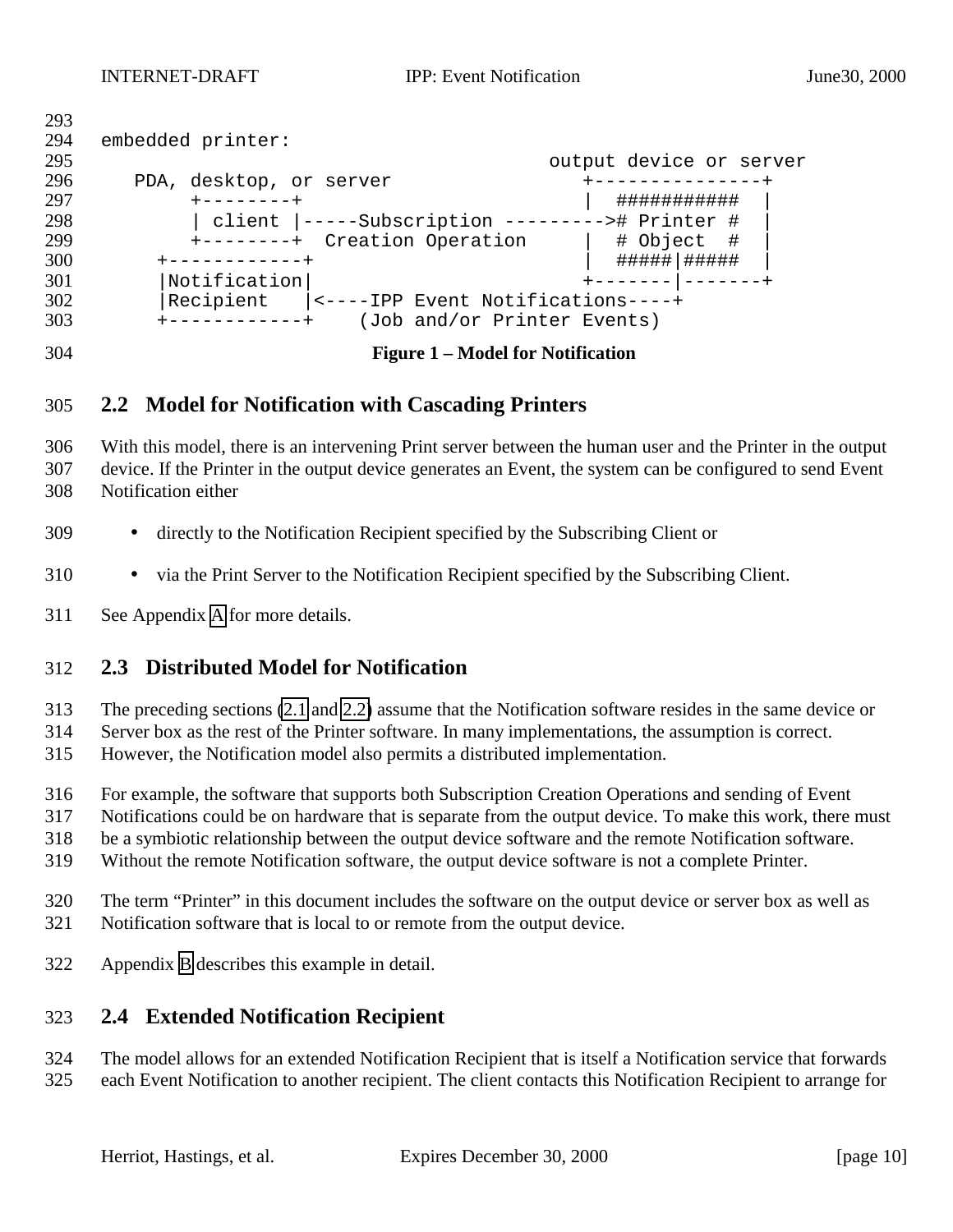embedded printer:

```
                                                output device or server
   PDA, desktop, or server                     +---------------+
        +--------+                             |  ###########  |
        | client |-----Subscription --------->#  Printer #  |
        +--------+  Creation Operation         |  # Object  #  |
      +------------+                           |  #####|#####  |
      |Notification|                           +-------|-------+
      |Recipient   |<----IPP Event Notifications----+
      +------------+    (Job and/or Printer Events)
```

**Figure 1 – Model for Notification**

## 2.2 Model for Notification with Cascading Printers

With this model, there is an intervening Print server between the human user and the Printer in the output device. If the Printer in the output device generates an Event, the system can be configured to send Event Notification either

- directly to the Notification Recipient specified by the Subscribing Client or
- via the Print Server to the Notification Recipient specified by the Subscribing Client.

See Appendix A for more details.

## 2.3 Distributed Model for Notification

The preceding sections (2.1 and 2.2) assume that the Notification software resides in the same device or Server box as the rest of the Printer software. In many implementations, the assumption is correct. However, the Notification model also permits a distributed implementation.

For example, the software that supports both Subscription Creation Operations and sending of Event Notifications could be on hardware that is separate from the output device. To make this work, there must be a symbiotic relationship between the output device software and the remote Notification software. Without the remote Notification software, the output device software is not a complete Printer.

The term "Printer" in this document includes the software on the output device or server box as well as Notification software that is local to or remote from the output device.

Appendix B describes this example in detail.

## 2.4 Extended Notification Recipient

The model allows for an extended Notification Recipient that is itself a Notification service that forwards each Event Notification to another recipient. The client contacts this Notification Recipient to arrange for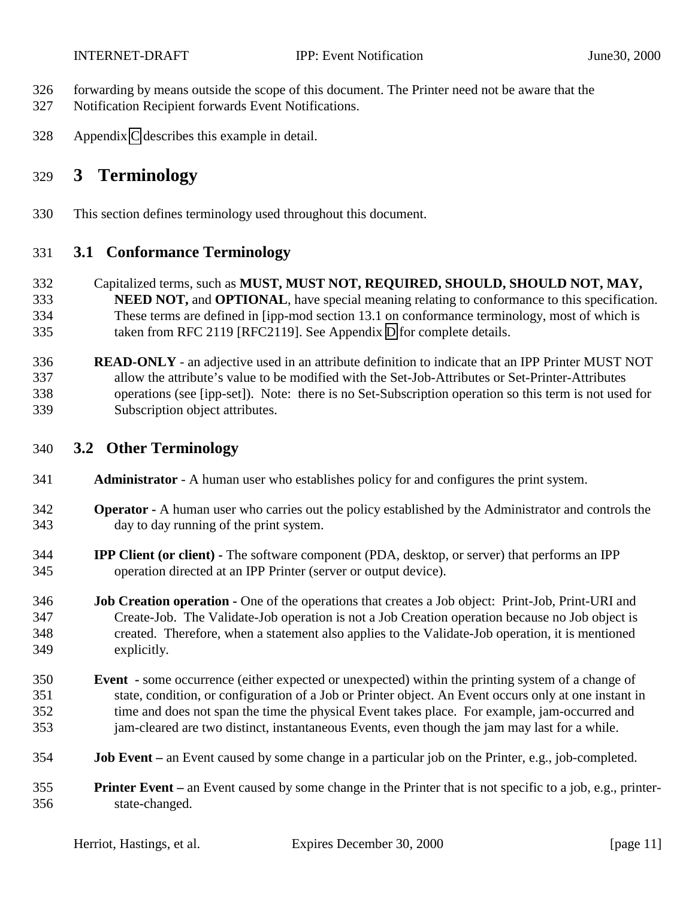forwarding by means outside the scope of this document. The Printer need not be aware that the Notification Recipient forwards Event Notifications.

Appendix C describes this example in detail.

# 3 Terminology

This section defines terminology used throughout this document.

## 3.1 Conformance Terminology

Capitalized terms, such as **MUST, MUST NOT, REQUIRED, SHOULD, SHOULD NOT, MAY, NEED NOT,** and **OPTIONAL**, have special meaning relating to conformance to this specification. These terms are defined in [ipp-mod section 13.1 on conformance terminology, most of which is taken from RFC 2119 [RFC2119]. See Appendix D for complete details.

**READ-ONLY** - an adjective used in an attribute definition to indicate that an IPP Printer MUST NOT allow the attribute's value to be modified with the Set-Job-Attributes or Set-Printer-Attributes operations (see [ipp-set]). Note: there is no Set-Subscription operation so this term is not used for Subscription object attributes.

## 3.2 Other Terminology

**Administrator** - A human user who establishes policy for and configures the print system.

**Operator -** A human user who carries out the policy established by the Administrator and controls the day to day running of the print system.

**IPP Client (or client) -** The software component (PDA, desktop, or server) that performs an IPP operation directed at an IPP Printer (server or output device).

**Job Creation operation -** One of the operations that creates a Job object: Print-Job, Print-URI and Create-Job. The Validate-Job operation is not a Job Creation operation because no Job object is created. Therefore, when a statement also applies to the Validate-Job operation, it is mentioned explicitly.

**Event** - some occurrence (either expected or unexpected) within the printing system of a change of state, condition, or configuration of a Job or Printer object. An Event occurs only at one instant in time and does not span the time the physical Event takes place. For example, jam-occurred and jam-cleared are two distinct, instantaneous Events, even though the jam may last for a while.

**Job Event –** an Event caused by some change in a particular job on the Printer, e.g., job-completed.

**Printer Event –** an Event caused by some change in the Printer that is not specific to a job, e.g., printer-state-changed.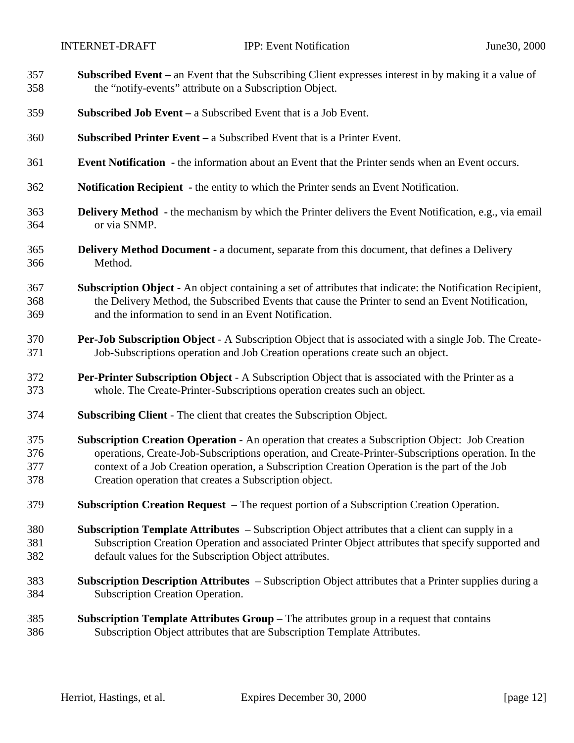**Subscribed Event –** an Event that the Subscribing Client expresses interest in by making it a value of the "notify-events" attribute on a Subscription Object.

**Subscribed Job Event –** a Subscribed Event that is a Job Event.

**Subscribed Printer Event –** a Subscribed Event that is a Printer Event.

**Event Notification** - the information about an Event that the Printer sends when an Event occurs.

**Notification Recipient** - the entity to which the Printer sends an Event Notification.

**Delivery Method** - the mechanism by which the Printer delivers the Event Notification, e.g., via email or via SNMP.

**Delivery Method Document -** a document, separate from this document, that defines a Delivery Method.

**Subscription Object -** An object containing a set of attributes that indicate: the Notification Recipient, the Delivery Method, the Subscribed Events that cause the Printer to send an Event Notification, and the information to send in an Event Notification.

**Per-Job Subscription Object** - A Subscription Object that is associated with a single Job. The Create-Job-Subscriptions operation and Job Creation operations create such an object.

**Per-Printer Subscription Object** - A Subscription Object that is associated with the Printer as a whole. The Create-Printer-Subscriptions operation creates such an object.

**Subscribing Client** - The client that creates the Subscription Object.

**Subscription Creation Operation** - An operation that creates a Subscription Object: Job Creation operations, Create-Job-Subscriptions operation, and Create-Printer-Subscriptions operation. In the context of a Job Creation operation, a Subscription Creation Operation is the part of the Job Creation operation that creates a Subscription object.

**Subscription Creation Request** – The request portion of a Subscription Creation Operation.

**Subscription Template Attributes** – Subscription Object attributes that a client can supply in a Subscription Creation Operation and associated Printer Object attributes that specify supported and default values for the Subscription Object attributes.

**Subscription Description Attributes** – Subscription Object attributes that a Printer supplies during a Subscription Creation Operation.

**Subscription Template Attributes Group** – The attributes group in a request that contains Subscription Object attributes that are Subscription Template Attributes.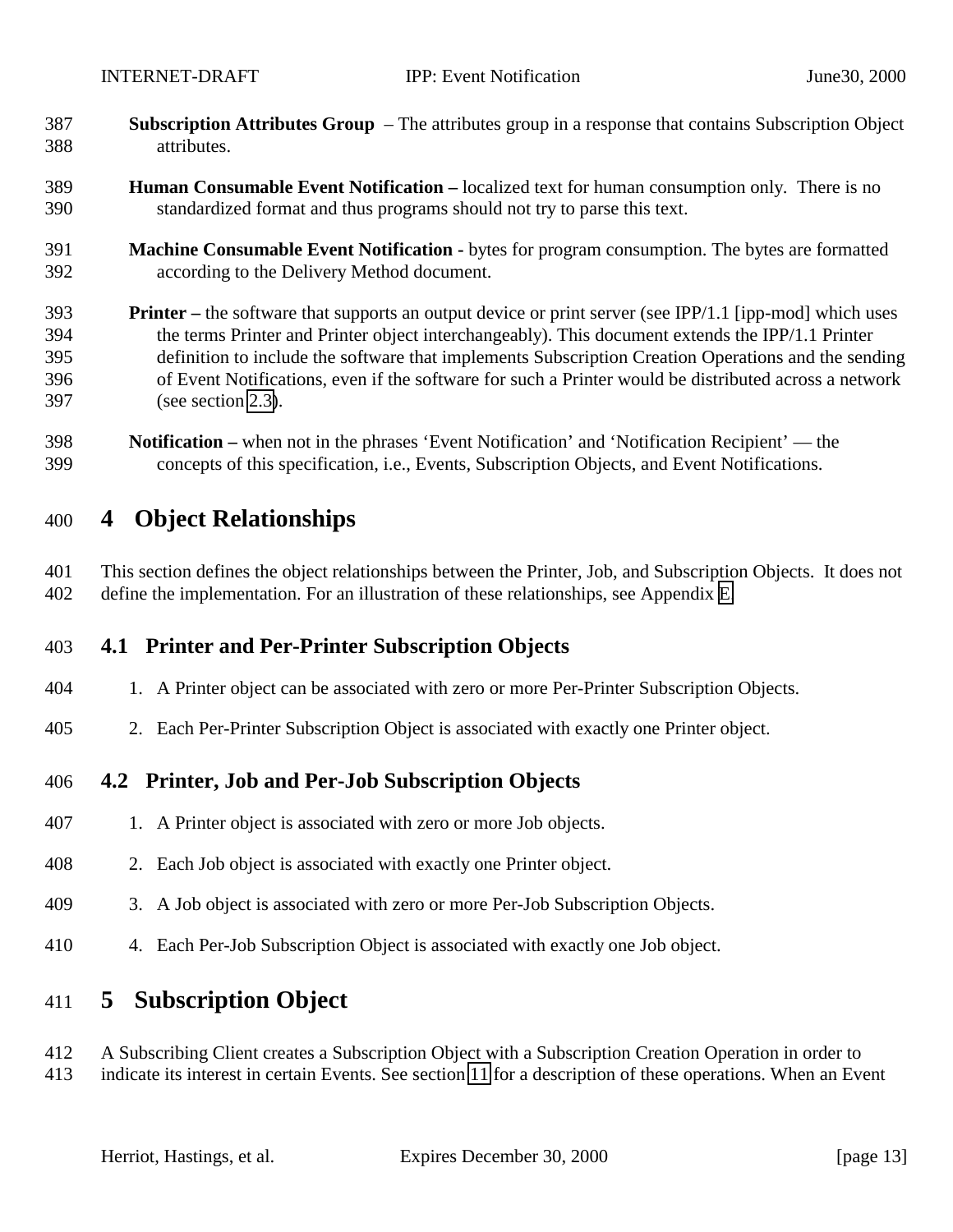**Subscription Attributes Group** – The attributes group in a response that contains Subscription Object attributes.

**Human Consumable Event Notification –** localized text for human consumption only. There is no standardized format and thus programs should not try to parse this text.

**Machine Consumable Event Notification** - bytes for program consumption. The bytes are formatted according to the Delivery Method document.

**Printer –** the software that supports an output device or print server (see IPP/1.1 [ipp-mod] which uses the terms Printer and Printer object interchangeably). This document extends the IPP/1.1 Printer definition to include the software that implements Subscription Creation Operations and the sending of Event Notifications, even if the software for such a Printer would be distributed across a network (see section 2.3).

**Notification –** when not in the phrases 'Event Notification' and 'Notification Recipient' — the concepts of this specification, i.e., Events, Subscription Objects, and Event Notifications.

# 4 Object Relationships

This section defines the object relationships between the Printer, Job, and Subscription Objects. It does not define the implementation. For an illustration of these relationships, see Appendix E.

## 4.1 Printer and Per-Printer Subscription Objects

1. A Printer object can be associated with zero or more Per-Printer Subscription Objects.
2. Each Per-Printer Subscription Object is associated with exactly one Printer object.

## 4.2 Printer, Job and Per-Job Subscription Objects

1. A Printer object is associated with zero or more Job objects.
2. Each Job object is associated with exactly one Printer object.
3. A Job object is associated with zero or more Per-Job Subscription Objects.
4. Each Per-Job Subscription Object is associated with exactly one Job object.

# 5 Subscription Object

A Subscribing Client creates a Subscription Object with a Subscription Creation Operation in order to indicate its interest in certain Events. See section 11 for a description of these operations. When an Event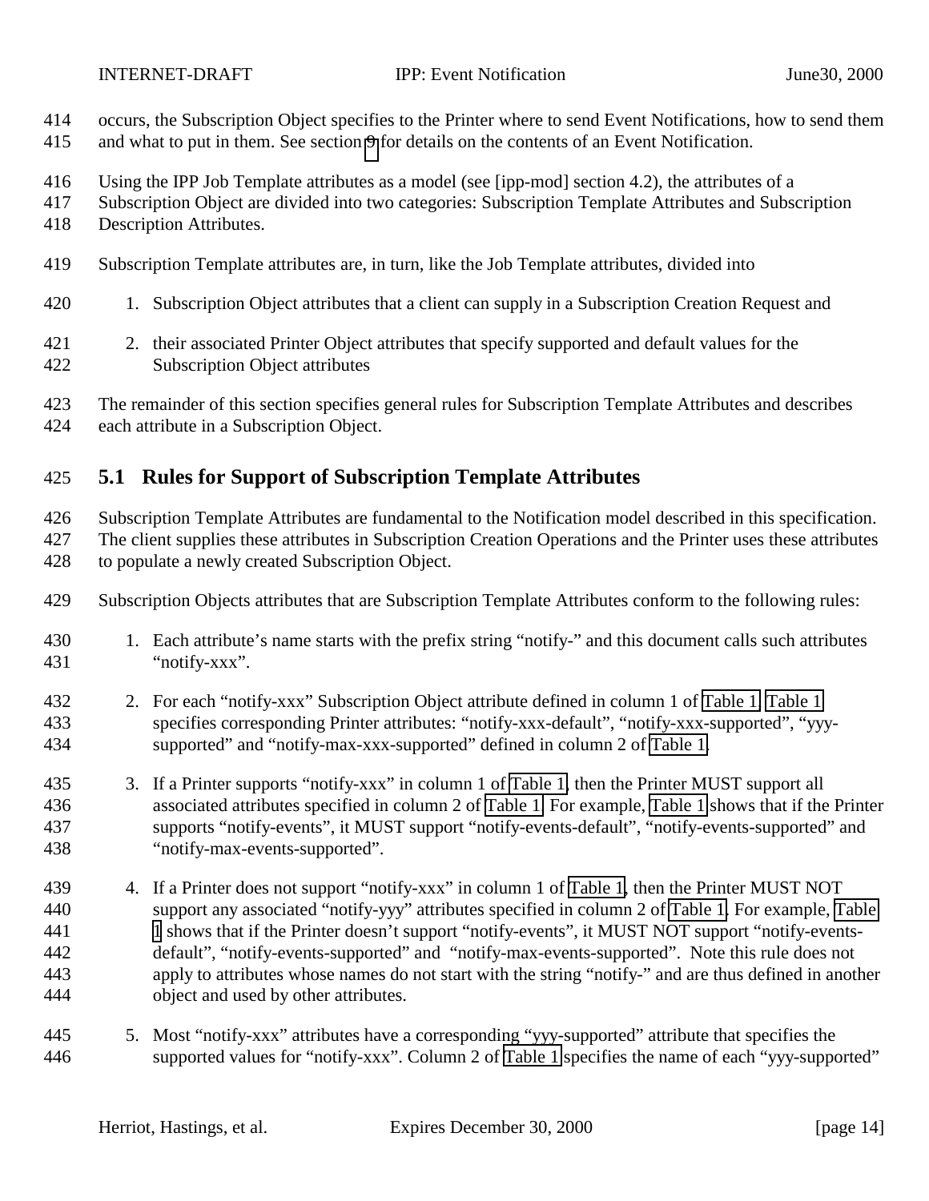occurs, the Subscription Object specifies to the Printer where to send Event Notifications, how to send them and what to put in them. See section 9 for details on the contents of an Event Notification.

Using the IPP Job Template attributes as a model (see [ipp-mod] section 4.2), the attributes of a Subscription Object are divided into two categories: Subscription Template Attributes and Subscription Description Attributes.

Subscription Template attributes are, in turn, like the Job Template attributes, divided into

1. Subscription Object attributes that a client can supply in a Subscription Creation Request and
2. their associated Printer Object attributes that specify supported and default values for the Subscription Object attributes

The remainder of this section specifies general rules for Subscription Template Attributes and describes each attribute in a Subscription Object.

## 5.1 Rules for Support of Subscription Template Attributes

Subscription Template Attributes are fundamental to the Notification model described in this specification. The client supplies these attributes in Subscription Creation Operations and the Printer uses these attributes to populate a newly created Subscription Object.

Subscription Objects attributes that are Subscription Template Attributes conform to the following rules:

1. Each attribute's name starts with the prefix string "notify-" and this document calls such attributes "notify-xxx".
2. For each "notify-xxx" Subscription Object attribute defined in column 1 of Table 1, Table 1 specifies corresponding Printer attributes: "notify-xxx-default", "notify-xxx-supported", "yyy-supported" and "notify-max-xxx-supported" defined in column 2 of Table 1.
3. If a Printer supports "notify-xxx" in column 1 of Table 1, then the Printer MUST support all associated attributes specified in column 2 of Table 1. For example, Table 1 shows that if the Printer supports "notify-events", it MUST support "notify-events-default", "notify-events-supported" and "notify-max-events-supported".
4. If a Printer does not support "notify-xxx" in column 1 of Table 1, then the Printer MUST NOT support any associated "notify-yyy" attributes specified in column 2 of Table 1. For example, Table 1 shows that if the Printer doesn't support "notify-events", it MUST NOT support "notify-events-default", "notify-events-supported" and "notify-max-events-supported". Note this rule does not apply to attributes whose names do not start with the string "notify-" and are thus defined in another object and used by other attributes.
5. Most "notify-xxx" attributes have a corresponding "yyy-supported" attribute that specifies the supported values for "notify-xxx". Column 2 of Table 1 specifies the name of each "yyy-supported"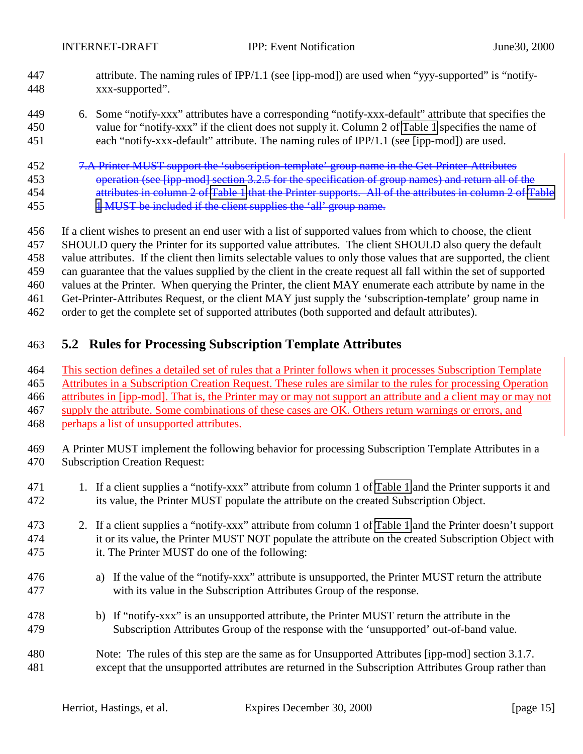attribute. The naming rules of IPP/1.1 (see [ipp-mod]) are used when “yyy-supported” is “notify-xxx-supported”.

6. Some “notify-xxx” attributes have a corresponding “notify-xxx-default” attribute that specifies the value for “notify-xxx” if the client does not supply it. Column 2 of Table 1 specifies the name of each “notify-xxx-default” attribute. The naming rules of IPP/1.1 (see [ipp-mod]) are used.

~~7. A Printer MUST support the ‘subscription-template’ group name in the Get-Printer-Attributes operation (see [ipp-mod] section 3.2.5 for the specification of group names) and return all of the attributes in column 2 of Table 1 that the Printer supports. All of the attributes in column 2 of Table 1 MUST be included if the client supplies the ‘all’ group name.~~

If a client wishes to present an end user with a list of supported values from which to choose, the client SHOULD query the Printer for its supported value attributes. The client SHOULD also query the default value attributes. If the client then limits selectable values to only those values that are supported, the client can guarantee that the values supplied by the client in the create request all fall within the set of supported values at the Printer. When querying the Printer, the client MAY enumerate each attribute by name in the Get-Printer-Attributes Request, or the client MAY just supply the ‘subscription-template’ group name in order to get the complete set of supported attributes (both supported and default attributes).

## 5.2 Rules for Processing Subscription Template Attributes

This section defines a detailed set of rules that a Printer follows when it processes Subscription Template Attributes in a Subscription Creation Request. These rules are similar to the rules for processing Operation attributes in [ipp-mod]. That is, the Printer may or may not support an attribute and a client may or may not supply the attribute. Some combinations of these cases are OK. Others return warnings or errors, and perhaps a list of unsupported attributes.

A Printer MUST implement the following behavior for processing Subscription Template Attributes in a Subscription Creation Request:

1. If a client supplies a “notify-xxx” attribute from column 1 of Table 1 and the Printer supports it and its value, the Printer MUST populate the attribute on the created Subscription Object.

2. If a client supplies a “notify-xxx” attribute from column 1 of Table 1 and the Printer doesn’t support it or its value, the Printer MUST NOT populate the attribute on the created Subscription Object with it. The Printer MUST do one of the following:

   a) If the value of the “notify-xxx” attribute is unsupported, the Printer MUST return the attribute with its value in the Subscription Attributes Group of the response.

   b) If “notify-xxx” is an unsupported attribute, the Printer MUST return the attribute in the Subscription Attributes Group of the response with the ‘unsupported’ out-of-band value.

   Note: The rules of this step are the same as for Unsupported Attributes [ipp-mod] section 3.1.7. except that the unsupported attributes are returned in the Subscription Attributes Group rather than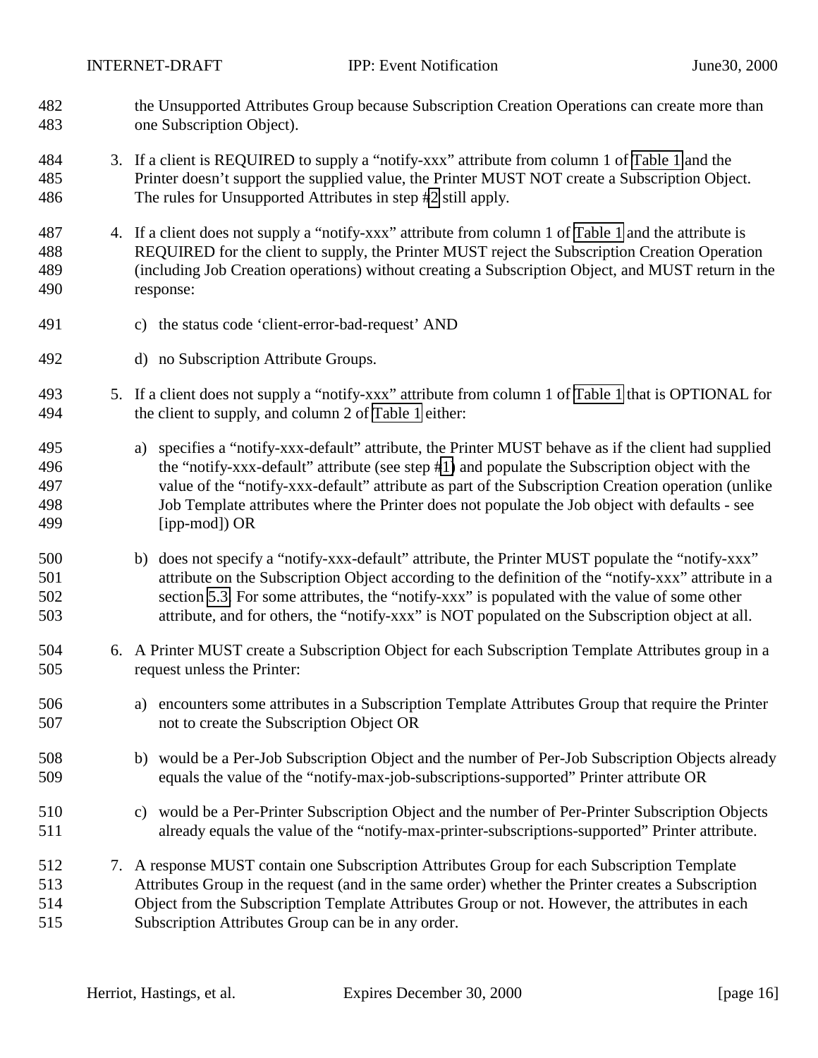the Unsupported Attributes Group because Subscription Creation Operations can create more than one Subscription Object).

3. If a client is REQUIRED to supply a “notify-xxx” attribute from column 1 of Table 1 and the Printer doesn’t support the supplied value, the Printer MUST NOT create a Subscription Object. The rules for Unsupported Attributes in step #2 still apply.

4. If a client does not supply a “notify-xxx” attribute from column 1 of Table 1 and the attribute is REQUIRED for the client to supply, the Printer MUST reject the Subscription Creation Operation (including Job Creation operations) without creating a Subscription Object, and MUST return in the response:

   c) the status code ‘client-error-bad-request’ AND

   d) no Subscription Attribute Groups.

5. If a client does not supply a “notify-xxx” attribute from column 1 of Table 1 that is OPTIONAL for the client to supply, and column 2 of Table 1 either:

   a) specifies a “notify-xxx-default” attribute, the Printer MUST behave as if the client had supplied the “notify-xxx-default” attribute (see step #1) and populate the Subscription object with the value of the “notify-xxx-default” attribute as part of the Subscription Creation operation (unlike Job Template attributes where the Printer does not populate the Job object with defaults - see [ipp-mod]) OR

   b) does not specify a “notify-xxx-default” attribute, the Printer MUST populate the “notify-xxx” attribute on the Subscription Object according to the definition of the “notify-xxx” attribute in a section 5.3. For some attributes, the “notify-xxx” is populated with the value of some other attribute, and for others, the “notify-xxx” is NOT populated on the Subscription object at all.

6. A Printer MUST create a Subscription Object for each Subscription Template Attributes group in a request unless the Printer:

   a) encounters some attributes in a Subscription Template Attributes Group that require the Printer not to create the Subscription Object OR

   b) would be a Per-Job Subscription Object and the number of Per-Job Subscription Objects already equals the value of the “notify-max-job-subscriptions-supported” Printer attribute OR

   c) would be a Per-Printer Subscription Object and the number of Per-Printer Subscription Objects already equals the value of the “notify-max-printer-subscriptions-supported” Printer attribute.

7. A response MUST contain one Subscription Attributes Group for each Subscription Template Attributes Group in the request (and in the same order) whether the Printer creates a Subscription Object from the Subscription Template Attributes Group or not. However, the attributes in each Subscription Attributes Group can be in any order.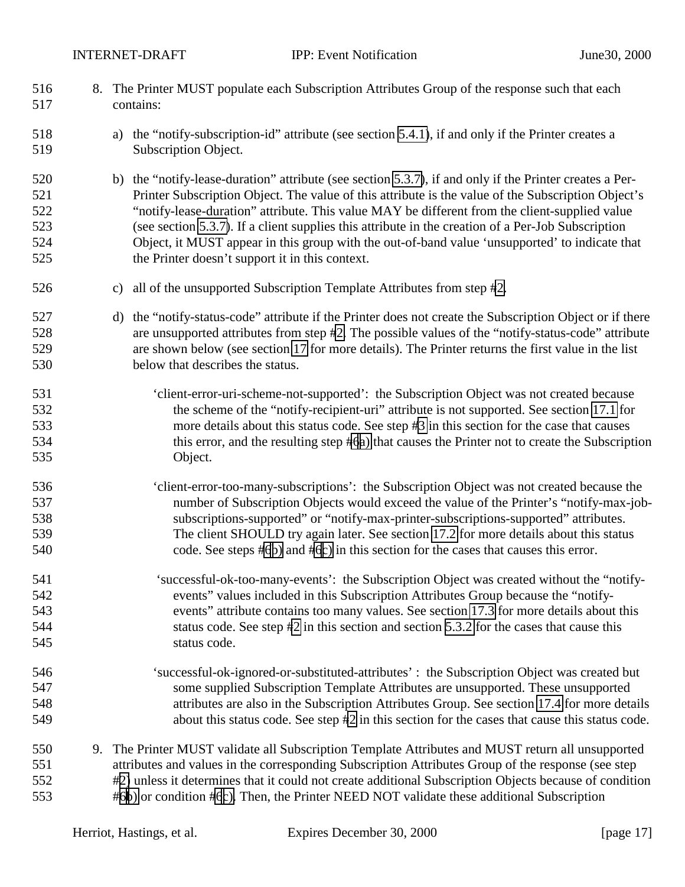8. The Printer MUST populate each Subscription Attributes Group of the response such that each contains:

   a) the "notify-subscription-id" attribute (see section 5.4.1), if and only if the Printer creates a Subscription Object.

   b) the "notify-lease-duration" attribute (see section 5.3.7), if and only if the Printer creates a Per-Printer Subscription Object. The value of this attribute is the value of the Subscription Object's "notify-lease-duration" attribute. This value MAY be different from the client-supplied value (see section 5.3.7). If a client supplies this attribute in the creation of a Per-Job Subscription Object, it MUST appear in this group with the out-of-band value 'unsupported' to indicate that the Printer doesn't support it in this context.

   c) all of the unsupported Subscription Template Attributes from step #2.

   d) the "notify-status-code" attribute if the Printer does not create the Subscription Object or if there are unsupported attributes from step #2. The possible values of the "notify-status-code" attribute are shown below (see section 17 for more details). The Printer returns the first value in the list below that describes the status.

      'client-error-uri-scheme-not-supported': the Subscription Object was not created because the scheme of the "notify-recipient-uri" attribute is not supported. See section 17.1 for more details about this status code. See step #3 in this section for the case that causes this error, and the resulting step #6a) that causes the Printer not to create the Subscription Object.

      'client-error-too-many-subscriptions': the Subscription Object was not created because the number of Subscription Objects would exceed the value of the Printer's "notify-max-job-subscriptions-supported" or "notify-max-printer-subscriptions-supported" attributes. The client SHOULD try again later. See section 17.2 for more details about this status code. See steps #6b) and #6c) in this section for the cases that causes this error.

      'successful-ok-too-many-events': the Subscription Object was created without the "notify-events" values included in this Subscription Attributes Group because the "notify-events" attribute contains too many values. See section 17.3 for more details about this status code. See step #2 in this section and section 5.3.2 for the cases that cause this status code.

      'successful-ok-ignored-or-substituted-attributes' : the Subscription Object was created but some supplied Subscription Template Attributes are unsupported. These unsupported attributes are also in the Subscription Attributes Group. See section 17.4 for more details about this status code. See step #2 in this section for the cases that cause this status code.

9. The Printer MUST validate all Subscription Template Attributes and MUST return all unsupported attributes and values in the corresponding Subscription Attributes Group of the response (see step #2) unless it determines that it could not create additional Subscription Objects because of condition #6b) or condition #6c). Then, the Printer NEED NOT validate these additional Subscription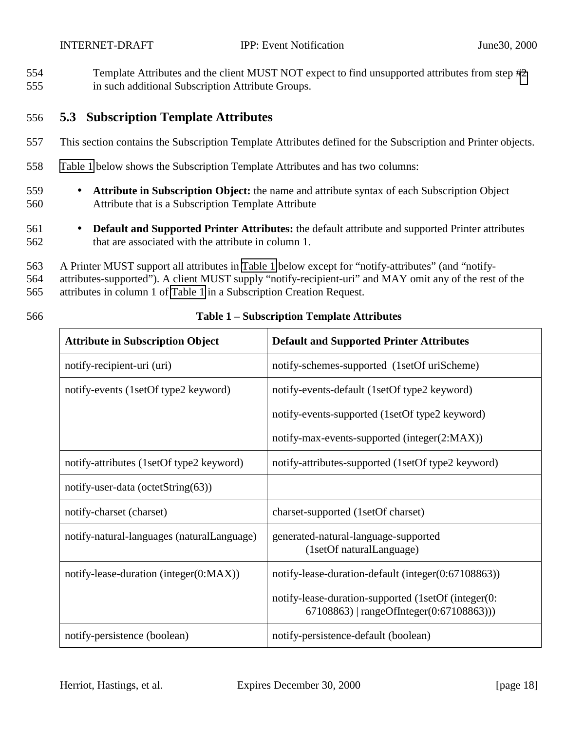Template Attributes and the client MUST NOT expect to find unsupported attributes from step #2 in such additional Subscription Attribute Groups.

## 5.3 Subscription Template Attributes

This section contains the Subscription Template Attributes defined for the Subscription and Printer objects.

Table 1 below shows the Subscription Template Attributes and has two columns:

- **Attribute in Subscription Object:** the name and attribute syntax of each Subscription Object Attribute that is a Subscription Template Attribute
- **Default and Supported Printer Attributes:** the default attribute and supported Printer attributes that are associated with the attribute in column 1.

A Printer MUST support all attributes in Table 1 below except for "notify-attributes" (and "notify-attributes-supported"). A client MUST supply "notify-recipient-uri" and MAY omit any of the rest of the attributes in column 1 of Table 1 in a Subscription Creation Request.

**Table 1 – Subscription Template Attributes**

| Attribute in Subscription Object | Default and Supported Printer Attributes |
|---|---|
| notify-recipient-uri (uri) | notify-schemes-supported (1setOf uriScheme) |
| notify-events (1setOf type2 keyword) | notify-events-default (1setOf type2 keyword)<br>notify-events-supported (1setOf type2 keyword)<br>notify-max-events-supported (integer(2:MAX)) |
| notify-attributes (1setOf type2 keyword) | notify-attributes-supported (1setOf type2 keyword) |
| notify-user-data (octetString(63)) | |
| notify-charset (charset) | charset-supported (1setOf charset) |
| notify-natural-languages (naturalLanguage) | generated-natural-language-supported (1setOf naturalLanguage) |
| notify-lease-duration (integer(0:MAX)) | notify-lease-duration-default (integer(0:67108863))<br>notify-lease-duration-supported (1setOf (integer(0: 67108863) \| rangeOfInteger(0:67108863))) |
| notify-persistence (boolean) | notify-persistence-default (boolean) |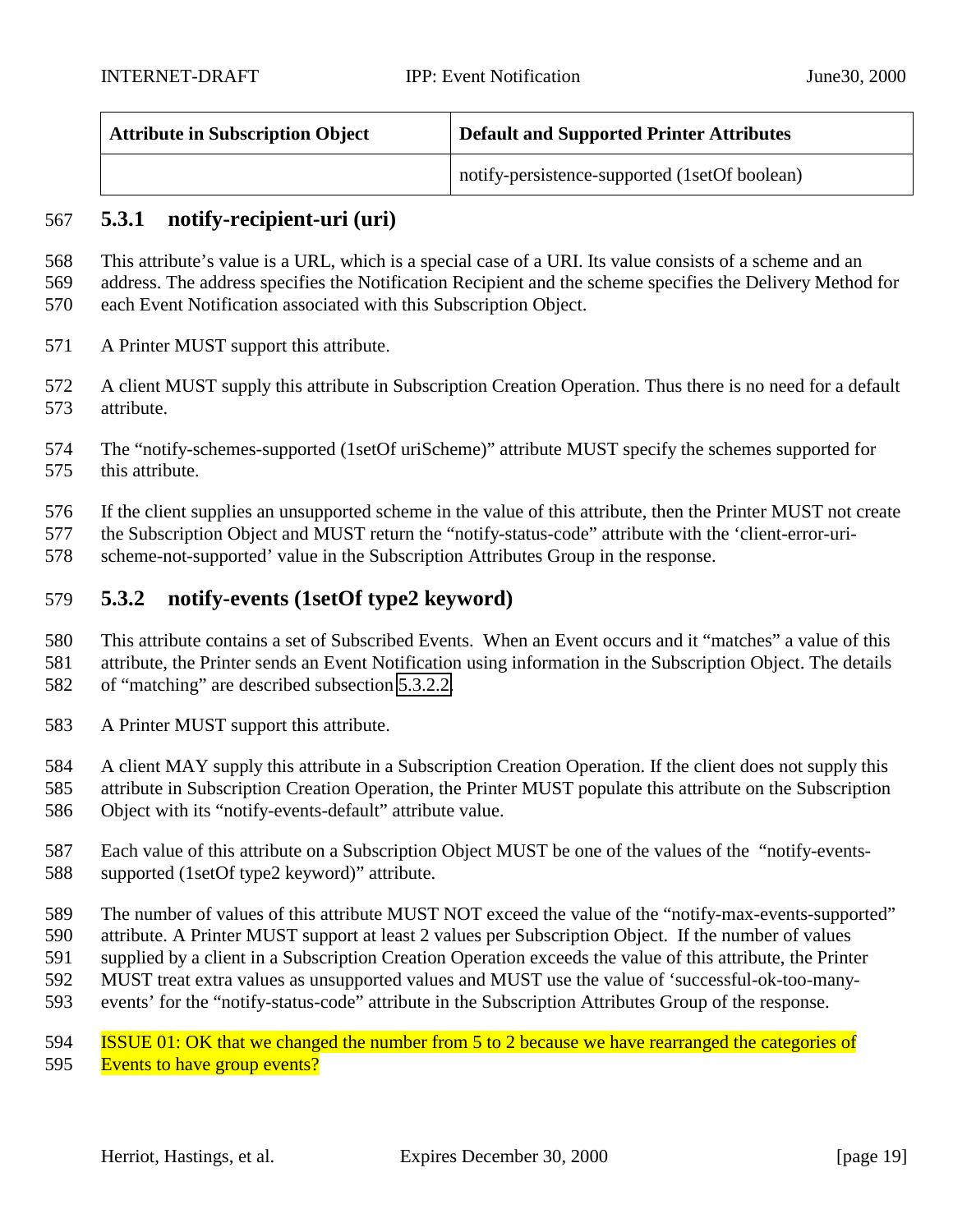| Attribute in Subscription Object | Default and Supported Printer Attributes |
|---|---|
| | notify-persistence-supported (1setOf boolean) |

### 5.3.1 notify-recipient-uri (uri)

This attribute's value is a URL, which is a special case of a URI. Its value consists of a scheme and an address. The address specifies the Notification Recipient and the scheme specifies the Delivery Method for each Event Notification associated with this Subscription Object.

A Printer MUST support this attribute.

A client MUST supply this attribute in Subscription Creation Operation. Thus there is no need for a default attribute.

The "notify-schemes-supported (1setOf uriScheme)" attribute MUST specify the schemes supported for this attribute.

If the client supplies an unsupported scheme in the value of this attribute, then the Printer MUST not create the Subscription Object and MUST return the "notify-status-code" attribute with the 'client-error-uri-scheme-not-supported' value in the Subscription Attributes Group in the response.

### 5.3.2 notify-events (1setOf type2 keyword)

This attribute contains a set of Subscribed Events. When an Event occurs and it "matches" a value of this attribute, the Printer sends an Event Notification using information in the Subscription Object. The details of "matching" are described subsection 5.3.2.2.

A Printer MUST support this attribute.

A client MAY supply this attribute in a Subscription Creation Operation. If the client does not supply this attribute in Subscription Creation Operation, the Printer MUST populate this attribute on the Subscription Object with its "notify-events-default" attribute value.

Each value of this attribute on a Subscription Object MUST be one of the values of the "notify-events-supported (1setOf type2 keyword)" attribute.

The number of values of this attribute MUST NOT exceed the value of the "notify-max-events-supported" attribute. A Printer MUST support at least 2 values per Subscription Object. If the number of values supplied by a client in a Subscription Creation Operation exceeds the value of this attribute, the Printer MUST treat extra values as unsupported values and MUST use the value of 'successful-ok-too-many-events' for the "notify-status-code" attribute in the Subscription Attributes Group of the response.

ISSUE 01: OK that we changed the number from 5 to 2 because we have rearranged the categories of Events to have group events?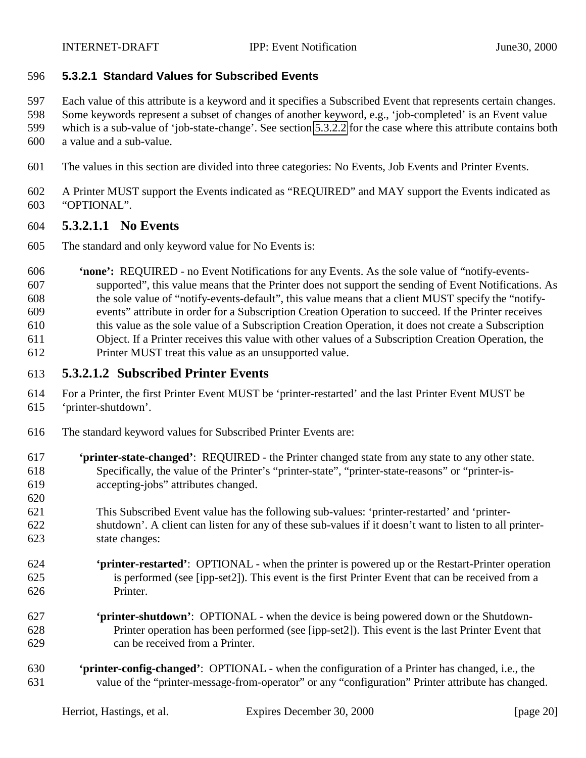#### 5.3.2.1 Standard Values for Subscribed Events

Each value of this attribute is a keyword and it specifies a Subscribed Event that represents certain changes. Some keywords represent a subset of changes of another keyword, e.g., 'job-completed' is an Event value which is a sub-value of 'job-state-change'. See section 5.3.2.2 for the case where this attribute contains both a value and a sub-value.

The values in this section are divided into three categories: No Events, Job Events and Printer Events.

A Printer MUST support the Events indicated as "REQUIRED" and MAY support the Events indicated as "OPTIONAL".

##### 5.3.2.1.1 No Events

The standard and only keyword value for No Events is:

> **'none':** REQUIRED - no Event Notifications for any Events. As the sole value of "notify-events-supported", this value means that the Printer does not support the sending of Event Notifications. As the sole value of "notify-events-default", this value means that a client MUST specify the "notify-events" attribute in order for a Subscription Creation Operation to succeed. If the Printer receives this value as the sole value of a Subscription Creation Operation, it does not create a Subscription Object. If a Printer receives this value with other values of a Subscription Creation Operation, the Printer MUST treat this value as an unsupported value.

##### 5.3.2.1.2 Subscribed Printer Events

For a Printer, the first Printer Event MUST be 'printer-restarted' and the last Printer Event MUST be 'printer-shutdown'.

The standard keyword values for Subscribed Printer Events are:

> **'printer-state-changed'**: REQUIRED - the Printer changed state from any state to any other state. Specifically, the value of the Printer's "printer-state", "printer-state-reasons" or "printer-is-accepting-jobs" attributes changed.
>
> This Subscribed Event value has the following sub-values: 'printer-restarted' and 'printer-shutdown'. A client can listen for any of these sub-values if it doesn't want to listen to all printer-state changes:
>
> > **'printer-restarted'**: OPTIONAL - when the printer is powered up or the Restart-Printer operation is performed (see [ipp-set2]). This event is the first Printer Event that can be received from a Printer.
> >
> > **'printer-shutdown'**: OPTIONAL - when the device is being powered down or the Shutdown-Printer operation has been performed (see [ipp-set2]). This event is the last Printer Event that can be received from a Printer.
>
> **'printer-config-changed'**: OPTIONAL - when the configuration of a Printer has changed, i.e., the value of the "printer-message-from-operator" or any "configuration" Printer attribute has changed.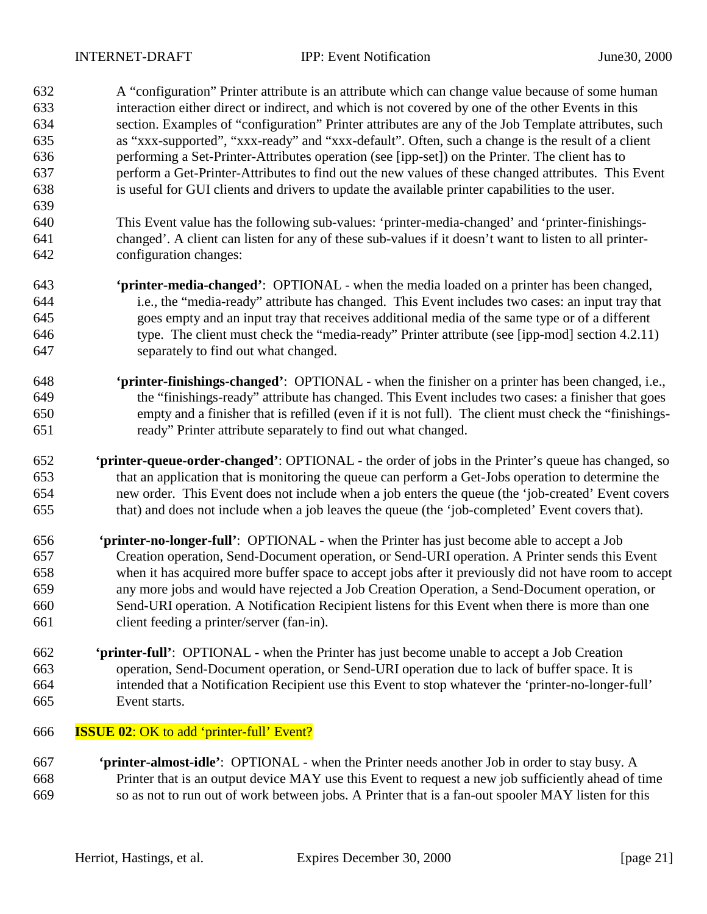A "configuration" Printer attribute is an attribute which can change value because of some human interaction either direct or indirect, and which is not covered by one of the other Events in this section. Examples of "configuration" Printer attributes are any of the Job Template attributes, such as "xxx-supported", "xxx-ready" and "xxx-default". Often, such a change is the result of a client performing a Set-Printer-Attributes operation (see [ipp-set]) on the Printer. The client has to perform a Get-Printer-Attributes to find out the new values of these changed attributes. This Event is useful for GUI clients and drivers to update the available printer capabilities to the user.

This Event value has the following sub-values: 'printer-media-changed' and 'printer-finishings-changed'. A client can listen for any of these sub-values if it doesn't want to listen to all printer-configuration changes:

**'printer-media-changed'**: OPTIONAL - when the media loaded on a printer has been changed, i.e., the "media-ready" attribute has changed. This Event includes two cases: an input tray that goes empty and an input tray that receives additional media of the same type or of a different type. The client must check the "media-ready" Printer attribute (see [ipp-mod] section 4.2.11) separately to find out what changed.

**'printer-finishings-changed'**: OPTIONAL - when the finisher on a printer has been changed, i.e., the "finishings-ready" attribute has changed. This Event includes two cases: a finisher that goes empty and a finisher that is refilled (even if it is not full). The client must check the "finishings-ready" Printer attribute separately to find out what changed.

**'printer-queue-order-changed'**: OPTIONAL - the order of jobs in the Printer's queue has changed, so that an application that is monitoring the queue can perform a Get-Jobs operation to determine the new order. This Event does not include when a job enters the queue (the 'job-created' Event covers that) and does not include when a job leaves the queue (the 'job-completed' Event covers that).

**'printer-no-longer-full'**: OPTIONAL - when the Printer has just become able to accept a Job Creation operation, Send-Document operation, or Send-URI operation. A Printer sends this Event when it has acquired more buffer space to accept jobs after it previously did not have room to accept any more jobs and would have rejected a Job Creation Operation, a Send-Document operation, or Send-URI operation. A Notification Recipient listens for this Event when there is more than one client feeding a printer/server (fan-in).

**'printer-full'**: OPTIONAL - when the Printer has just become unable to accept a Job Creation operation, Send-Document operation, or Send-URI operation due to lack of buffer space. It is intended that a Notification Recipient use this Event to stop whatever the 'printer-no-longer-full' Event starts.

**ISSUE 02**: OK to add 'printer-full' Event?

**'printer-almost-idle'**: OPTIONAL - when the Printer needs another Job in order to stay busy. A Printer that is an output device MAY use this Event to request a new job sufficiently ahead of time so as not to run out of work between jobs. A Printer that is a fan-out spooler MAY listen for this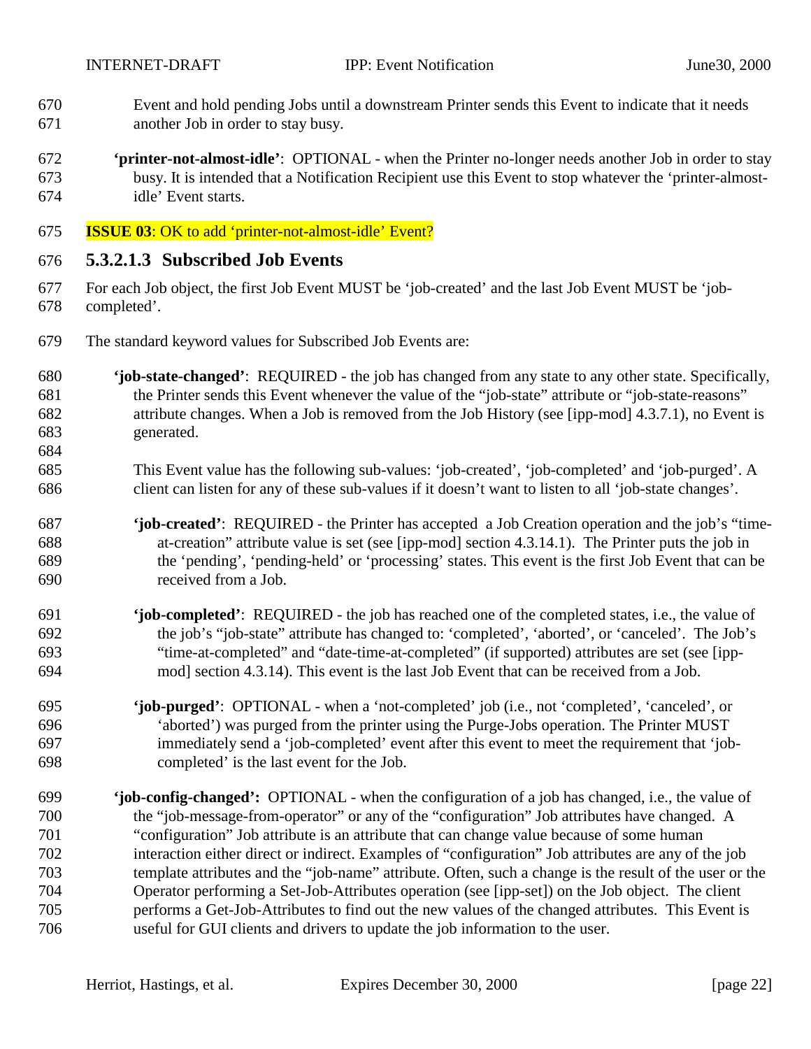Event and hold pending Jobs until a downstream Printer sends this Event to indicate that it needs another Job in order to stay busy.

**'printer-not-almost-idle'**: OPTIONAL - when the Printer no-longer needs another Job in order to stay busy. It is intended that a Notification Recipient use this Event to stop whatever the 'printer-almost-idle' Event starts.

**ISSUE 03**: OK to add 'printer-not-almost-idle' Event?

#### 5.3.2.1.3 Subscribed Job Events

For each Job object, the first Job Event MUST be 'job-created' and the last Job Event MUST be 'job-completed'.

The standard keyword values for Subscribed Job Events are:

**'job-state-changed'**: REQUIRED - the job has changed from any state to any other state. Specifically, the Printer sends this Event whenever the value of the "job-state" attribute or "job-state-reasons" attribute changes. When a Job is removed from the Job History (see [ipp-mod] 4.3.7.1), no Event is generated.

This Event value has the following sub-values: 'job-created', 'job-completed' and 'job-purged'. A client can listen for any of these sub-values if it doesn't want to listen to all 'job-state changes'.

**'job-created'**: REQUIRED - the Printer has accepted a Job Creation operation and the job's "time-at-creation" attribute value is set (see [ipp-mod] section 4.3.14.1). The Printer puts the job in the 'pending', 'pending-held' or 'processing' states. This event is the first Job Event that can be received from a Job.

**'job-completed'**: REQUIRED - the job has reached one of the completed states, i.e., the value of the job's "job-state" attribute has changed to: 'completed', 'aborted', or 'canceled'. The Job's "time-at-completed" and "date-time-at-completed" (if supported) attributes are set (see [ipp-mod] section 4.3.14). This event is the last Job Event that can be received from a Job.

**'job-purged'**: OPTIONAL - when a 'not-completed' job (i.e., not 'completed', 'canceled', or 'aborted') was purged from the printer using the Purge-Jobs operation. The Printer MUST immediately send a 'job-completed' event after this event to meet the requirement that 'job-completed' is the last event for the Job.

**'job-config-changed':** OPTIONAL - when the configuration of a job has changed, i.e., the value of the "job-message-from-operator" or any of the "configuration" Job attributes have changed. A "configuration" Job attribute is an attribute that can change value because of some human interaction either direct or indirect. Examples of "configuration" Job attributes are any of the job template attributes and the "job-name" attribute. Often, such a change is the result of the user or the Operator performing a Set-Job-Attributes operation (see [ipp-set]) on the Job object. The client performs a Get-Job-Attributes to find out the new values of the changed attributes. This Event is useful for GUI clients and drivers to update the job information to the user.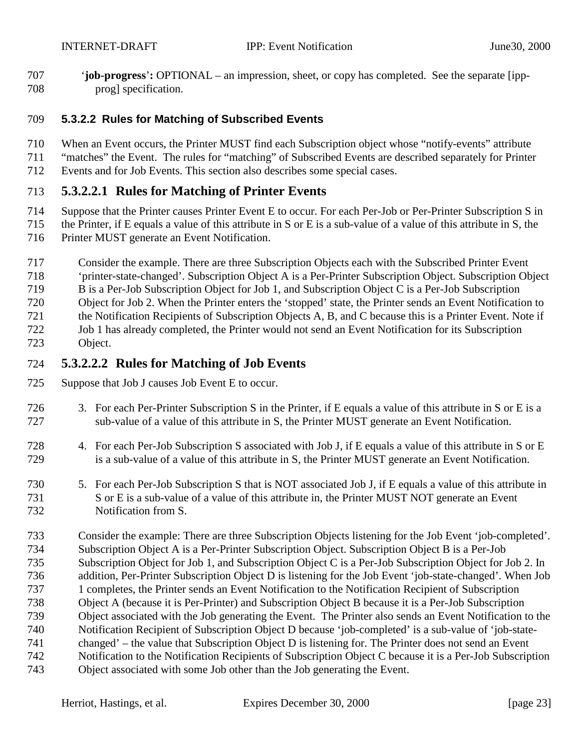'**job-progress**'**:** OPTIONAL – an impression, sheet, or copy has completed. See the separate [ipp-prog] specification.

### 5.3.2.2 Rules for Matching of Subscribed Events

When an Event occurs, the Printer MUST find each Subscription object whose "notify-events" attribute "matches" the Event. The rules for "matching" of Subscribed Events are described separately for Printer Events and for Job Events. This section also describes some special cases.

#### 5.3.2.2.1 Rules for Matching of Printer Events

Suppose that the Printer causes Printer Event E to occur. For each Per-Job or Per-Printer Subscription S in the Printer, if E equals a value of this attribute in S or E is a sub-value of a value of this attribute in S, the Printer MUST generate an Event Notification.

Consider the example. There are three Subscription Objects each with the Subscribed Printer Event 'printer-state-changed'. Subscription Object A is a Per-Printer Subscription Object. Subscription Object B is a Per-Job Subscription Object for Job 1, and Subscription Object C is a Per-Job Subscription Object for Job 2. When the Printer enters the 'stopped' state, the Printer sends an Event Notification to the Notification Recipients of Subscription Objects A, B, and C because this is a Printer Event. Note if Job 1 has already completed, the Printer would not send an Event Notification for its Subscription Object.

#### 5.3.2.2.2 Rules for Matching of Job Events

Suppose that Job J causes Job Event E to occur.

3. For each Per-Printer Subscription S in the Printer, if E equals a value of this attribute in S or E is a sub-value of a value of this attribute in S, the Printer MUST generate an Event Notification.

4. For each Per-Job Subscription S associated with Job J, if E equals a value of this attribute in S or E is a sub-value of a value of this attribute in S, the Printer MUST generate an Event Notification.

5. For each Per-Job Subscription S that is NOT associated Job J, if E equals a value of this attribute in S or E is a sub-value of a value of this attribute in, the Printer MUST NOT generate an Event Notification from S.

Consider the example: There are three Subscription Objects listening for the Job Event 'job-completed'. Subscription Object A is a Per-Printer Subscription Object. Subscription Object B is a Per-Job Subscription Object for Job 1, and Subscription Object C is a Per-Job Subscription Object for Job 2. In addition, Per-Printer Subscription Object D is listening for the Job Event 'job-state-changed'. When Job 1 completes, the Printer sends an Event Notification to the Notification Recipient of Subscription Object A (because it is Per-Printer) and Subscription Object B because it is a Per-Job Subscription Object associated with the Job generating the Event. The Printer also sends an Event Notification to the Notification Recipient of Subscription Object D because 'job-completed' is a sub-value of 'job-state-changed' – the value that Subscription Object D is listening for. The Printer does not send an Event Notification to the Notification Recipients of Subscription Object C because it is a Per-Job Subscription Object associated with some Job other than the Job generating the Event.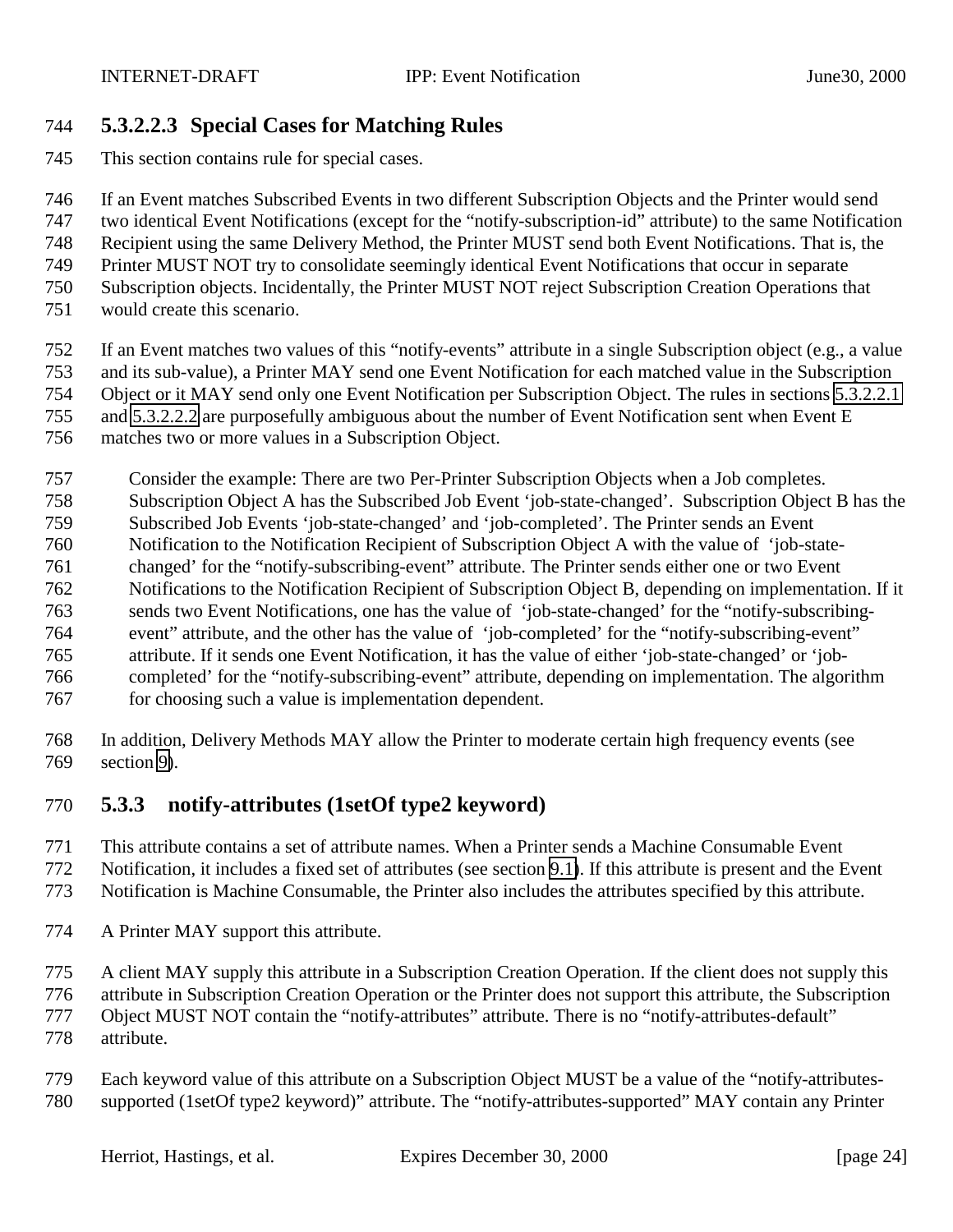#### 5.3.2.2.3 Special Cases for Matching Rules

This section contains rule for special cases.

If an Event matches Subscribed Events in two different Subscription Objects and the Printer would send two identical Event Notifications (except for the "notify-subscription-id" attribute) to the same Notification Recipient using the same Delivery Method, the Printer MUST send both Event Notifications. That is, the Printer MUST NOT try to consolidate seemingly identical Event Notifications that occur in separate Subscription objects. Incidentally, the Printer MUST NOT reject Subscription Creation Operations that would create this scenario.

If an Event matches two values of this "notify-events" attribute in a single Subscription object (e.g., a value and its sub-value), a Printer MAY send one Event Notification for each matched value in the Subscription Object or it MAY send only one Event Notification per Subscription Object. The rules in sections 5.3.2.2.1 and 5.3.2.2.2 are purposefully ambiguous about the number of Event Notification sent when Event E matches two or more values in a Subscription Object.

> Consider the example: There are two Per-Printer Subscription Objects when a Job completes. Subscription Object A has the Subscribed Job Event 'job-state-changed'. Subscription Object B has the Subscribed Job Events 'job-state-changed' and 'job-completed'. The Printer sends an Event Notification to the Notification Recipient of Subscription Object A with the value of 'job-state-changed' for the "notify-subscribing-event" attribute. The Printer sends either one or two Event Notifications to the Notification Recipient of Subscription Object B, depending on implementation. If it sends two Event Notifications, one has the value of 'job-state-changed' for the "notify-subscribing-event" attribute, and the other has the value of 'job-completed' for the "notify-subscribing-event" attribute. If it sends one Event Notification, it has the value of either 'job-state-changed' or 'job-completed' for the "notify-subscribing-event" attribute, depending on implementation. The algorithm for choosing such a value is implementation dependent.

In addition, Delivery Methods MAY allow the Printer to moderate certain high frequency events (see section 9).

### 5.3.3 notify-attributes (1setOf type2 keyword)

This attribute contains a set of attribute names. When a Printer sends a Machine Consumable Event Notification, it includes a fixed set of attributes (see section 9.1). If this attribute is present and the Event Notification is Machine Consumable, the Printer also includes the attributes specified by this attribute.

A Printer MAY support this attribute.

A client MAY supply this attribute in a Subscription Creation Operation. If the client does not supply this attribute in Subscription Creation Operation or the Printer does not support this attribute, the Subscription Object MUST NOT contain the "notify-attributes" attribute. There is no "notify-attributes-default" attribute.

Each keyword value of this attribute on a Subscription Object MUST be a value of the "notify-attributes-supported (1setOf type2 keyword)" attribute. The "notify-attributes-supported" MAY contain any Printer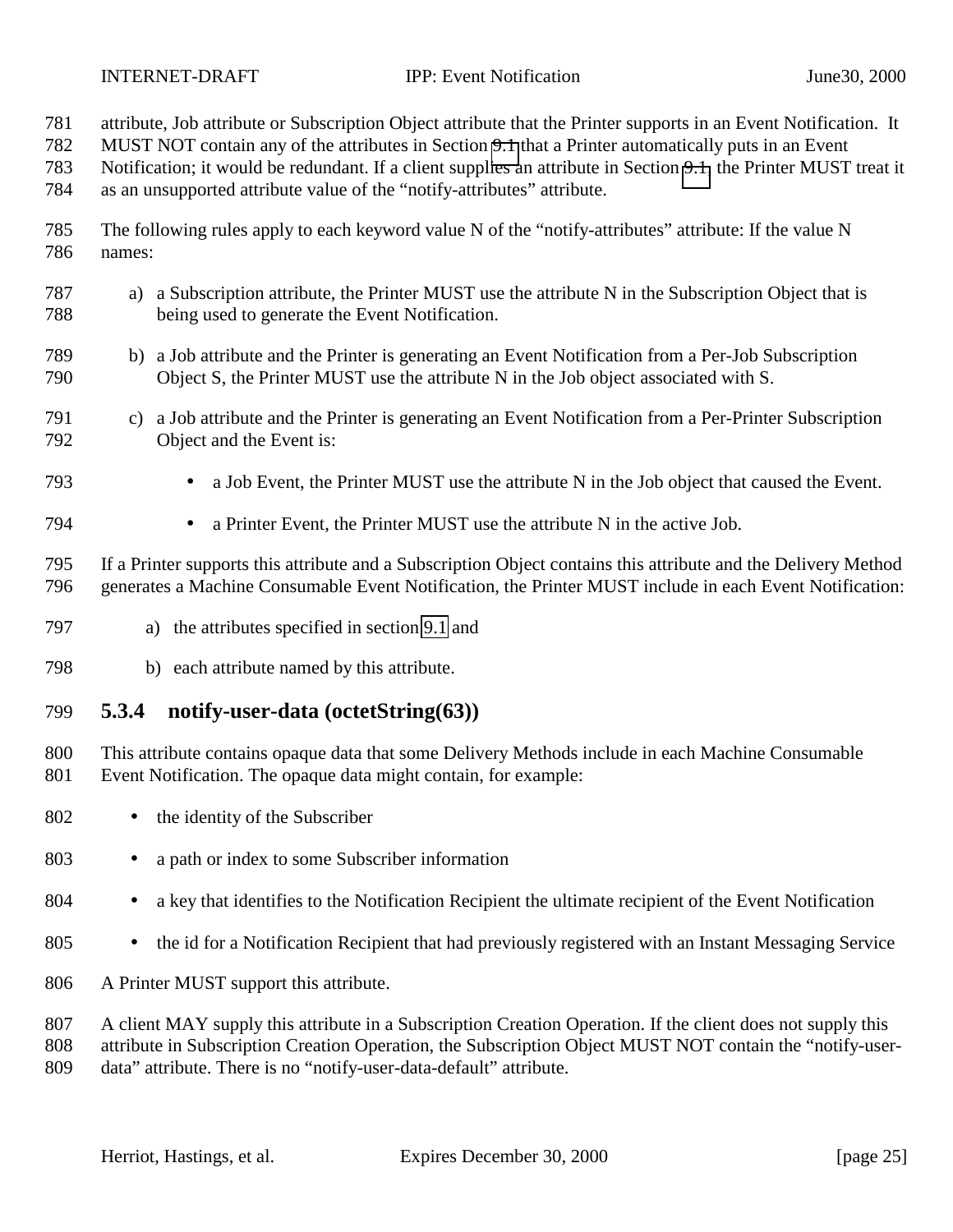attribute, Job attribute or Subscription Object attribute that the Printer supports in an Event Notification. It MUST NOT contain any of the attributes in Section 9.1 that a Printer automatically puts in an Event Notification; it would be redundant. If a client supplies an attribute in Section 9.1, the Printer MUST treat it as an unsupported attribute value of the “notify-attributes” attribute.

The following rules apply to each keyword value N of the “notify-attributes” attribute: If the value N names:

a) a Subscription attribute, the Printer MUST use the attribute N in the Subscription Object that is being used to generate the Event Notification.

b) a Job attribute and the Printer is generating an Event Notification from a Per-Job Subscription Object S, the Printer MUST use the attribute N in the Job object associated with S.

c) a Job attribute and the Printer is generating an Event Notification from a Per-Printer Subscription Object and the Event is:

   - a Job Event, the Printer MUST use the attribute N in the Job object that caused the Event.

   - a Printer Event, the Printer MUST use the attribute N in the active Job.

If a Printer supports this attribute and a Subscription Object contains this attribute and the Delivery Method generates a Machine Consumable Event Notification, the Printer MUST include in each Event Notification:

a) the attributes specified in section 9.1 and

b) each attribute named by this attribute.

### 5.3.4 notify-user-data (octetString(63))

This attribute contains opaque data that some Delivery Methods include in each Machine Consumable Event Notification. The opaque data might contain, for example:

- the identity of the Subscriber

- a path or index to some Subscriber information

- a key that identifies to the Notification Recipient the ultimate recipient of the Event Notification

- the id for a Notification Recipient that had previously registered with an Instant Messaging Service

A Printer MUST support this attribute.

A client MAY supply this attribute in a Subscription Creation Operation. If the client does not supply this attribute in Subscription Creation Operation, the Subscription Object MUST NOT contain the “notify-user-data” attribute. There is no “notify-user-data-default” attribute.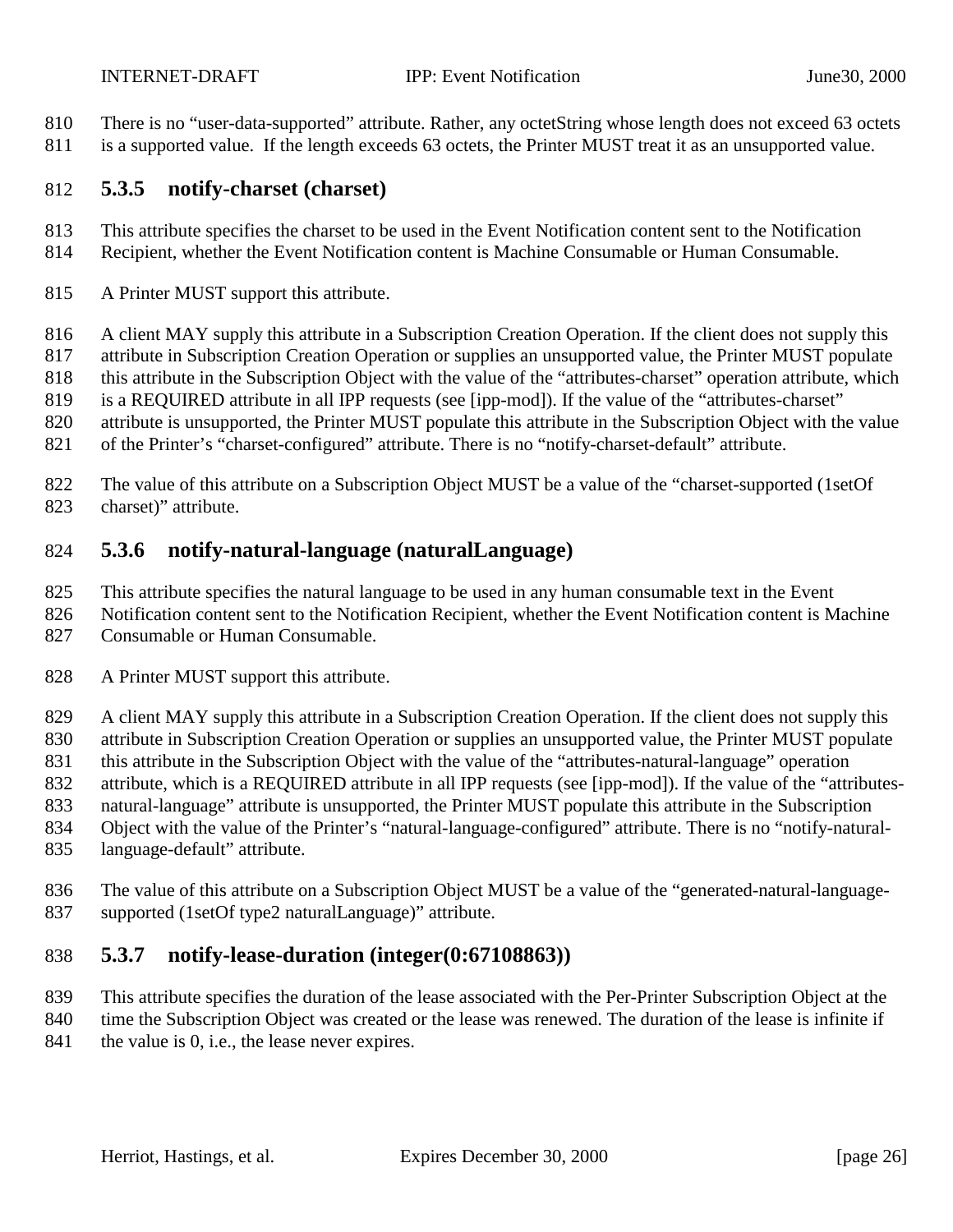There is no "user-data-supported" attribute. Rather, any octetString whose length does not exceed 63 octets is a supported value. If the length exceeds 63 octets, the Printer MUST treat it as an unsupported value.

### 5.3.5 notify-charset (charset)

This attribute specifies the charset to be used in the Event Notification content sent to the Notification Recipient, whether the Event Notification content is Machine Consumable or Human Consumable.

A Printer MUST support this attribute.

A client MAY supply this attribute in a Subscription Creation Operation. If the client does not supply this attribute in Subscription Creation Operation or supplies an unsupported value, the Printer MUST populate this attribute in the Subscription Object with the value of the "attributes-charset" operation attribute, which is a REQUIRED attribute in all IPP requests (see [ipp-mod]). If the value of the "attributes-charset" attribute is unsupported, the Printer MUST populate this attribute in the Subscription Object with the value of the Printer's "charset-configured" attribute. There is no "notify-charset-default" attribute.

The value of this attribute on a Subscription Object MUST be a value of the "charset-supported (1setOf charset)" attribute.

### 5.3.6 notify-natural-language (naturalLanguage)

This attribute specifies the natural language to be used in any human consumable text in the Event Notification content sent to the Notification Recipient, whether the Event Notification content is Machine Consumable or Human Consumable.

A Printer MUST support this attribute.

A client MAY supply this attribute in a Subscription Creation Operation. If the client does not supply this attribute in Subscription Creation Operation or supplies an unsupported value, the Printer MUST populate this attribute in the Subscription Object with the value of the "attributes-natural-language" operation attribute, which is a REQUIRED attribute in all IPP requests (see [ipp-mod]). If the value of the "attributes-natural-language" attribute is unsupported, the Printer MUST populate this attribute in the Subscription Object with the value of the Printer's "natural-language-configured" attribute. There is no "notify-natural-language-default" attribute.

The value of this attribute on a Subscription Object MUST be a value of the "generated-natural-language-supported (1setOf type2 naturalLanguage)" attribute.

### 5.3.7 notify-lease-duration (integer(0:67108863))

This attribute specifies the duration of the lease associated with the Per-Printer Subscription Object at the time the Subscription Object was created or the lease was renewed. The duration of the lease is infinite if the value is 0, i.e., the lease never expires.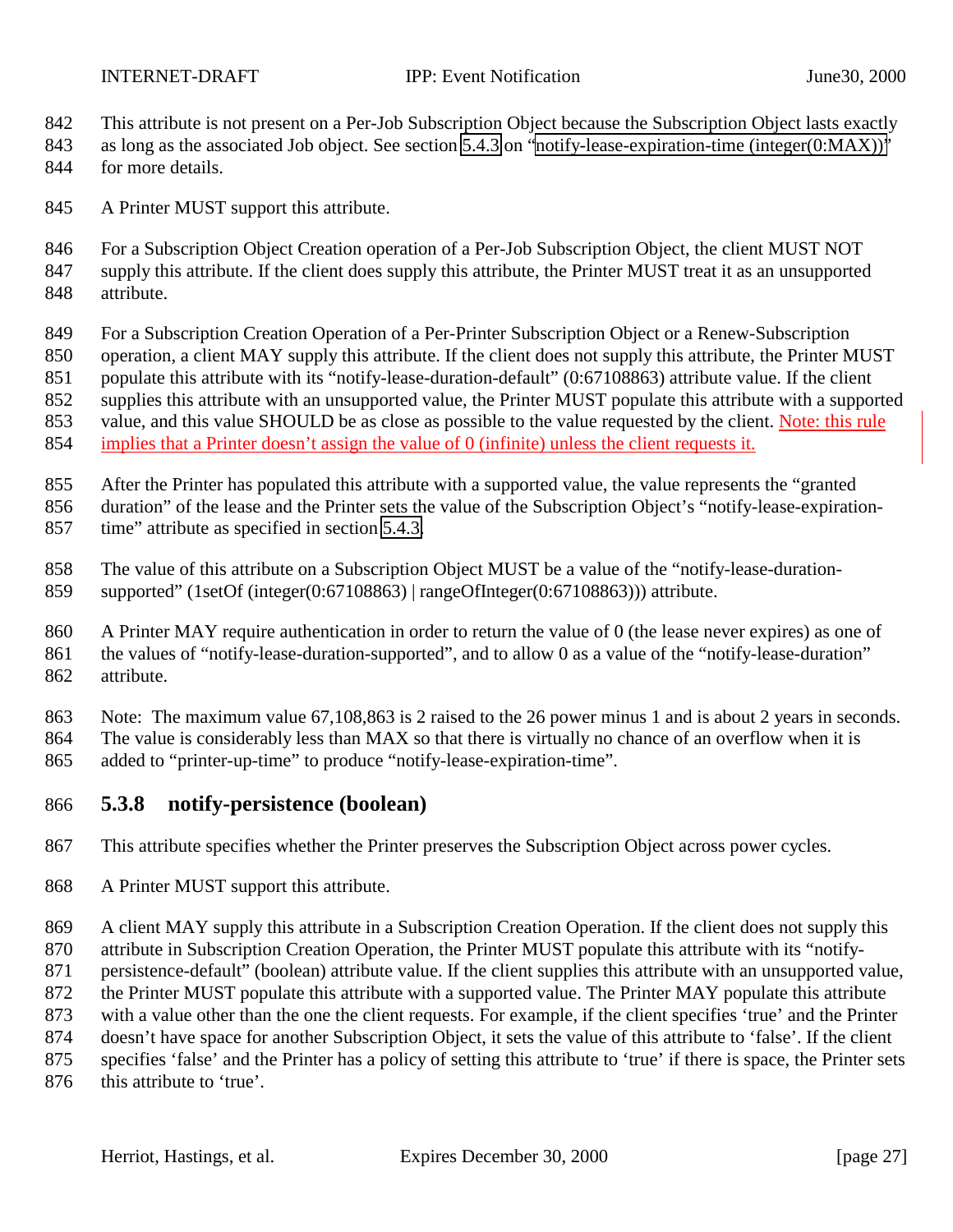This attribute is not present on a Per-Job Subscription Object because the Subscription Object lasts exactly as long as the associated Job object. See section 5.4.3 on "notify-lease-expiration-time (integer(0:MAX))" for more details.

A Printer MUST support this attribute.

For a Subscription Object Creation operation of a Per-Job Subscription Object, the client MUST NOT supply this attribute. If the client does supply this attribute, the Printer MUST treat it as an unsupported attribute.

For a Subscription Creation Operation of a Per-Printer Subscription Object or a Renew-Subscription operation, a client MAY supply this attribute. If the client does not supply this attribute, the Printer MUST populate this attribute with its "notify-lease-duration-default" (0:67108863) attribute value. If the client supplies this attribute with an unsupported value, the Printer MUST populate this attribute with a supported value, and this value SHOULD be as close as possible to the value requested by the client. Note: this rule implies that a Printer doesn't assign the value of 0 (infinite) unless the client requests it.

After the Printer has populated this attribute with a supported value, the value represents the "granted duration" of the lease and the Printer sets the value of the Subscription Object's "notify-lease-expiration-time" attribute as specified in section 5.4.3.

The value of this attribute on a Subscription Object MUST be a value of the "notify-lease-duration-supported" (1setOf (integer(0:67108863) | rangeOfInteger(0:67108863))) attribute.

A Printer MAY require authentication in order to return the value of 0 (the lease never expires) as one of the values of "notify-lease-duration-supported", and to allow 0 as a value of the "notify-lease-duration" attribute.

Note: The maximum value 67,108,863 is 2 raised to the 26 power minus 1 and is about 2 years in seconds. The value is considerably less than MAX so that there is virtually no chance of an overflow when it is added to "printer-up-time" to produce "notify-lease-expiration-time".

### 5.3.8 notify-persistence (boolean)

This attribute specifies whether the Printer preserves the Subscription Object across power cycles.

A Printer MUST support this attribute.

A client MAY supply this attribute in a Subscription Creation Operation. If the client does not supply this attribute in Subscription Creation Operation, the Printer MUST populate this attribute with its "notify-persistence-default" (boolean) attribute value. If the client supplies this attribute with an unsupported value, the Printer MUST populate this attribute with a supported value. The Printer MAY populate this attribute with a value other than the one the client requests. For example, if the client specifies 'true' and the Printer doesn't have space for another Subscription Object, it sets the value of this attribute to 'false'. If the client specifies 'false' and the Printer has a policy of setting this attribute to 'true' if there is space, the Printer sets this attribute to 'true'.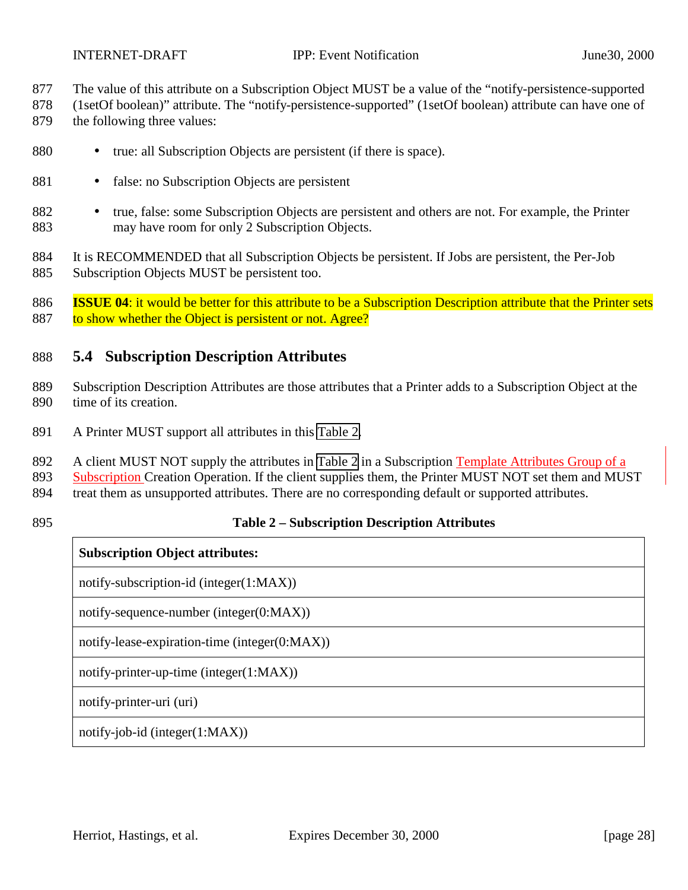The value of this attribute on a Subscription Object MUST be a value of the "notify-persistence-supported (1setOf boolean)" attribute. The "notify-persistence-supported" (1setOf boolean) attribute can have one of the following three values:

- true: all Subscription Objects are persistent (if there is space).
- false: no Subscription Objects are persistent
- true, false: some Subscription Objects are persistent and others are not. For example, the Printer may have room for only 2 Subscription Objects.

It is RECOMMENDED that all Subscription Objects be persistent. If Jobs are persistent, the Per-Job Subscription Objects MUST be persistent too.

**ISSUE 04**: it would be better for this attribute to be a Subscription Description attribute that the Printer sets to show whether the Object is persistent or not. Agree?

## 5.4 Subscription Description Attributes

Subscription Description Attributes are those attributes that a Printer adds to a Subscription Object at the time of its creation.

A Printer MUST support all attributes in this Table 2.

A client MUST NOT supply the attributes in Table 2 in a Subscription Template Attributes Group of a Subscription Creation Operation. If the client supplies them, the Printer MUST NOT set them and MUST treat them as unsupported attributes. There are no corresponding default or supported attributes.

**Table 2 – Subscription Description Attributes**

| **Subscription Object attributes:** |
| --- |
| notify-subscription-id (integer(1:MAX)) |
| notify-sequence-number (integer(0:MAX)) |
| notify-lease-expiration-time (integer(0:MAX)) |
| notify-printer-up-time (integer(1:MAX)) |
| notify-printer-uri (uri) |
| notify-job-id (integer(1:MAX)) |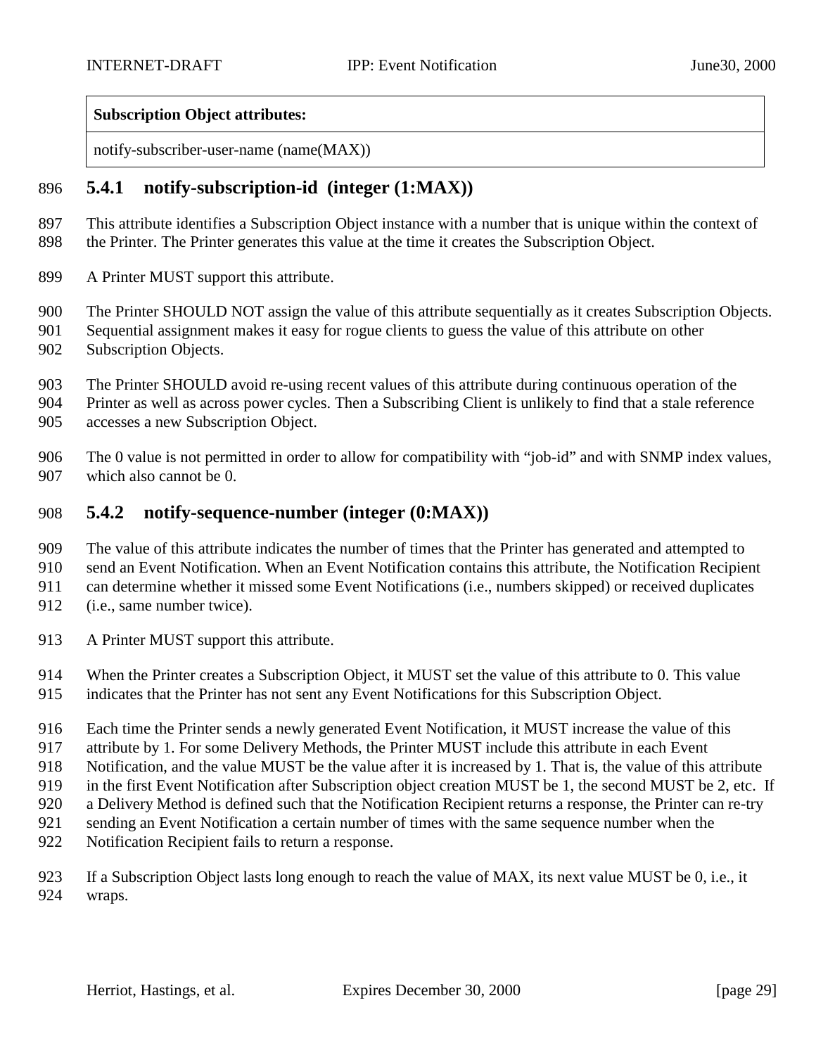| Subscription Object attributes: |
|---|
| notify-subscriber-user-name (name(MAX)) |

### 5.4.1 notify-subscription-id (integer (1:MAX))

This attribute identifies a Subscription Object instance with a number that is unique within the context of the Printer. The Printer generates this value at the time it creates the Subscription Object.

A Printer MUST support this attribute.

The Printer SHOULD NOT assign the value of this attribute sequentially as it creates Subscription Objects. Sequential assignment makes it easy for rogue clients to guess the value of this attribute on other Subscription Objects.

The Printer SHOULD avoid re-using recent values of this attribute during continuous operation of the Printer as well as across power cycles. Then a Subscribing Client is unlikely to find that a stale reference accesses a new Subscription Object.

The 0 value is not permitted in order to allow for compatibility with "job-id" and with SNMP index values, which also cannot be 0.

### 5.4.2 notify-sequence-number (integer (0:MAX))

The value of this attribute indicates the number of times that the Printer has generated and attempted to send an Event Notification. When an Event Notification contains this attribute, the Notification Recipient can determine whether it missed some Event Notifications (i.e., numbers skipped) or received duplicates (i.e., same number twice).

A Printer MUST support this attribute.

When the Printer creates a Subscription Object, it MUST set the value of this attribute to 0. This value indicates that the Printer has not sent any Event Notifications for this Subscription Object.

Each time the Printer sends a newly generated Event Notification, it MUST increase the value of this attribute by 1. For some Delivery Methods, the Printer MUST include this attribute in each Event Notification, and the value MUST be the value after it is increased by 1. That is, the value of this attribute in the first Event Notification after Subscription object creation MUST be 1, the second MUST be 2, etc. If a Delivery Method is defined such that the Notification Recipient returns a response, the Printer can re-try sending an Event Notification a certain number of times with the same sequence number when the Notification Recipient fails to return a response.

If a Subscription Object lasts long enough to reach the value of MAX, its next value MUST be 0, i.e., it wraps.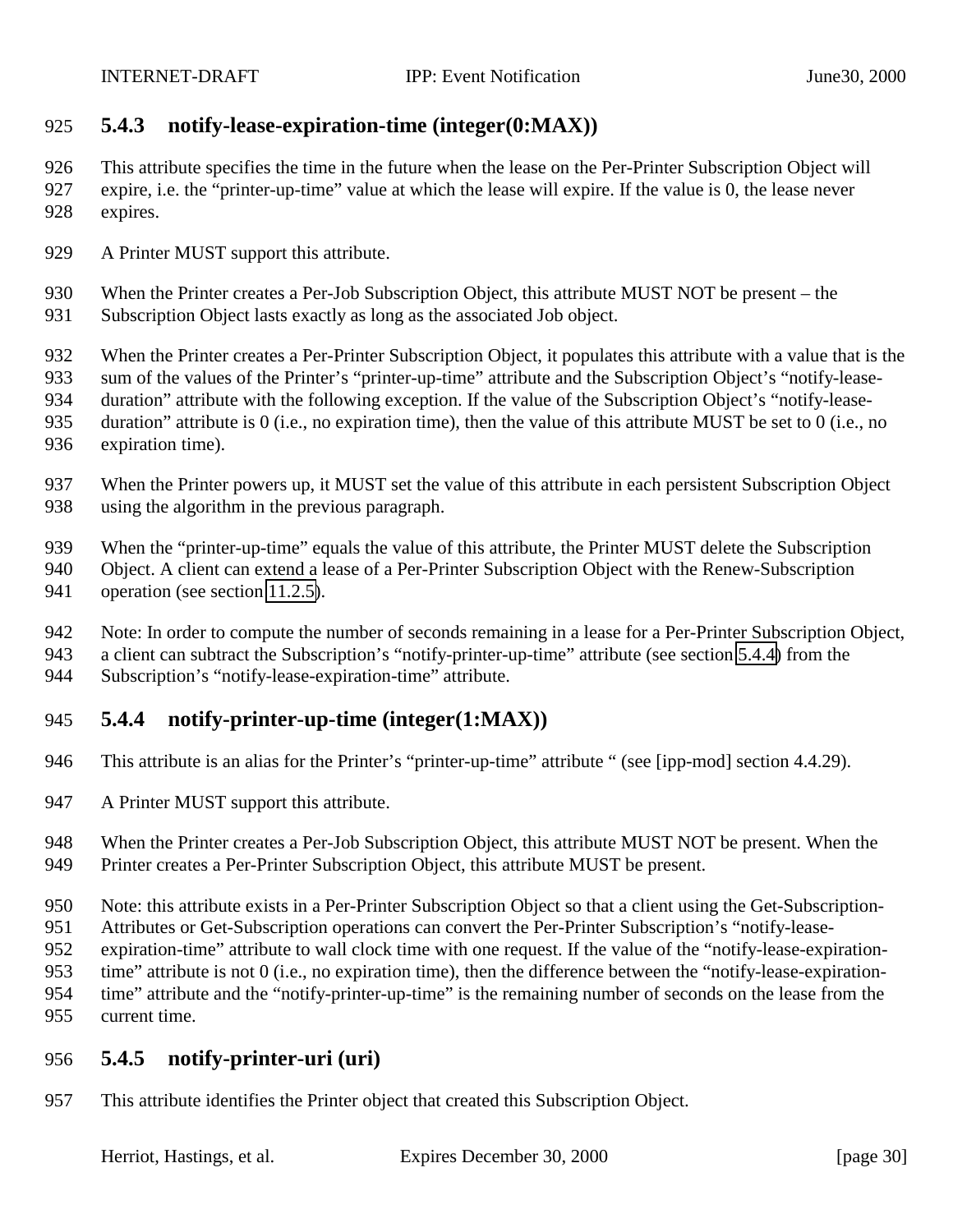### 5.4.3 notify-lease-expiration-time (integer(0:MAX))

This attribute specifies the time in the future when the lease on the Per-Printer Subscription Object will expire, i.e. the "printer-up-time" value at which the lease will expire. If the value is 0, the lease never expires.

A Printer MUST support this attribute.

When the Printer creates a Per-Job Subscription Object, this attribute MUST NOT be present – the Subscription Object lasts exactly as long as the associated Job object.

When the Printer creates a Per-Printer Subscription Object, it populates this attribute with a value that is the sum of the values of the Printer's "printer-up-time" attribute and the Subscription Object's "notify-lease-duration" attribute with the following exception. If the value of the Subscription Object's "notify-lease-duration" attribute is 0 (i.e., no expiration time), then the value of this attribute MUST be set to 0 (i.e., no expiration time).

When the Printer powers up, it MUST set the value of this attribute in each persistent Subscription Object using the algorithm in the previous paragraph.

When the "printer-up-time" equals the value of this attribute, the Printer MUST delete the Subscription Object. A client can extend a lease of a Per-Printer Subscription Object with the Renew-Subscription operation (see section 11.2.5).

Note: In order to compute the number of seconds remaining in a lease for a Per-Printer Subscription Object, a client can subtract the Subscription's "notify-printer-up-time" attribute (see section 5.4.4) from the Subscription's "notify-lease-expiration-time" attribute.

### 5.4.4 notify-printer-up-time (integer(1:MAX))

This attribute is an alias for the Printer's "printer-up-time" attribute " (see [ipp-mod] section 4.4.29).

A Printer MUST support this attribute.

When the Printer creates a Per-Job Subscription Object, this attribute MUST NOT be present. When the Printer creates a Per-Printer Subscription Object, this attribute MUST be present.

Note: this attribute exists in a Per-Printer Subscription Object so that a client using the Get-Subscription-Attributes or Get-Subscription operations can convert the Per-Printer Subscription's "notify-lease-expiration-time" attribute to wall clock time with one request. If the value of the "notify-lease-expiration-time" attribute is not 0 (i.e., no expiration time), then the difference between the "notify-lease-expiration-time" attribute and the "notify-printer-up-time" is the remaining number of seconds on the lease from the current time.

### 5.4.5 notify-printer-uri (uri)

This attribute identifies the Printer object that created this Subscription Object.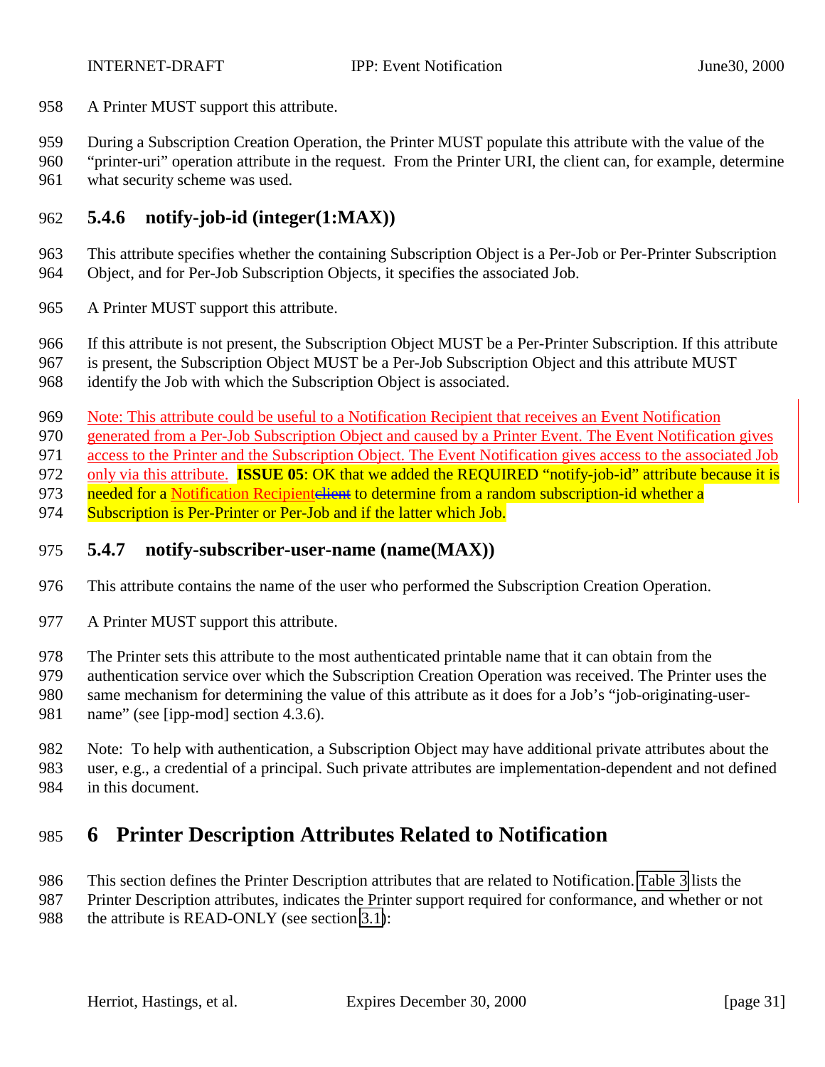A Printer MUST support this attribute.

During a Subscription Creation Operation, the Printer MUST populate this attribute with the value of the "printer-uri" operation attribute in the request. From the Printer URI, the client can, for example, determine what security scheme was used.

### 5.4.6 notify-job-id (integer(1:MAX))

This attribute specifies whether the containing Subscription Object is a Per-Job or Per-Printer Subscription Object, and for Per-Job Subscription Objects, it specifies the associated Job.

A Printer MUST support this attribute.

If this attribute is not present, the Subscription Object MUST be a Per-Printer Subscription. If this attribute is present, the Subscription Object MUST be a Per-Job Subscription Object and this attribute MUST identify the Job with which the Subscription Object is associated.

Note: This attribute could be useful to a Notification Recipient that receives an Event Notification generated from a Per-Job Subscription Object and caused by a Printer Event. The Event Notification gives access to the Printer and the Subscription Object. The Event Notification gives access to the associated Job only via this attribute. **ISSUE 05**: OK that we added the REQUIRED "notify-job-id" attribute because it is needed for a Notification Recipient~~client~~ to determine from a random subscription-id whether a Subscription is Per-Printer or Per-Job and if the latter which Job.

### 5.4.7 notify-subscriber-user-name (name(MAX))

This attribute contains the name of the user who performed the Subscription Creation Operation.

A Printer MUST support this attribute.

The Printer sets this attribute to the most authenticated printable name that it can obtain from the authentication service over which the Subscription Creation Operation was received. The Printer uses the same mechanism for determining the value of this attribute as it does for a Job's "job-originating-user-name" (see [ipp-mod] section 4.3.6).

Note: To help with authentication, a Subscription Object may have additional private attributes about the user, e.g., a credential of a principal. Such private attributes are implementation-dependent and not defined in this document.

## 6 Printer Description Attributes Related to Notification

This section defines the Printer Description attributes that are related to Notification. Table 3 lists the Printer Description attributes, indicates the Printer support required for conformance, and whether or not the attribute is READ-ONLY (see section 3.1):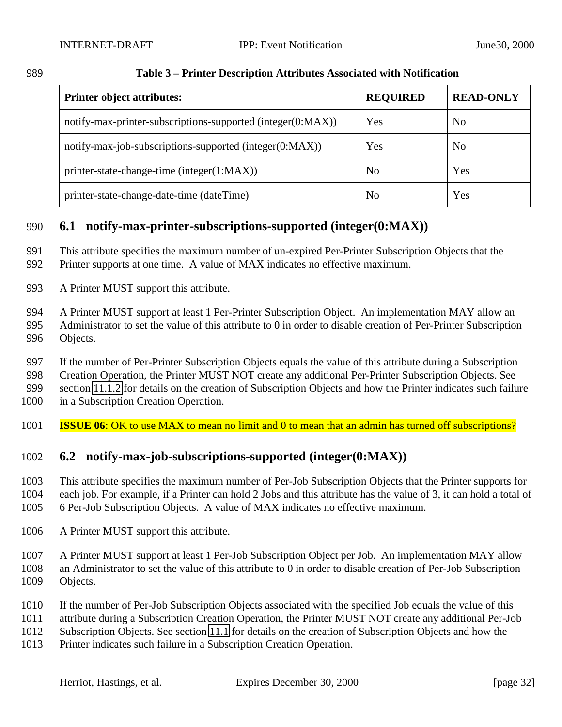**Table 3 – Printer Description Attributes Associated with Notification**

| Printer object attributes: | REQUIRED | READ-ONLY |
| --- | --- | --- |
| notify-max-printer-subscriptions-supported (integer(0:MAX)) | Yes | No |
| notify-max-job-subscriptions-supported (integer(0:MAX)) | Yes | No |
| printer-state-change-time (integer(1:MAX)) | No | Yes |
| printer-state-change-date-time (dateTime) | No | Yes |

## 6.1 notify-max-printer-subscriptions-supported (integer(0:MAX))

This attribute specifies the maximum number of un-expired Per-Printer Subscription Objects that the Printer supports at one time. A value of MAX indicates no effective maximum.

A Printer MUST support this attribute.

A Printer MUST support at least 1 Per-Printer Subscription Object. An implementation MAY allow an Administrator to set the value of this attribute to 0 in order to disable creation of Per-Printer Subscription Objects.

If the number of Per-Printer Subscription Objects equals the value of this attribute during a Subscription Creation Operation, the Printer MUST NOT create any additional Per-Printer Subscription Objects. See section 11.1.2 for details on the creation of Subscription Objects and how the Printer indicates such failure in a Subscription Creation Operation.

**ISSUE 06**: OK to use MAX to mean no limit and 0 to mean that an admin has turned off subscriptions?

## 6.2 notify-max-job-subscriptions-supported (integer(0:MAX))

This attribute specifies the maximum number of Per-Job Subscription Objects that the Printer supports for each job. For example, if a Printer can hold 2 Jobs and this attribute has the value of 3, it can hold a total of 6 Per-Job Subscription Objects. A value of MAX indicates no effective maximum.

A Printer MUST support this attribute.

A Printer MUST support at least 1 Per-Job Subscription Object per Job. An implementation MAY allow an Administrator to set the value of this attribute to 0 in order to disable creation of Per-Job Subscription Objects.

If the number of Per-Job Subscription Objects associated with the specified Job equals the value of this attribute during a Subscription Creation Operation, the Printer MUST NOT create any additional Per-Job Subscription Objects. See section 11.1 for details on the creation of Subscription Objects and how the Printer indicates such failure in a Subscription Creation Operation.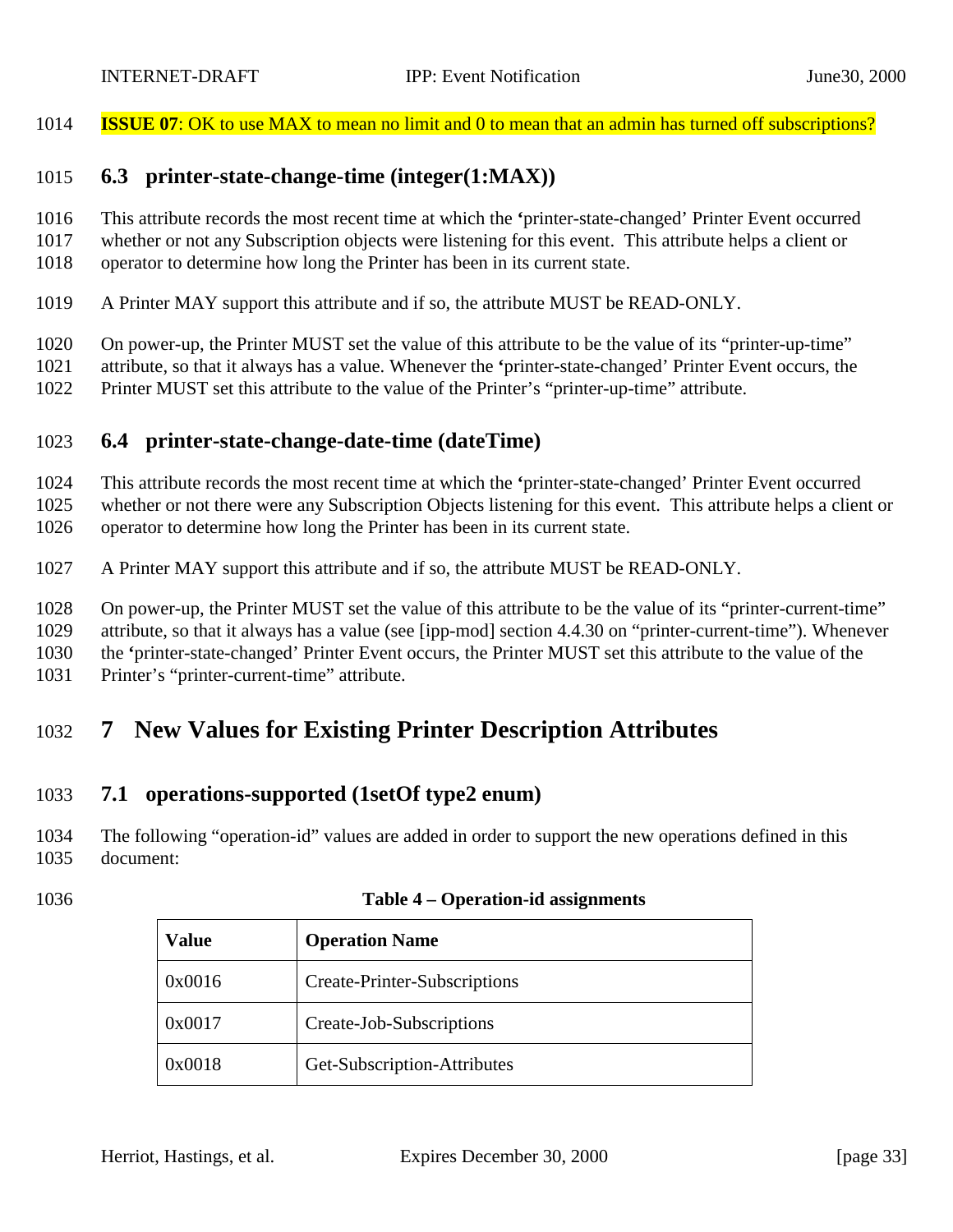**ISSUE 07**: OK to use MAX to mean no limit and 0 to mean that an admin has turned off subscriptions?

### 6.3 printer-state-change-time (integer(1:MAX))

This attribute records the most recent time at which the 'printer-state-changed' Printer Event occurred whether or not any Subscription objects were listening for this event. This attribute helps a client or operator to determine how long the Printer has been in its current state.

A Printer MAY support this attribute and if so, the attribute MUST be READ-ONLY.

On power-up, the Printer MUST set the value of this attribute to be the value of its "printer-up-time" attribute, so that it always has a value. Whenever the 'printer-state-changed' Printer Event occurs, the Printer MUST set this attribute to the value of the Printer's "printer-up-time" attribute.

### 6.4 printer-state-change-date-time (dateTime)

This attribute records the most recent time at which the 'printer-state-changed' Printer Event occurred whether or not there were any Subscription Objects listening for this event. This attribute helps a client or operator to determine how long the Printer has been in its current state.

A Printer MAY support this attribute and if so, the attribute MUST be READ-ONLY.

On power-up, the Printer MUST set the value of this attribute to be the value of its "printer-current-time" attribute, so that it always has a value (see [ipp-mod] section 4.4.30 on "printer-current-time"). Whenever the 'printer-state-changed' Printer Event occurs, the Printer MUST set this attribute to the value of the Printer's "printer-current-time" attribute.

## 7 New Values for Existing Printer Description Attributes

### 7.1 operations-supported (1setOf type2 enum)

The following "operation-id" values are added in order to support the new operations defined in this document:

**Table 4 – Operation-id assignments**

| Value | Operation Name |
|---|---|
| 0x0016 | Create-Printer-Subscriptions |
| 0x0017 | Create-Job-Subscriptions |
| 0x0018 | Get-Subscription-Attributes |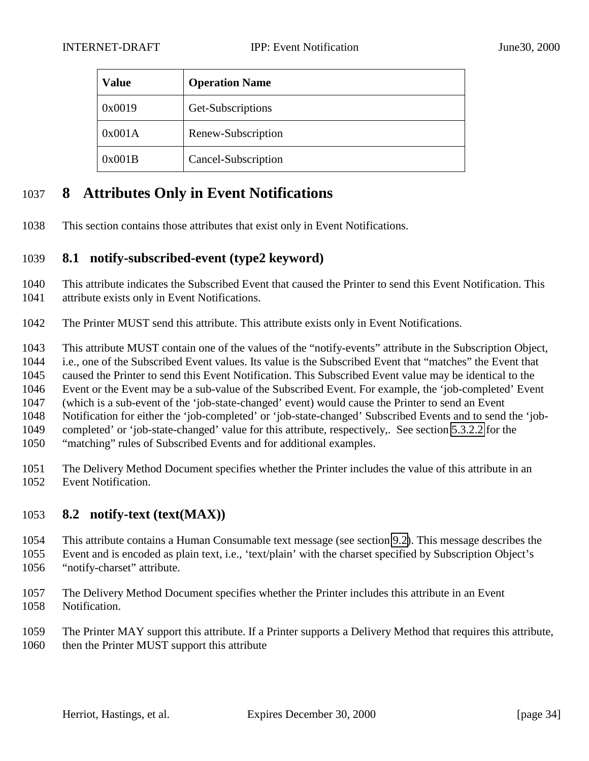| Value | Operation Name |
|---|---|
| 0x0019 | Get-Subscriptions |
| 0x001A | Renew-Subscription |
| 0x001B | Cancel-Subscription |

# 8 Attributes Only in Event Notifications

This section contains those attributes that exist only in Event Notifications.

## 8.1 notify-subscribed-event (type2 keyword)

This attribute indicates the Subscribed Event that caused the Printer to send this Event Notification. This attribute exists only in Event Notifications.

The Printer MUST send this attribute. This attribute exists only in Event Notifications.

This attribute MUST contain one of the values of the "notify-events" attribute in the Subscription Object, i.e., one of the Subscribed Event values. Its value is the Subscribed Event that "matches" the Event that caused the Printer to send this Event Notification. This Subscribed Event value may be identical to the Event or the Event may be a sub-value of the Subscribed Event. For example, the 'job-completed' Event (which is a sub-event of the 'job-state-changed' event) would cause the Printer to send an Event Notification for either the 'job-completed' or 'job-state-changed' Subscribed Events and to send the 'job-completed' or 'job-state-changed' value for this attribute, respectively,. See section 5.3.2.2 for the "matching" rules of Subscribed Events and for additional examples.

The Delivery Method Document specifies whether the Printer includes the value of this attribute in an Event Notification.

## 8.2 notify-text (text(MAX))

This attribute contains a Human Consumable text message (see section 9.2). This message describes the Event and is encoded as plain text, i.e., 'text/plain' with the charset specified by Subscription Object's "notify-charset" attribute.

The Delivery Method Document specifies whether the Printer includes this attribute in an Event Notification.

The Printer MAY support this attribute. If a Printer supports a Delivery Method that requires this attribute, then the Printer MUST support this attribute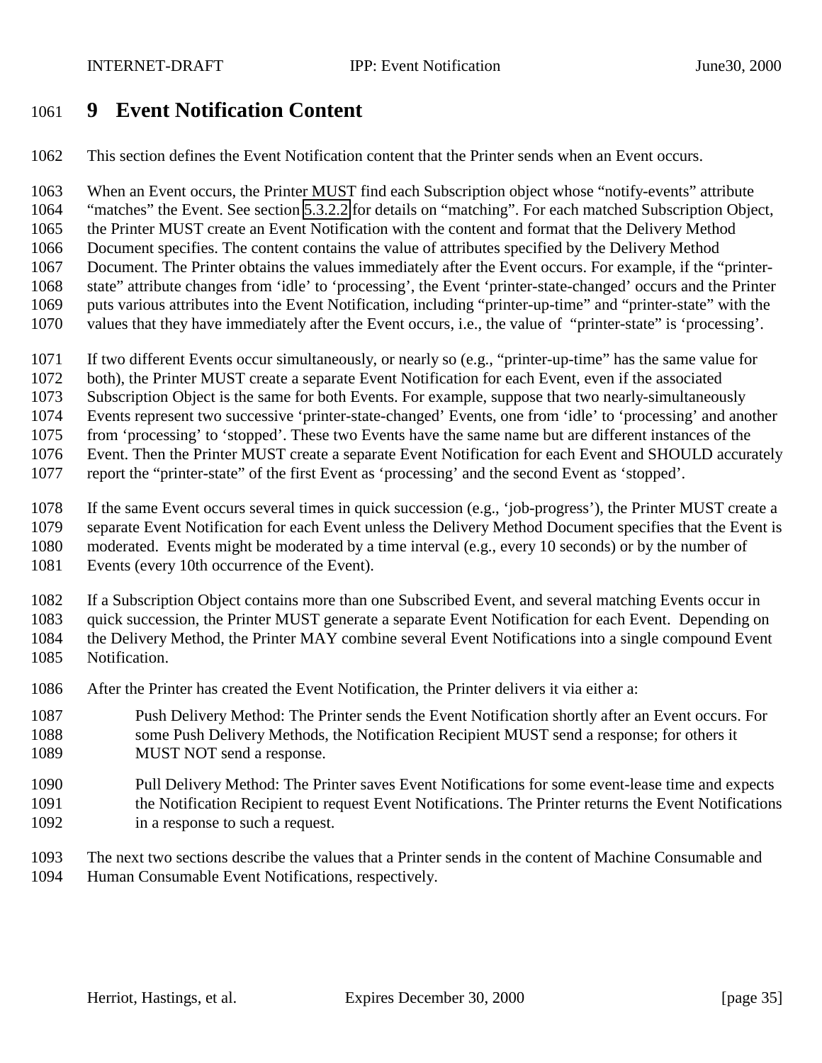# 9 Event Notification Content

This section defines the Event Notification content that the Printer sends when an Event occurs.

When an Event occurs, the Printer MUST find each Subscription object whose "notify-events" attribute "matches" the Event. See section 5.3.2.2 for details on "matching". For each matched Subscription Object, the Printer MUST create an Event Notification with the content and format that the Delivery Method Document specifies. The content contains the value of attributes specified by the Delivery Method Document. The Printer obtains the values immediately after the Event occurs. For example, if the "printer-state" attribute changes from 'idle' to 'processing', the Event 'printer-state-changed' occurs and the Printer puts various attributes into the Event Notification, including "printer-up-time" and "printer-state" with the values that they have immediately after the Event occurs, i.e., the value of "printer-state" is 'processing'.

If two different Events occur simultaneously, or nearly so (e.g., "printer-up-time" has the same value for both), the Printer MUST create a separate Event Notification for each Event, even if the associated Subscription Object is the same for both Events. For example, suppose that two nearly-simultaneously Events represent two successive 'printer-state-changed' Events, one from 'idle' to 'processing' and another from 'processing' to 'stopped'. These two Events have the same name but are different instances of the Event. Then the Printer MUST create a separate Event Notification for each Event and SHOULD accurately report the "printer-state" of the first Event as 'processing' and the second Event as 'stopped'.

If the same Event occurs several times in quick succession (e.g., 'job-progress'), the Printer MUST create a separate Event Notification for each Event unless the Delivery Method Document specifies that the Event is moderated. Events might be moderated by a time interval (e.g., every 10 seconds) or by the number of Events (every 10th occurrence of the Event).

If a Subscription Object contains more than one Subscribed Event, and several matching Events occur in quick succession, the Printer MUST generate a separate Event Notification for each Event. Depending on the Delivery Method, the Printer MAY combine several Event Notifications into a single compound Event Notification.

After the Printer has created the Event Notification, the Printer delivers it via either a:

Push Delivery Method: The Printer sends the Event Notification shortly after an Event occurs. For some Push Delivery Methods, the Notification Recipient MUST send a response; for others it MUST NOT send a response.

Pull Delivery Method: The Printer saves Event Notifications for some event-lease time and expects the Notification Recipient to request Event Notifications. The Printer returns the Event Notifications in a response to such a request.

The next two sections describe the values that a Printer sends in the content of Machine Consumable and Human Consumable Event Notifications, respectively.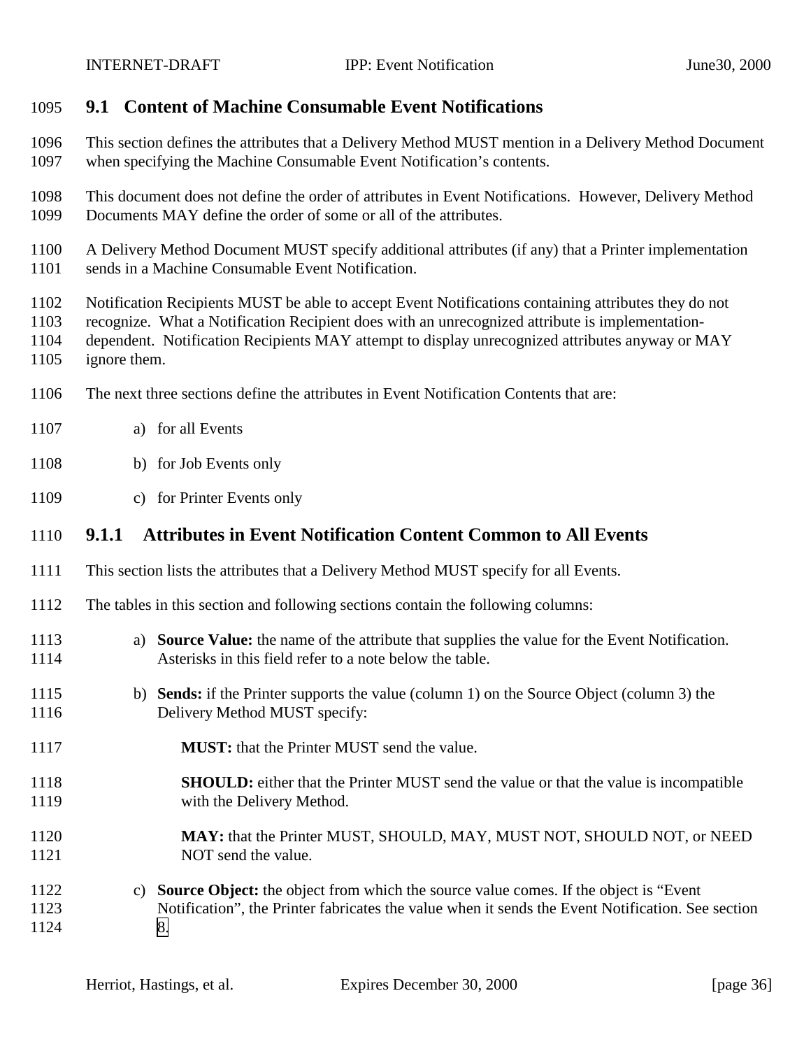## 9.1 Content of Machine Consumable Event Notifications

This section defines the attributes that a Delivery Method MUST mention in a Delivery Method Document when specifying the Machine Consumable Event Notification's contents.

This document does not define the order of attributes in Event Notifications. However, Delivery Method Documents MAY define the order of some or all of the attributes.

A Delivery Method Document MUST specify additional attributes (if any) that a Printer implementation sends in a Machine Consumable Event Notification.

Notification Recipients MUST be able to accept Event Notifications containing attributes they do not recognize. What a Notification Recipient does with an unrecognized attribute is implementation-dependent. Notification Recipients MAY attempt to display unrecognized attributes anyway or MAY ignore them.

The next three sections define the attributes in Event Notification Contents that are:

a) for all Events

b) for Job Events only

c) for Printer Events only

### 9.1.1 Attributes in Event Notification Content Common to All Events

This section lists the attributes that a Delivery Method MUST specify for all Events.

The tables in this section and following sections contain the following columns:

a) **Source Value:** the name of the attribute that supplies the value for the Event Notification. Asterisks in this field refer to a note below the table.

b) **Sends:** if the Printer supports the value (column 1) on the Source Object (column 3) the Delivery Method MUST specify:

   **MUST:** that the Printer MUST send the value.

   **SHOULD:** either that the Printer MUST send the value or that the value is incompatible with the Delivery Method.

   **MAY:** that the Printer MUST, SHOULD, MAY, MUST NOT, SHOULD NOT, or NEED NOT send the value.

c) **Source Object:** the object from which the source value comes. If the object is "Event Notification", the Printer fabricates the value when it sends the Event Notification. See section 8.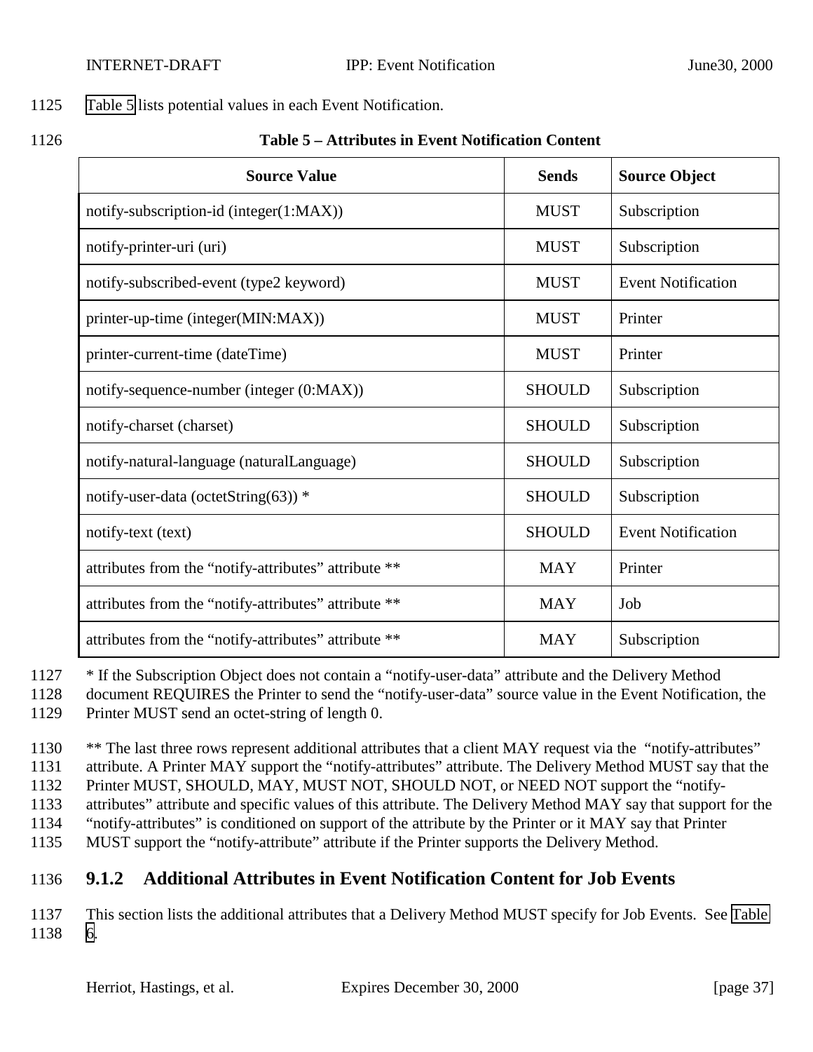Table 5 lists potential values in each Event Notification.

**Table 5 – Attributes in Event Notification Content**

| Source Value | Sends | Source Object |
|---|---|---|
| notify-subscription-id (integer(1:MAX)) | MUST | Subscription |
| notify-printer-uri (uri) | MUST | Subscription |
| notify-subscribed-event (type2 keyword) | MUST | Event Notification |
| printer-up-time (integer(MIN:MAX)) | MUST | Printer |
| printer-current-time (dateTime) | MUST | Printer |
| notify-sequence-number (integer (0:MAX)) | SHOULD | Subscription |
| notify-charset (charset) | SHOULD | Subscription |
| notify-natural-language (naturalLanguage) | SHOULD | Subscription |
| notify-user-data (octetString(63)) * | SHOULD | Subscription |
| notify-text (text) | SHOULD | Event Notification |
| attributes from the "notify-attributes" attribute ** | MAY | Printer |
| attributes from the "notify-attributes" attribute ** | MAY | Job |
| attributes from the "notify-attributes" attribute ** | MAY | Subscription |

* If the Subscription Object does not contain a "notify-user-data" attribute and the Delivery Method document REQUIRES the Printer to send the "notify-user-data" source value in the Event Notification, the Printer MUST send an octet-string of length 0.

** The last three rows represent additional attributes that a client MAY request via the "notify-attributes" attribute. A Printer MAY support the "notify-attributes" attribute. The Delivery Method MUST say that the Printer MUST, SHOULD, MAY, MUST NOT, SHOULD NOT, or NEED NOT support the "notify-attributes" attribute and specific values of this attribute. The Delivery Method MAY say that support for the "notify-attributes" is conditioned on support of the attribute by the Printer or it MAY say that Printer MUST support the "notify-attribute" attribute if the Printer supports the Delivery Method.

### 9.1.2 Additional Attributes in Event Notification Content for Job Events

This section lists the additional attributes that a Delivery Method MUST specify for Job Events. See Table 6.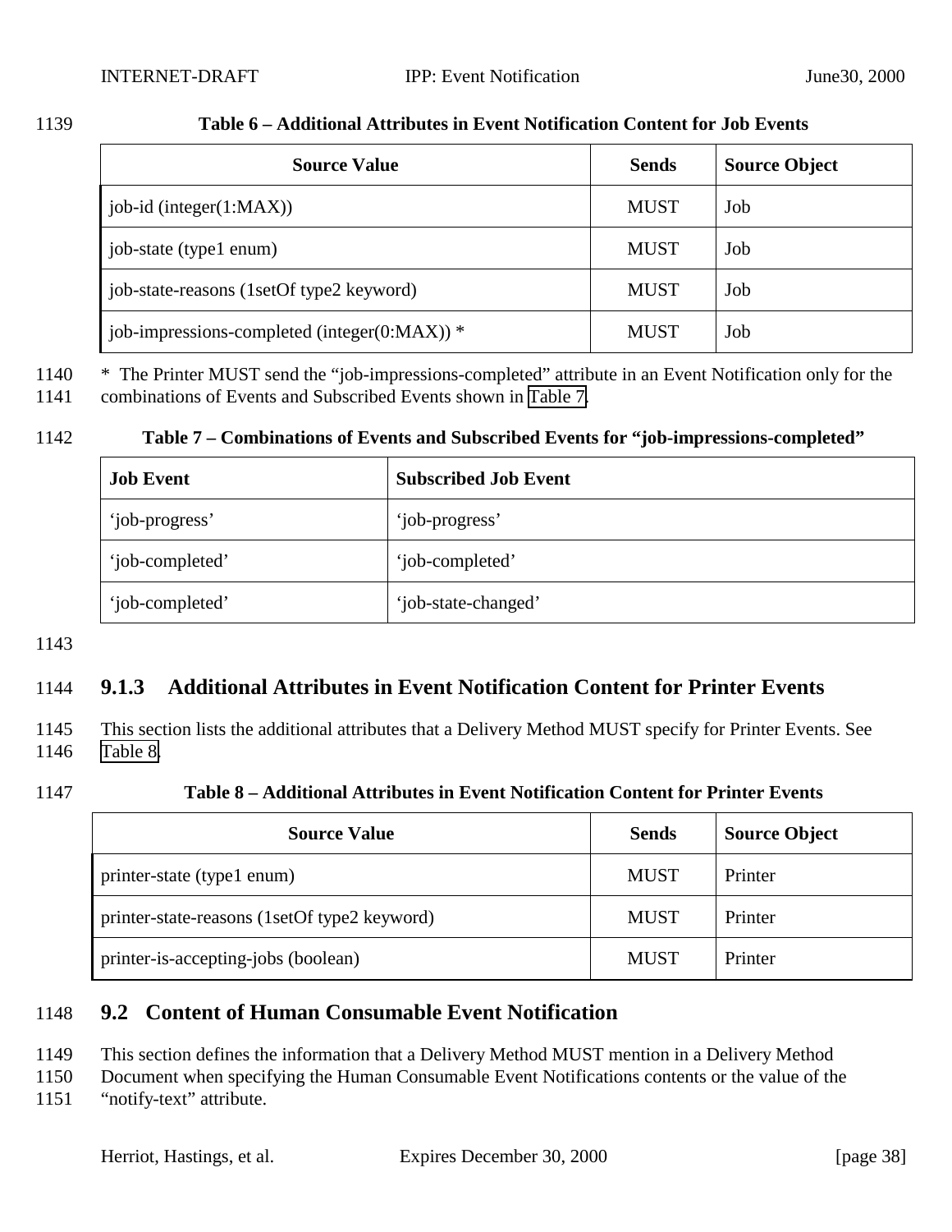**Table 6 – Additional Attributes in Event Notification Content for Job Events**

| Source Value | Sends | Source Object |
|---|---|---|
| job-id (integer(1:MAX)) | MUST | Job |
| job-state (type1 enum) | MUST | Job |
| job-state-reasons (1setOf type2 keyword) | MUST | Job |
| job-impressions-completed (integer(0:MAX)) * | MUST | Job |

* The Printer MUST send the "job-impressions-completed" attribute in an Event Notification only for the combinations of Events and Subscribed Events shown in Table 7.

**Table 7 – Combinations of Events and Subscribed Events for "job-impressions-completed"**

| Job Event | Subscribed Job Event |
|---|---|
| 'job-progress' | 'job-progress' |
| 'job-completed' | 'job-completed' |
| 'job-completed' | 'job-state-changed' |

### 9.1.3 Additional Attributes in Event Notification Content for Printer Events

This section lists the additional attributes that a Delivery Method MUST specify for Printer Events. See Table 8.

**Table 8 – Additional Attributes in Event Notification Content for Printer Events**

| Source Value | Sends | Source Object |
|---|---|---|
| printer-state (type1 enum) | MUST | Printer |
| printer-state-reasons (1setOf type2 keyword) | MUST | Printer |
| printer-is-accepting-jobs (boolean) | MUST | Printer |

## 9.2 Content of Human Consumable Event Notification

This section defines the information that a Delivery Method MUST mention in a Delivery Method Document when specifying the Human Consumable Event Notifications contents or the value of the "notify-text" attribute.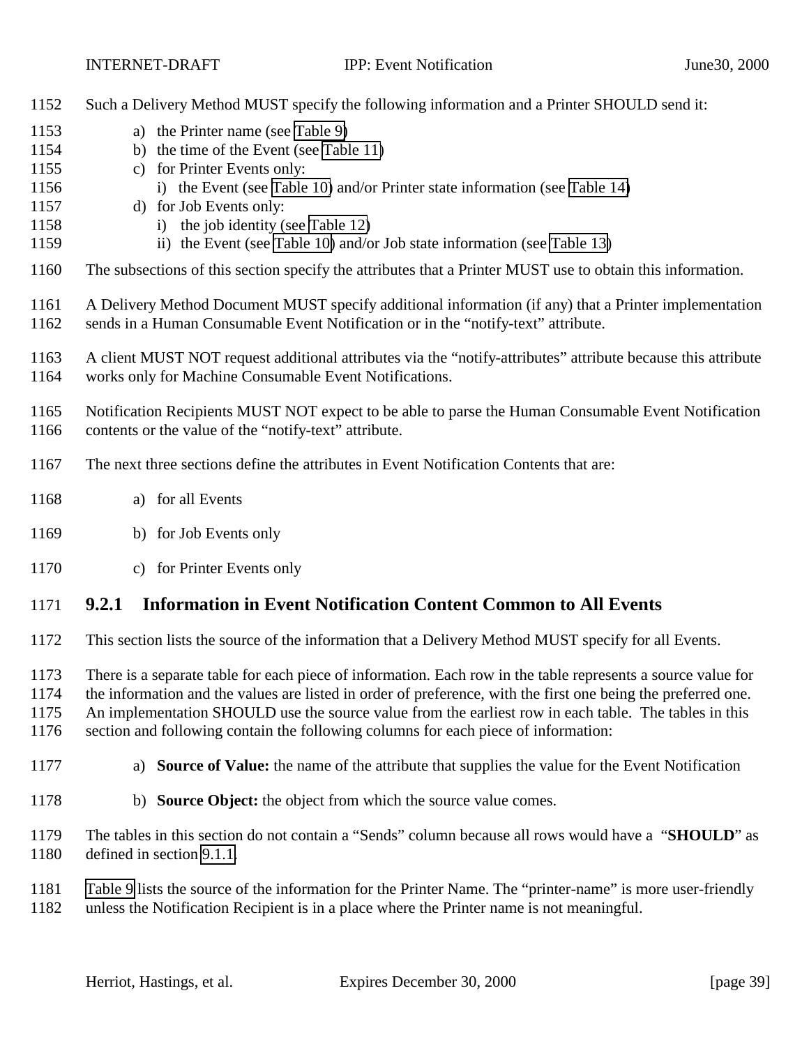Such a Delivery Method MUST specify the following information and a Printer SHOULD send it:

a) the Printer name (see Table 9)
b) the time of the Event (see Table 11)
c) for Printer Events only:
   i) the Event (see Table 10) and/or Printer state information (see Table 14)
d) for Job Events only:
   i) the job identity (see Table 12)
   ii) the Event (see Table 10) and/or Job state information (see Table 13)

The subsections of this section specify the attributes that a Printer MUST use to obtain this information.

A Delivery Method Document MUST specify additional information (if any) that a Printer implementation sends in a Human Consumable Event Notification or in the "notify-text" attribute.

A client MUST NOT request additional attributes via the "notify-attributes" attribute because this attribute works only for Machine Consumable Event Notifications.

Notification Recipients MUST NOT expect to be able to parse the Human Consumable Event Notification contents or the value of the "notify-text" attribute.

The next three sections define the attributes in Event Notification Contents that are:

a) for all Events

b) for Job Events only

c) for Printer Events only

### 9.2.1 Information in Event Notification Content Common to All Events

This section lists the source of the information that a Delivery Method MUST specify for all Events.

There is a separate table for each piece of information. Each row in the table represents a source value for the information and the values are listed in order of preference, with the first one being the preferred one. An implementation SHOULD use the source value from the earliest row in each table. The tables in this section and following contain the following columns for each piece of information:

a) **Source of Value:** the name of the attribute that supplies the value for the Event Notification

b) **Source Object:** the object from which the source value comes.

The tables in this section do not contain a "Sends" column because all rows would have a "**SHOULD**" as defined in section 9.1.1.

Table 9 lists the source of the information for the Printer Name. The "printer-name" is more user-friendly unless the Notification Recipient is in a place where the Printer name is not meaningful.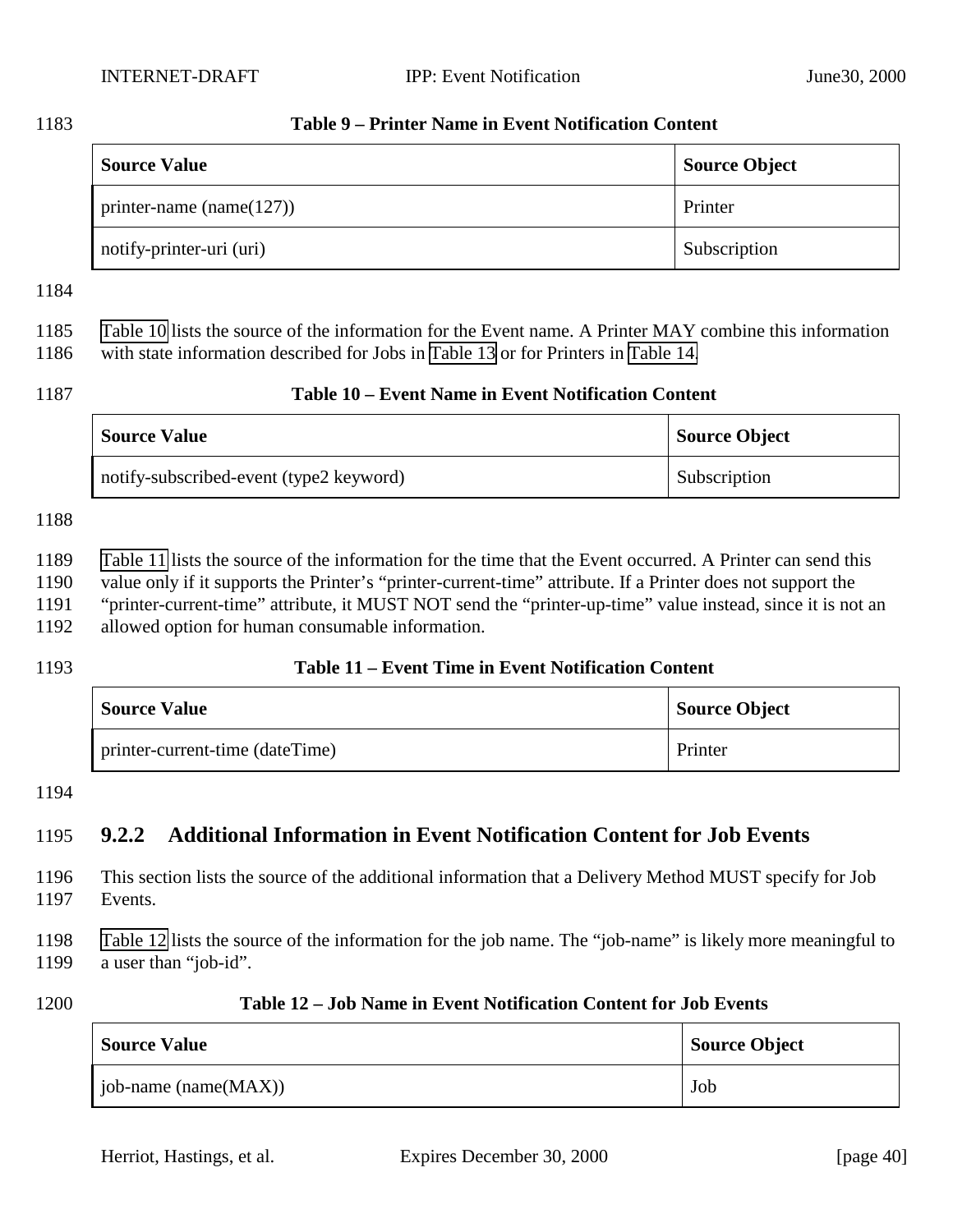**Table 9 – Printer Name in Event Notification Content**

| Source Value | Source Object |
|---|---|
| printer-name (name(127)) | Printer |
| notify-printer-uri (uri) | Subscription |

Table 10 lists the source of the information for the Event name. A Printer MAY combine this information with state information described for Jobs in Table 13 or for Printers in Table 14.

**Table 10 – Event Name in Event Notification Content**

| Source Value | Source Object |
|---|---|
| notify-subscribed-event (type2 keyword) | Subscription |

Table 11 lists the source of the information for the time that the Event occurred. A Printer can send this value only if it supports the Printer's "printer-current-time" attribute. If a Printer does not support the "printer-current-time" attribute, it MUST NOT send the "printer-up-time" value instead, since it is not an allowed option for human consumable information.

**Table 11 – Event Time in Event Notification Content**

| Source Value | Source Object |
|---|---|
| printer-current-time (dateTime) | Printer |

### 9.2.2 Additional Information in Event Notification Content for Job Events

This section lists the source of the additional information that a Delivery Method MUST specify for Job Events.

Table 12 lists the source of the information for the job name. The "job-name" is likely more meaningful to a user than "job-id".

**Table 12 – Job Name in Event Notification Content for Job Events**

| Source Value | Source Object |
|---|---|
| job-name (name(MAX)) | Job |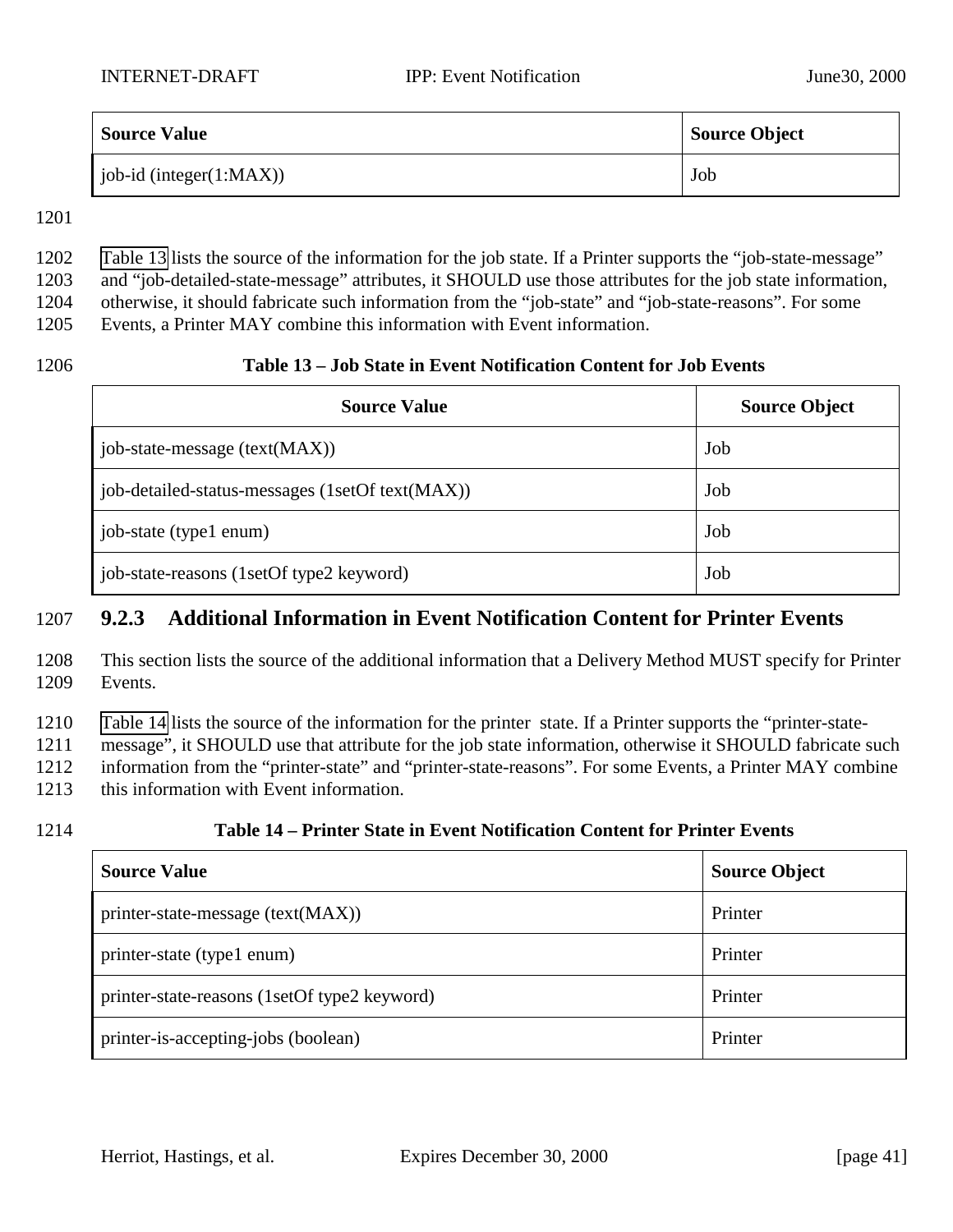| Source Value | Source Object |
|---|---|
| job-id (integer(1:MAX)) | Job |

Table 13 lists the source of the information for the job state. If a Printer supports the "job-state-message" and "job-detailed-state-message" attributes, it SHOULD use those attributes for the job state information, otherwise, it should fabricate such information from the "job-state" and "job-state-reasons". For some Events, a Printer MAY combine this information with Event information.

**Table 13 – Job State in Event Notification Content for Job Events**

| Source Value | Source Object |
|---|---|
| job-state-message (text(MAX)) | Job |
| job-detailed-status-messages (1setOf text(MAX)) | Job |
| job-state (type1 enum) | Job |
| job-state-reasons (1setOf type2 keyword) | Job |

### 9.2.3 Additional Information in Event Notification Content for Printer Events

This section lists the source of the additional information that a Delivery Method MUST specify for Printer Events.

Table 14 lists the source of the information for the printer state. If a Printer supports the "printer-state-message", it SHOULD use that attribute for the job state information, otherwise it SHOULD fabricate such information from the "printer-state" and "printer-state-reasons". For some Events, a Printer MAY combine this information with Event information.

**Table 14 – Printer State in Event Notification Content for Printer Events**

| Source Value | Source Object |
|---|---|
| printer-state-message (text(MAX)) | Printer |
| printer-state (type1 enum) | Printer |
| printer-state-reasons (1setOf type2 keyword) | Printer |
| printer-is-accepting-jobs (boolean) | Printer |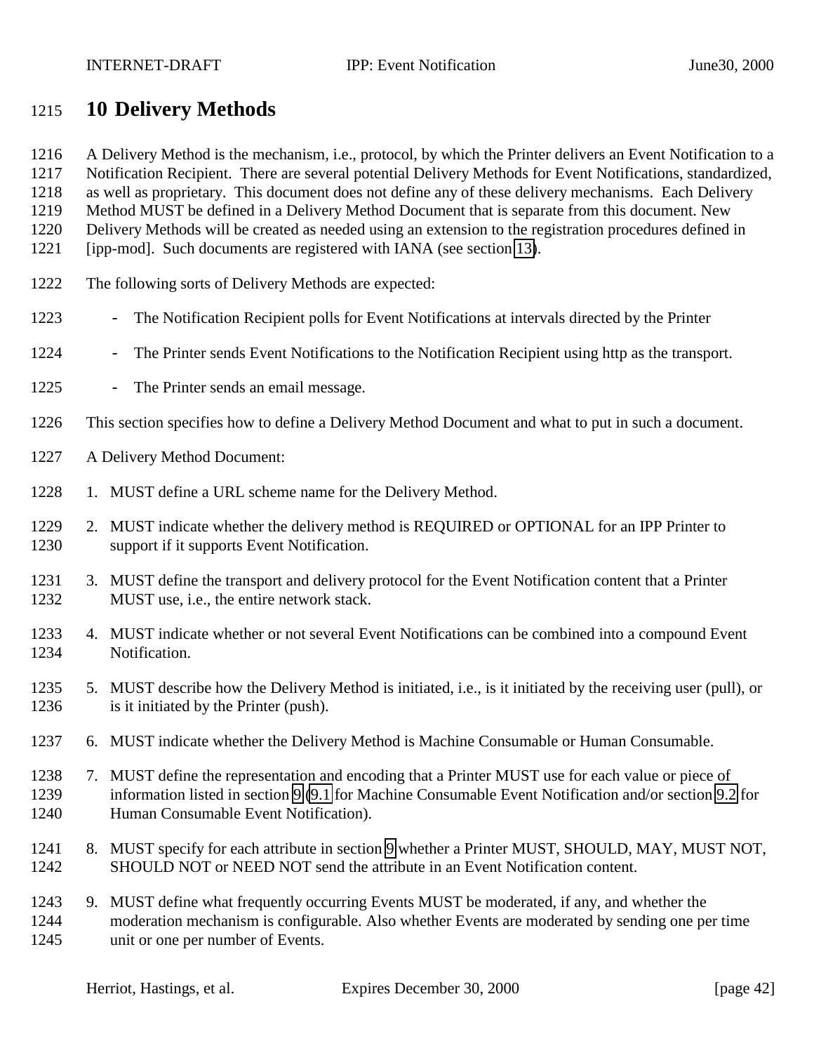# 10 Delivery Methods

A Delivery Method is the mechanism, i.e., protocol, by which the Printer delivers an Event Notification to a Notification Recipient. There are several potential Delivery Methods for Event Notifications, standardized, as well as proprietary. This document does not define any of these delivery mechanisms. Each Delivery Method MUST be defined in a Delivery Method Document that is separate from this document. New Delivery Methods will be created as needed using an extension to the registration procedures defined in [ipp-mod]. Such documents are registered with IANA (see section 13).

The following sorts of Delivery Methods are expected:

- The Notification Recipient polls for Event Notifications at intervals directed by the Printer
- The Printer sends Event Notifications to the Notification Recipient using http as the transport.
- The Printer sends an email message.

This section specifies how to define a Delivery Method Document and what to put in such a document.

A Delivery Method Document:

1. MUST define a URL scheme name for the Delivery Method.
2. MUST indicate whether the delivery method is REQUIRED or OPTIONAL for an IPP Printer to support if it supports Event Notification.
3. MUST define the transport and delivery protocol for the Event Notification content that a Printer MUST use, i.e., the entire network stack.
4. MUST indicate whether or not several Event Notifications can be combined into a compound Event Notification.
5. MUST describe how the Delivery Method is initiated, i.e., is it initiated by the receiving user (pull), or is it initiated by the Printer (push).
6. MUST indicate whether the Delivery Method is Machine Consumable or Human Consumable.
7. MUST define the representation and encoding that a Printer MUST use for each value or piece of information listed in section 9 (9.1 for Machine Consumable Event Notification and/or section 9.2 for Human Consumable Event Notification).
8. MUST specify for each attribute in section 9 whether a Printer MUST, SHOULD, MAY, MUST NOT, SHOULD NOT or NEED NOT send the attribute in an Event Notification content.
9. MUST define what frequently occurring Events MUST be moderated, if any, and whether the moderation mechanism is configurable. Also whether Events are moderated by sending one per time unit or one per number of Events.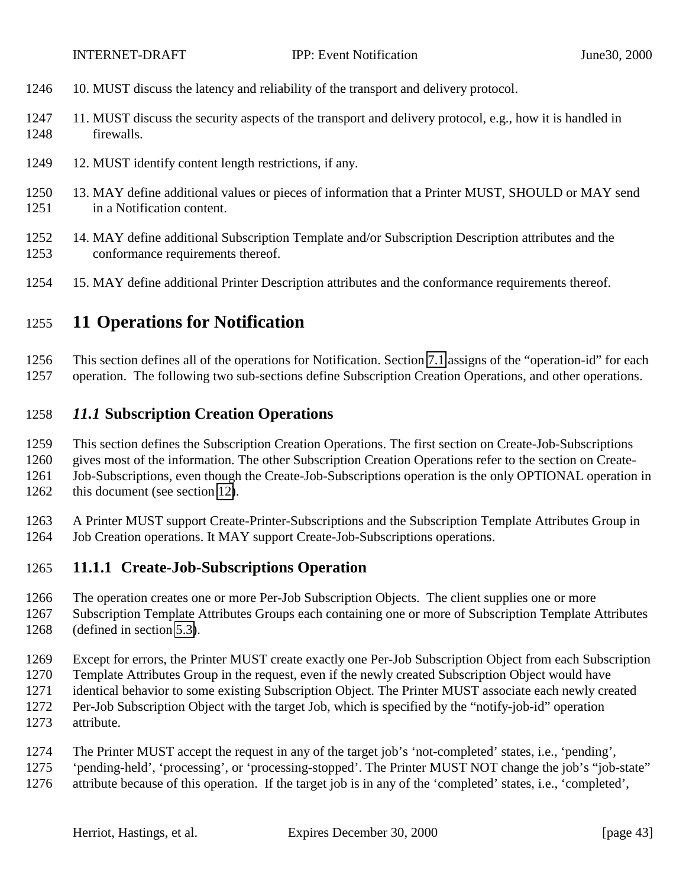10. MUST discuss the latency and reliability of the transport and delivery protocol.

11. MUST discuss the security aspects of the transport and delivery protocol, e.g., how it is handled in firewalls.

12. MUST identify content length restrictions, if any.

13. MAY define additional values or pieces of information that a Printer MUST, SHOULD or MAY send in a Notification content.

14. MAY define additional Subscription Template and/or Subscription Description attributes and the conformance requirements thereof.

15. MAY define additional Printer Description attributes and the conformance requirements thereof.

# 11 Operations for Notification

This section defines all of the operations for Notification. Section 7.1 assigns of the “operation-id” for each operation. The following two sub-sections define Subscription Creation Operations, and other operations.

## *11.1* Subscription Creation Operations

This section defines the Subscription Creation Operations. The first section on Create-Job-Subscriptions gives most of the information. The other Subscription Creation Operations refer to the section on Create-Job-Subscriptions, even though the Create-Job-Subscriptions operation is the only OPTIONAL operation in this document (see section 12).

A Printer MUST support Create-Printer-Subscriptions and the Subscription Template Attributes Group in Job Creation operations. It MAY support Create-Job-Subscriptions operations.

### 11.1.1 Create-Job-Subscriptions Operation

The operation creates one or more Per-Job Subscription Objects. The client supplies one or more Subscription Template Attributes Groups each containing one or more of Subscription Template Attributes (defined in section 5.3).

Except for errors, the Printer MUST create exactly one Per-Job Subscription Object from each Subscription Template Attributes Group in the request, even if the newly created Subscription Object would have identical behavior to some existing Subscription Object. The Printer MUST associate each newly created Per-Job Subscription Object with the target Job, which is specified by the “notify-job-id” operation attribute.

The Printer MUST accept the request in any of the target job’s ‘not-completed’ states, i.e., ‘pending’, ‘pending-held’, ‘processing’, or ‘processing-stopped’. The Printer MUST NOT change the job’s “job-state” attribute because of this operation. If the target job is in any of the ‘completed’ states, i.e., ‘completed’,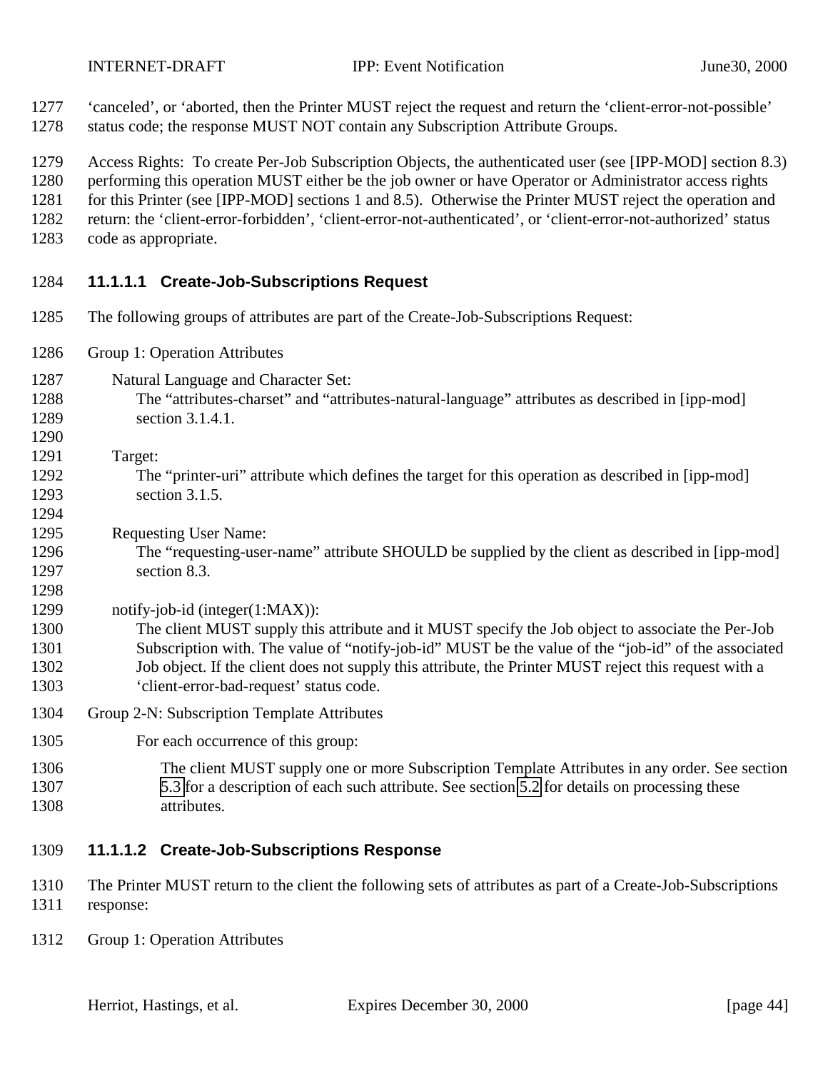'canceled', or 'aborted, then the Printer MUST reject the request and return the 'client-error-not-possible' status code; the response MUST NOT contain any Subscription Attribute Groups.

Access Rights: To create Per-Job Subscription Objects, the authenticated user (see [IPP-MOD] section 8.3) performing this operation MUST either be the job owner or have Operator or Administrator access rights for this Printer (see [IPP-MOD] sections 1 and 8.5). Otherwise the Printer MUST reject the operation and return: the 'client-error-forbidden', 'client-error-not-authenticated', or 'client-error-not-authorized' status code as appropriate.

#### 11.1.1.1 Create-Job-Subscriptions Request

The following groups of attributes are part of the Create-Job-Subscriptions Request:

Group 1: Operation Attributes

Natural Language and Character Set:
The "attributes-charset" and "attributes-natural-language" attributes as described in [ipp-mod] section 3.1.4.1.

Target:
The "printer-uri" attribute which defines the target for this operation as described in [ipp-mod] section 3.1.5.

Requesting User Name:
The "requesting-user-name" attribute SHOULD be supplied by the client as described in [ipp-mod] section 8.3.

notify-job-id (integer(1:MAX)):
The client MUST supply this attribute and it MUST specify the Job object to associate the Per-Job Subscription with. The value of "notify-job-id" MUST be the value of the "job-id" of the associated Job object. If the client does not supply this attribute, the Printer MUST reject this request with a 'client-error-bad-request' status code.

Group 2-N: Subscription Template Attributes

For each occurrence of this group:

The client MUST supply one or more Subscription Template Attributes in any order. See section 5.3 for a description of each such attribute. See section 5.2 for details on processing these attributes.

#### 11.1.1.2 Create-Job-Subscriptions Response

The Printer MUST return to the client the following sets of attributes as part of a Create-Job-Subscriptions response:

Group 1: Operation Attributes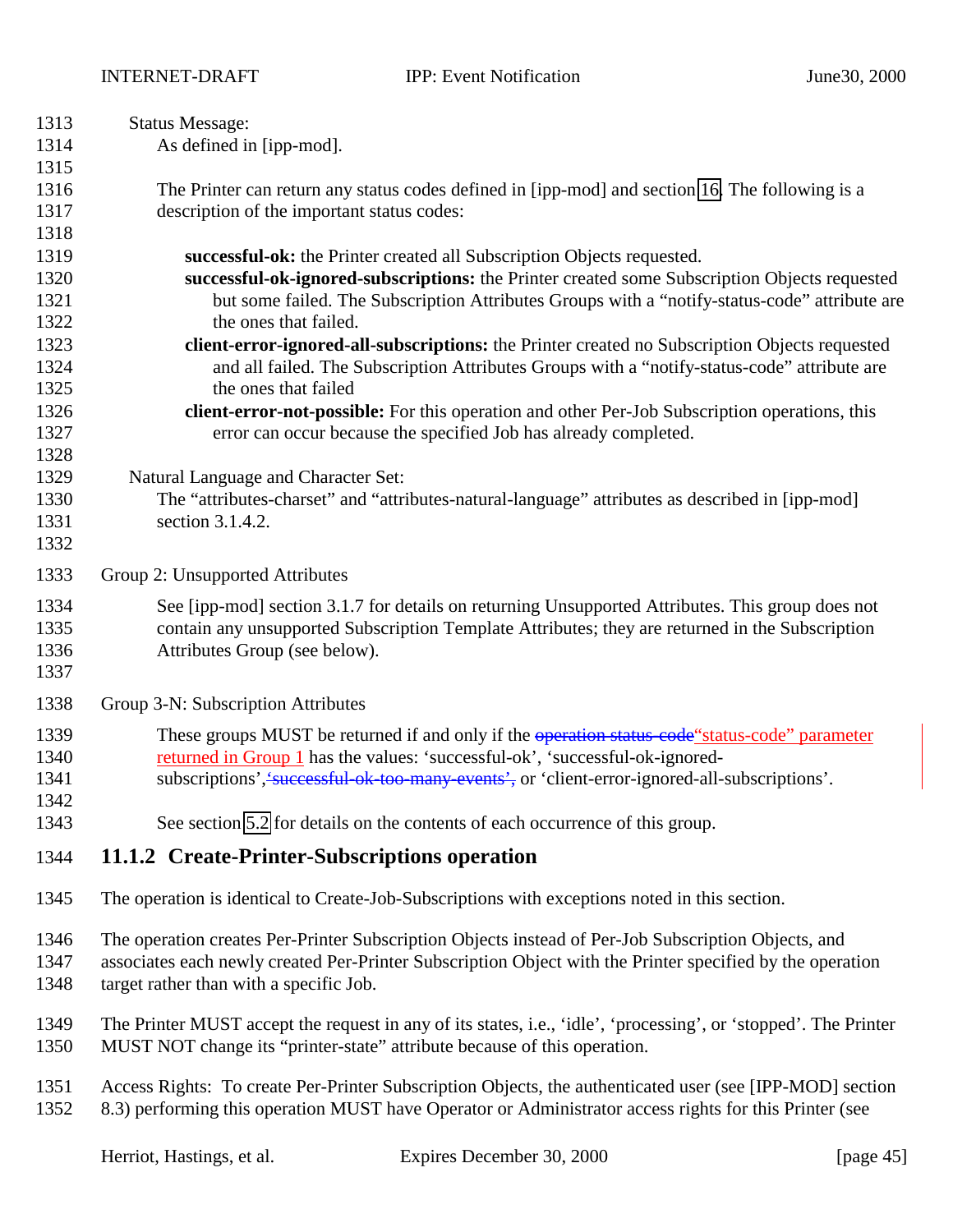Status Message:

As defined in [ipp-mod].

The Printer can return any status codes defined in [ipp-mod] and section 16. The following is a description of the important status codes:

**successful-ok:** the Printer created all Subscription Objects requested.

**successful-ok-ignored-subscriptions:** the Printer created some Subscription Objects requested but some failed. The Subscription Attributes Groups with a “notify-status-code” attribute are the ones that failed.

**client-error-ignored-all-subscriptions:** the Printer created no Subscription Objects requested and all failed. The Subscription Attributes Groups with a “notify-status-code” attribute are the ones that failed

**client-error-not-possible:** For this operation and other Per-Job Subscription operations, this error can occur because the specified Job has already completed.

Natural Language and Character Set:

The “attributes-charset” and “attributes-natural-language” attributes as described in [ipp-mod] section 3.1.4.2.

Group 2: Unsupported Attributes

See [ipp-mod] section 3.1.7 for details on returning Unsupported Attributes. This group does not contain any unsupported Subscription Template Attributes; they are returned in the Subscription Attributes Group (see below).

Group 3-N: Subscription Attributes

These groups MUST be returned if and only if the ~~operation status-code~~“status-code” parameter returned in Group 1 has the values: ‘successful-ok’, ‘successful-ok-ignored-subscriptions’,~~‘successful-ok-too-many-events’,~~ or ‘client-error-ignored-all-subscriptions’.

See section 5.2 for details on the contents of each occurrence of this group.

### 11.1.2 Create-Printer-Subscriptions operation

The operation is identical to Create-Job-Subscriptions with exceptions noted in this section.

The operation creates Per-Printer Subscription Objects instead of Per-Job Subscription Objects, and associates each newly created Per-Printer Subscription Object with the Printer specified by the operation target rather than with a specific Job.

The Printer MUST accept the request in any of its states, i.e., ‘idle’, ‘processing’, or ‘stopped’. The Printer MUST NOT change its “printer-state” attribute because of this operation.

Access Rights: To create Per-Printer Subscription Objects, the authenticated user (see [IPP-MOD] section 8.3) performing this operation MUST have Operator or Administrator access rights for this Printer (see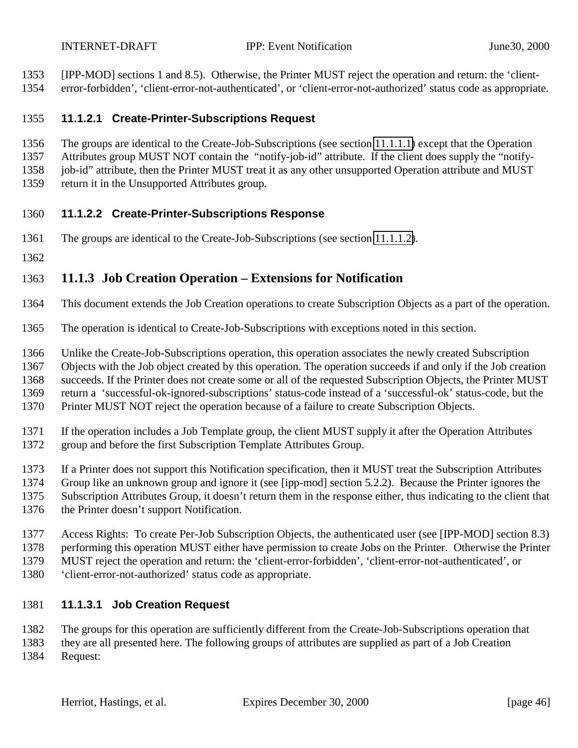[IPP-MOD] sections 1 and 8.5). Otherwise, the Printer MUST reject the operation and return: the 'client-error-forbidden', 'client-error-not-authenticated', or 'client-error-not-authorized' status code as appropriate.

#### 11.1.2.1 Create-Printer-Subscriptions Request

The groups are identical to the Create-Job-Subscriptions (see section 11.1.1.1) except that the Operation Attributes group MUST NOT contain the "notify-job-id" attribute. If the client does supply the "notify-job-id" attribute, then the Printer MUST treat it as any other unsupported Operation attribute and MUST return it in the Unsupported Attributes group.

#### 11.1.2.2 Create-Printer-Subscriptions Response

The groups are identical to the Create-Job-Subscriptions (see section 11.1.1.2).

### 11.1.3 Job Creation Operation – Extensions for Notification

This document extends the Job Creation operations to create Subscription Objects as a part of the operation.

The operation is identical to Create-Job-Subscriptions with exceptions noted in this section.

Unlike the Create-Job-Subscriptions operation, this operation associates the newly created Subscription Objects with the Job object created by this operation. The operation succeeds if and only if the Job creation succeeds. If the Printer does not create some or all of the requested Subscription Objects, the Printer MUST return a 'successful-ok-ignored-subscriptions' status-code instead of a 'successful-ok' status-code, but the Printer MUST NOT reject the operation because of a failure to create Subscription Objects.

If the operation includes a Job Template group, the client MUST supply it after the Operation Attributes group and before the first Subscription Template Attributes Group.

If a Printer does not support this Notification specification, then it MUST treat the Subscription Attributes Group like an unknown group and ignore it (see [ipp-mod] section 5.2.2). Because the Printer ignores the Subscription Attributes Group, it doesn't return them in the response either, thus indicating to the client that the Printer doesn't support Notification.

Access Rights: To create Per-Job Subscription Objects, the authenticated user (see [IPP-MOD] section 8.3) performing this operation MUST either have permission to create Jobs on the Printer. Otherwise the Printer MUST reject the operation and return: the 'client-error-forbidden', 'client-error-not-authenticated', or 'client-error-not-authorized' status code as appropriate.

#### 11.1.3.1 Job Creation Request

The groups for this operation are sufficiently different from the Create-Job-Subscriptions operation that they are all presented here. The following groups of attributes are supplied as part of a Job Creation Request: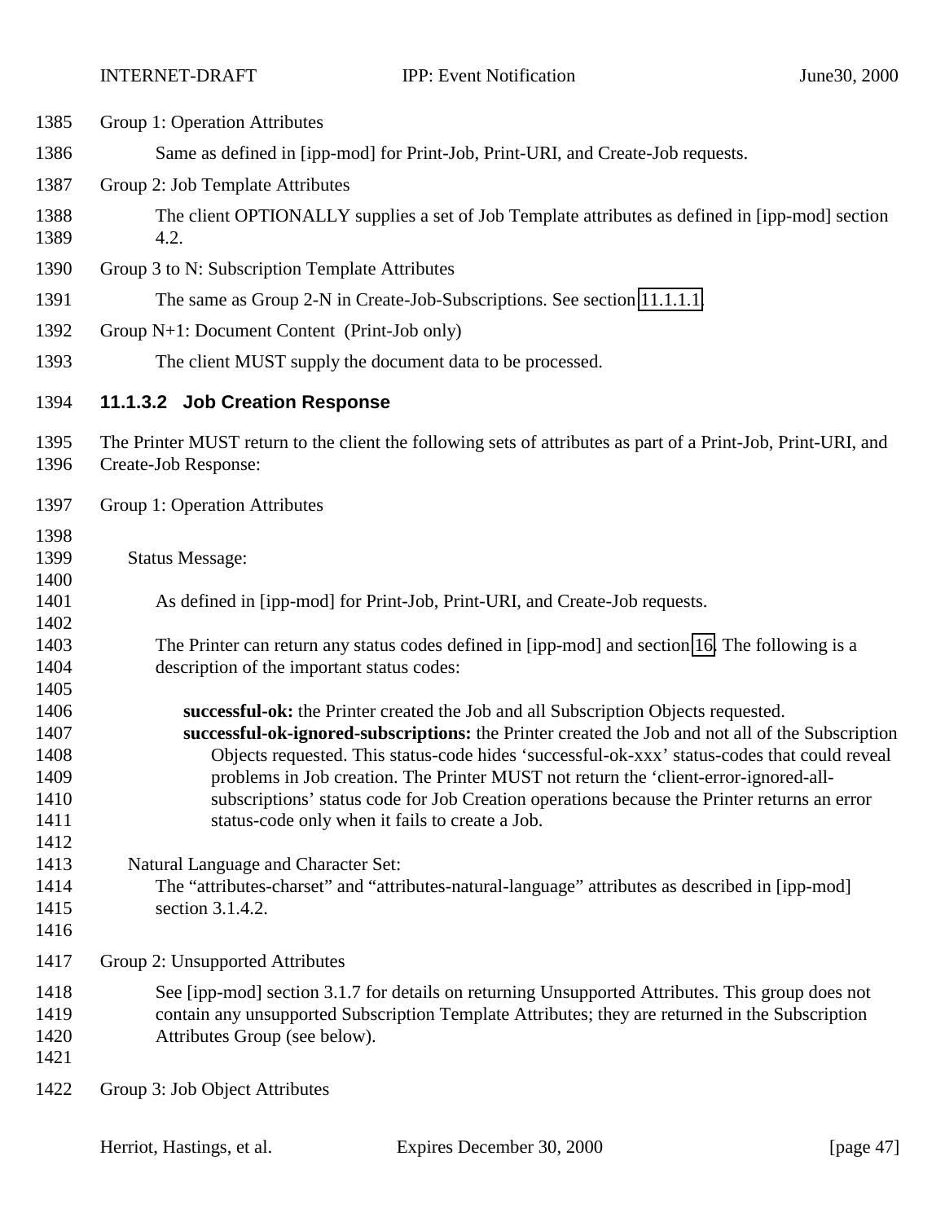Group 1: Operation Attributes

Same as defined in [ipp-mod] for Print-Job, Print-URI, and Create-Job requests.

Group 2: Job Template Attributes

The client OPTIONALLY supplies a set of Job Template attributes as defined in [ipp-mod] section 4.2.

Group 3 to N: Subscription Template Attributes

The same as Group 2-N in Create-Job-Subscriptions. See section 11.1.1.1.

Group N+1: Document Content (Print-Job only)

The client MUST supply the document data to be processed.

#### 11.1.3.2 Job Creation Response

The Printer MUST return to the client the following sets of attributes as part of a Print-Job, Print-URI, and Create-Job Response:

Group 1: Operation Attributes

Status Message:

As defined in [ipp-mod] for Print-Job, Print-URI, and Create-Job requests.

The Printer can return any status codes defined in [ipp-mod] and section 16. The following is a description of the important status codes:

**successful-ok:** the Printer created the Job and all Subscription Objects requested.
**successful-ok-ignored-subscriptions:** the Printer created the Job and not all of the Subscription Objects requested. This status-code hides 'successful-ok-xxx' status-codes that could reveal problems in Job creation. The Printer MUST not return the 'client-error-ignored-all-subscriptions' status code for Job Creation operations because the Printer returns an error status-code only when it fails to create a Job.

Natural Language and Character Set:
The "attributes-charset" and "attributes-natural-language" attributes as described in [ipp-mod] section 3.1.4.2.

Group 2: Unsupported Attributes

See [ipp-mod] section 3.1.7 for details on returning Unsupported Attributes. This group does not contain any unsupported Subscription Template Attributes; they are returned in the Subscription Attributes Group (see below).

Group 3: Job Object Attributes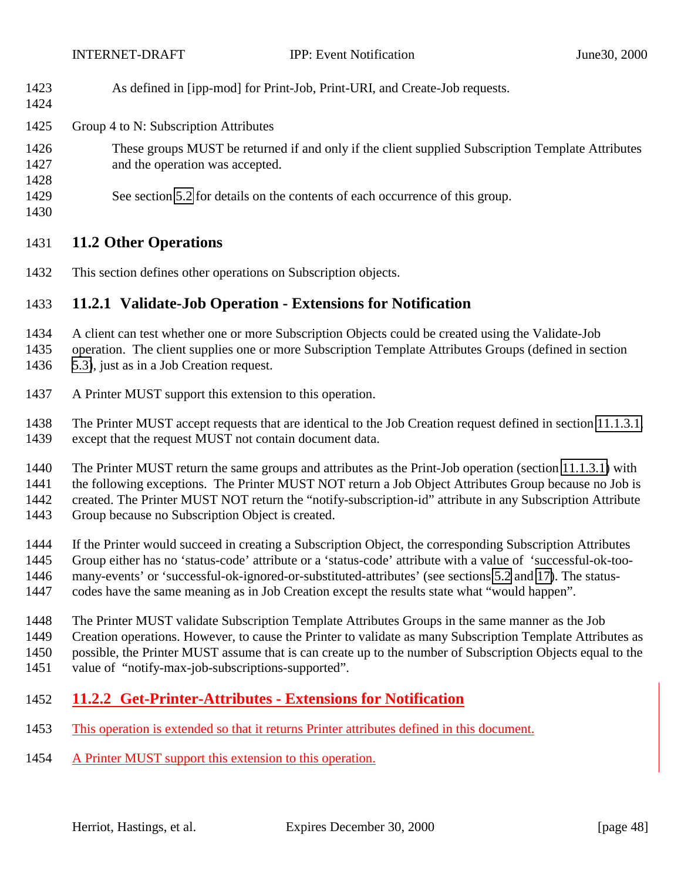As defined in [ipp-mod] for Print-Job, Print-URI, and Create-Job requests.

Group 4 to N: Subscription Attributes

These groups MUST be returned if and only if the client supplied Subscription Template Attributes and the operation was accepted.

See section 5.2 for details on the contents of each occurrence of this group.

## 11.2 Other Operations

This section defines other operations on Subscription objects.

### 11.2.1 Validate-Job Operation - Extensions for Notification

A client can test whether one or more Subscription Objects could be created using the Validate-Job operation. The client supplies one or more Subscription Template Attributes Groups (defined in section 5.3), just as in a Job Creation request.

A Printer MUST support this extension to this operation.

The Printer MUST accept requests that are identical to the Job Creation request defined in section 11.1.3.1, except that the request MUST not contain document data.

The Printer MUST return the same groups and attributes as the Print-Job operation (section 11.1.3.1) with the following exceptions. The Printer MUST NOT return a Job Object Attributes Group because no Job is created. The Printer MUST NOT return the "notify-subscription-id" attribute in any Subscription Attribute Group because no Subscription Object is created.

If the Printer would succeed in creating a Subscription Object, the corresponding Subscription Attributes Group either has no 'status-code' attribute or a 'status-code' attribute with a value of 'successful-ok-too-many-events' or 'successful-ok-ignored-or-substituted-attributes' (see sections 5.2 and 17). The status-codes have the same meaning as in Job Creation except the results state what "would happen".

The Printer MUST validate Subscription Template Attributes Groups in the same manner as the Job Creation operations. However, to cause the Printer to validate as many Subscription Template Attributes as possible, the Printer MUST assume that is can create up to the number of Subscription Objects equal to the value of "notify-max-job-subscriptions-supported".

### 11.2.2 Get-Printer-Attributes - Extensions for Notification

This operation is extended so that it returns Printer attributes defined in this document.

A Printer MUST support this extension to this operation.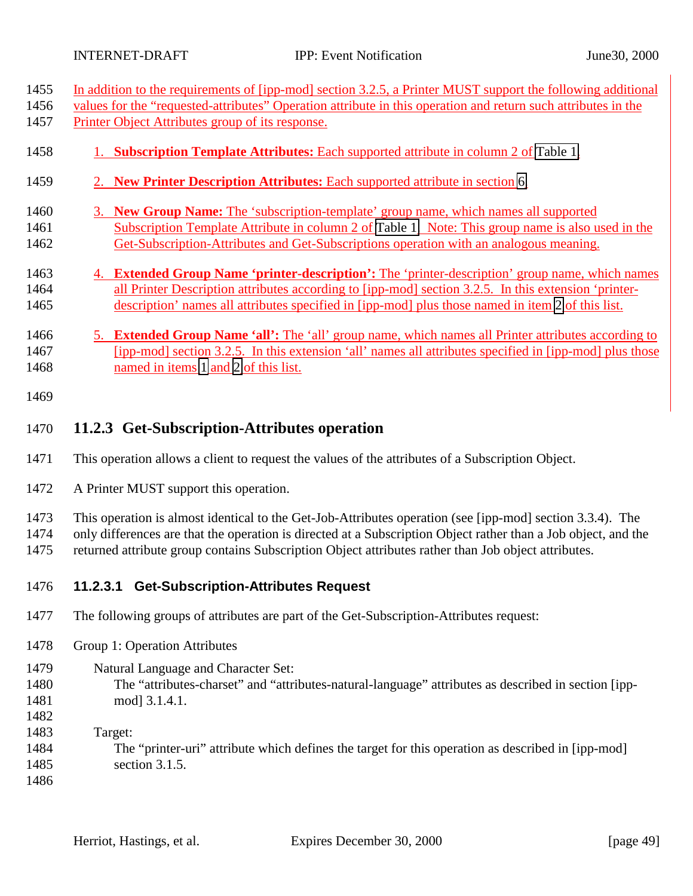In addition to the requirements of [ipp-mod] section 3.2.5, a Printer MUST support the following additional values for the “requested-attributes” Operation attribute in this operation and return such attributes in the Printer Object Attributes group of its response.

1. **Subscription Template Attributes:** Each supported attribute in column 2 of Table 1.
2. **New Printer Description Attributes:** Each supported attribute in section 6.
3. **New Group Name:** The ‘subscription-template’ group name, which names all supported Subscription Template Attribute in column 2 of Table 1. Note: This group name is also used in the Get-Subscription-Attributes and Get-Subscriptions operation with an analogous meaning.
4. **Extended Group Name ‘printer-description’:** The ‘printer-description’ group name, which names all Printer Description attributes according to [ipp-mod] section 3.2.5. In this extension ‘printer-description’ names all attributes specified in [ipp-mod] plus those named in item 2 of this list.
5. **Extended Group Name ‘all’:** The ‘all’ group name, which names all Printer attributes according to [ipp-mod] section 3.2.5. In this extension ‘all’ names all attributes specified in [ipp-mod] plus those named in items 1 and 2 of this list.

### 11.2.3 Get-Subscription-Attributes operation

This operation allows a client to request the values of the attributes of a Subscription Object.

A Printer MUST support this operation.

This operation is almost identical to the Get-Job-Attributes operation (see [ipp-mod] section 3.3.4). The only differences are that the operation is directed at a Subscription Object rather than a Job object, and the returned attribute group contains Subscription Object attributes rather than Job object attributes.

#### 11.2.3.1 Get-Subscription-Attributes Request

The following groups of attributes are part of the Get-Subscription-Attributes request:

Group 1: Operation Attributes

Natural Language and Character Set:
The “attributes-charset” and “attributes-natural-language” attributes as described in section [ipp-mod] 3.1.4.1.

Target:
The “printer-uri” attribute which defines the target for this operation as described in [ipp-mod] section 3.1.5.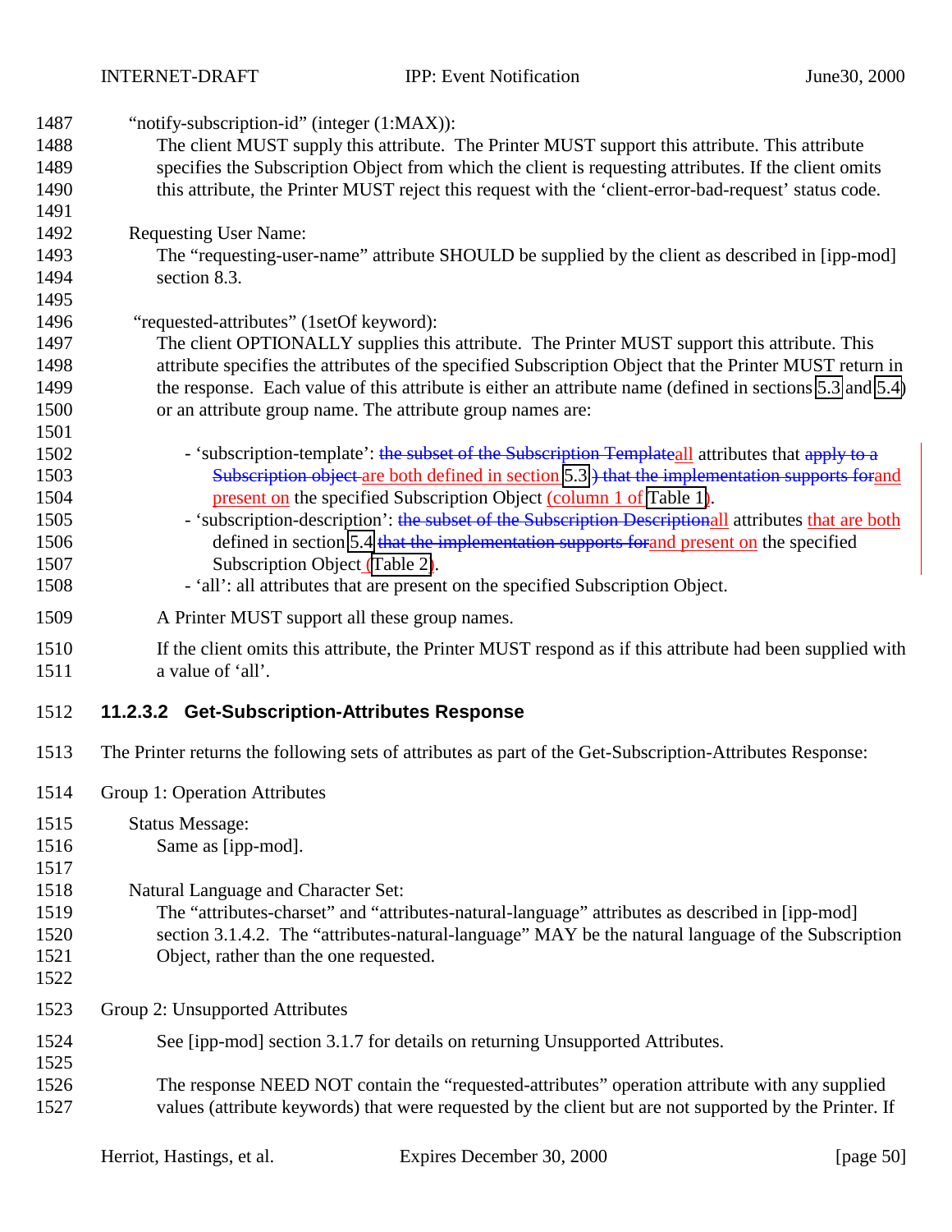"notify-subscription-id" (integer (1:MAX)):
The client MUST supply this attribute. The Printer MUST support this attribute. This attribute specifies the Subscription Object from which the client is requesting attributes. If the client omits this attribute, the Printer MUST reject this request with the 'client-error-bad-request' status code.

Requesting User Name:
The "requesting-user-name" attribute SHOULD be supplied by the client as described in [ipp-mod] section 8.3.

"requested-attributes" (1setOf keyword):
The client OPTIONALLY supplies this attribute. The Printer MUST support this attribute. This attribute specifies the attributes of the specified Subscription Object that the Printer MUST return in the response. Each value of this attribute is either an attribute name (defined in sections 5.3 and 5.4) or an attribute group name. The attribute group names are:

- 'subscription-template': ~~the subset of the Subscription Template~~all attributes that ~~apply to a Subscription object~~ are both defined in section 5.3~~) that the implementation supports for~~and present on the specified Subscription Object (column 1 of Table 1).
- 'subscription-description': ~~the subset of the Subscription Description~~all attributes that are both defined in section 5.4 ~~that the implementation supports for~~and present on the specified Subscription Object (Table 2).
- 'all': all attributes that are present on the specified Subscription Object.

A Printer MUST support all these group names.

If the client omits this attribute, the Printer MUST respond as if this attribute had been supplied with a value of 'all'.

#### 11.2.3.2 Get-Subscription-Attributes Response

The Printer returns the following sets of attributes as part of the Get-Subscription-Attributes Response:

Group 1: Operation Attributes

Status Message:
Same as [ipp-mod].

Natural Language and Character Set:
The "attributes-charset" and "attributes-natural-language" attributes as described in [ipp-mod] section 3.1.4.2. The "attributes-natural-language" MAY be the natural language of the Subscription Object, rather than the one requested.

Group 2: Unsupported Attributes

See [ipp-mod] section 3.1.7 for details on returning Unsupported Attributes.

The response NEED NOT contain the "requested-attributes" operation attribute with any supplied values (attribute keywords) that were requested by the client but are not supported by the Printer. If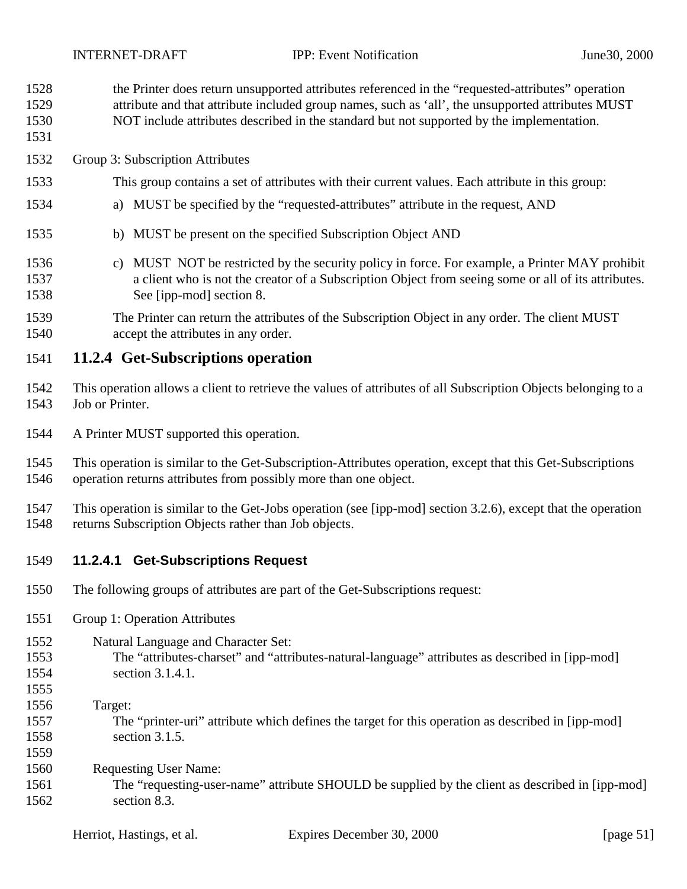the Printer does return unsupported attributes referenced in the “requested-attributes” operation attribute and that attribute included group names, such as ‘all’, the unsupported attributes MUST NOT include attributes described in the standard but not supported by the implementation.

Group 3: Subscription Attributes

This group contains a set of attributes with their current values. Each attribute in this group:

a) MUST be specified by the “requested-attributes” attribute in the request, AND

b) MUST be present on the specified Subscription Object AND

c) MUST NOT be restricted by the security policy in force. For example, a Printer MAY prohibit a client who is not the creator of a Subscription Object from seeing some or all of its attributes. See [ipp-mod] section 8.

The Printer can return the attributes of the Subscription Object in any order. The client MUST accept the attributes in any order.

### 11.2.4 Get-Subscriptions operation

This operation allows a client to retrieve the values of attributes of all Subscription Objects belonging to a Job or Printer.

A Printer MUST supported this operation.

This operation is similar to the Get-Subscription-Attributes operation, except that this Get-Subscriptions operation returns attributes from possibly more than one object.

This operation is similar to the Get-Jobs operation (see [ipp-mod] section 3.2.6), except that the operation returns Subscription Objects rather than Job objects.

#### 11.2.4.1 Get-Subscriptions Request

The following groups of attributes are part of the Get-Subscriptions request:

Group 1: Operation Attributes

Natural Language and Character Set:
The “attributes-charset” and “attributes-natural-language” attributes as described in [ipp-mod] section 3.1.4.1.

Target:
The “printer-uri” attribute which defines the target for this operation as described in [ipp-mod] section 3.1.5.

Requesting User Name:
The “requesting-user-name” attribute SHOULD be supplied by the client as described in [ipp-mod] section 8.3.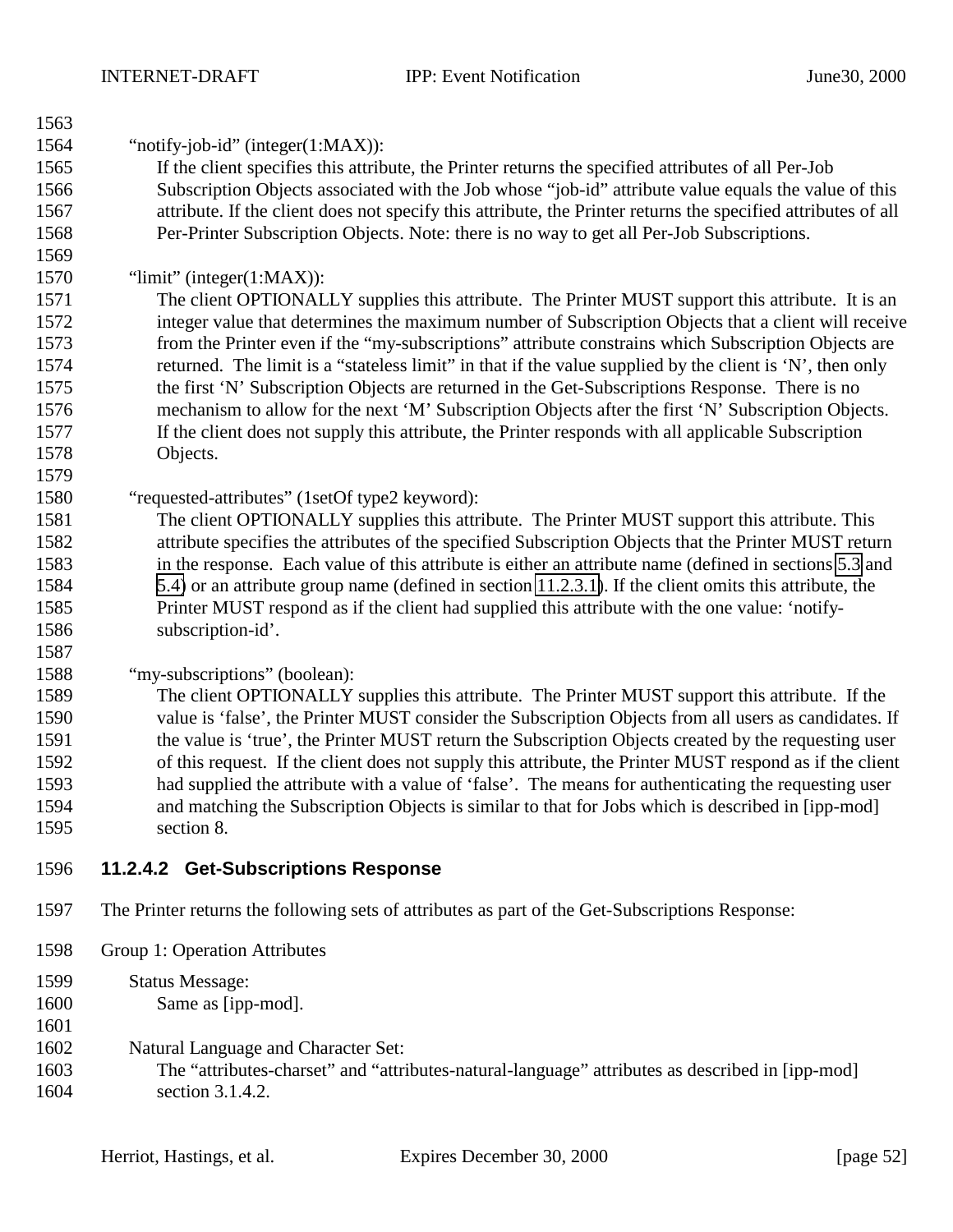"notify-job-id" (integer(1:MAX)):

If the client specifies this attribute, the Printer returns the specified attributes of all Per-Job Subscription Objects associated with the Job whose "job-id" attribute value equals the value of this attribute. If the client does not specify this attribute, the Printer returns the specified attributes of all Per-Printer Subscription Objects. Note: there is no way to get all Per-Job Subscriptions.

"limit" (integer(1:MAX)):

The client OPTIONALLY supplies this attribute. The Printer MUST support this attribute. It is an integer value that determines the maximum number of Subscription Objects that a client will receive from the Printer even if the "my-subscriptions" attribute constrains which Subscription Objects are returned. The limit is a "stateless limit" in that if the value supplied by the client is 'N', then only the first 'N' Subscription Objects are returned in the Get-Subscriptions Response. There is no mechanism to allow for the next 'M' Subscription Objects after the first 'N' Subscription Objects. If the client does not supply this attribute, the Printer responds with all applicable Subscription Objects.

"requested-attributes" (1setOf type2 keyword):

The client OPTIONALLY supplies this attribute. The Printer MUST support this attribute. This attribute specifies the attributes of the specified Subscription Objects that the Printer MUST return in the response. Each value of this attribute is either an attribute name (defined in sections 5.3 and 5.4) or an attribute group name (defined in section 11.2.3.1). If the client omits this attribute, the Printer MUST respond as if the client had supplied this attribute with the one value: 'notify-subscription-id'.

"my-subscriptions" (boolean):

The client OPTIONALLY supplies this attribute. The Printer MUST support this attribute. If the value is 'false', the Printer MUST consider the Subscription Objects from all users as candidates. If the value is 'true', the Printer MUST return the Subscription Objects created by the requesting user of this request. If the client does not supply this attribute, the Printer MUST respond as if the client had supplied the attribute with a value of 'false'. The means for authenticating the requesting user and matching the Subscription Objects is similar to that for Jobs which is described in [ipp-mod] section 8.

#### 11.2.4.2 Get-Subscriptions Response

The Printer returns the following sets of attributes as part of the Get-Subscriptions Response:

Group 1: Operation Attributes

Status Message:

Same as [ipp-mod].

Natural Language and Character Set:

The "attributes-charset" and "attributes-natural-language" attributes as described in [ipp-mod] section 3.1.4.2.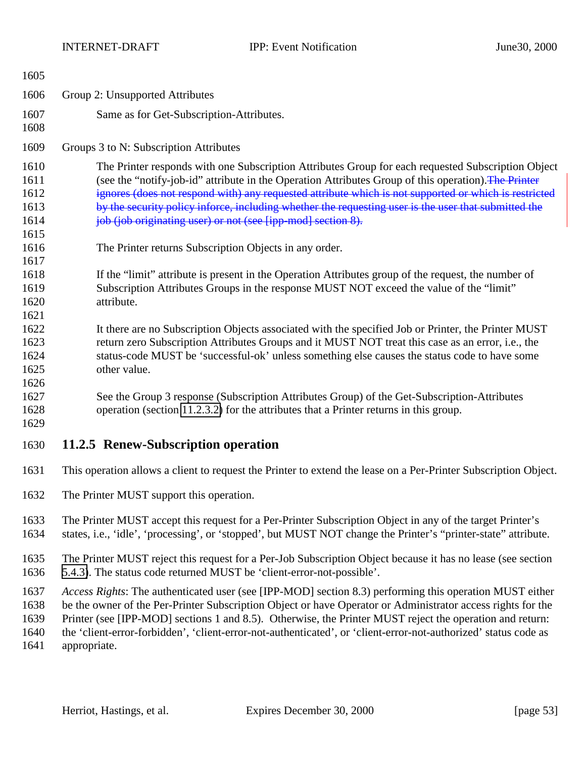Group 2: Unsupported Attributes

Same as for Get-Subscription-Attributes.

Groups 3 to N: Subscription Attributes

The Printer responds with one Subscription Attributes Group for each requested Subscription Object (see the "notify-job-id" attribute in the Operation Attributes Group of this operation).~~The Printer ignores (does not respond with) any requested attribute which is not supported or which is restricted by the security policy inforce, including whether the requesting user is the user that submitted the job (job originating user) or not (see [ipp-mod] section 8).~~

The Printer returns Subscription Objects in any order.

If the "limit" attribute is present in the Operation Attributes group of the request, the number of Subscription Attributes Groups in the response MUST NOT exceed the value of the "limit" attribute.

It there are no Subscription Objects associated with the specified Job or Printer, the Printer MUST return zero Subscription Attributes Groups and it MUST NOT treat this case as an error, i.e., the status-code MUST be 'successful-ok' unless something else causes the status code to have some other value.

See the Group 3 response (Subscription Attributes Group) of the Get-Subscription-Attributes operation (section 11.2.3.2) for the attributes that a Printer returns in this group.

### 11.2.5 Renew-Subscription operation

This operation allows a client to request the Printer to extend the lease on a Per-Printer Subscription Object.

The Printer MUST support this operation.

The Printer MUST accept this request for a Per-Printer Subscription Object in any of the target Printer's states, i.e., 'idle', 'processing', or 'stopped', but MUST NOT change the Printer's "printer-state" attribute.

The Printer MUST reject this request for a Per-Job Subscription Object because it has no lease (see section 5.4.3). The status code returned MUST be 'client-error-not-possible'.

*Access Rights*: The authenticated user (see [IPP-MOD] section 8.3) performing this operation MUST either be the owner of the Per-Printer Subscription Object or have Operator or Administrator access rights for the Printer (see [IPP-MOD] sections 1 and 8.5). Otherwise, the Printer MUST reject the operation and return: the 'client-error-forbidden', 'client-error-not-authenticated', or 'client-error-not-authorized' status code as appropriate.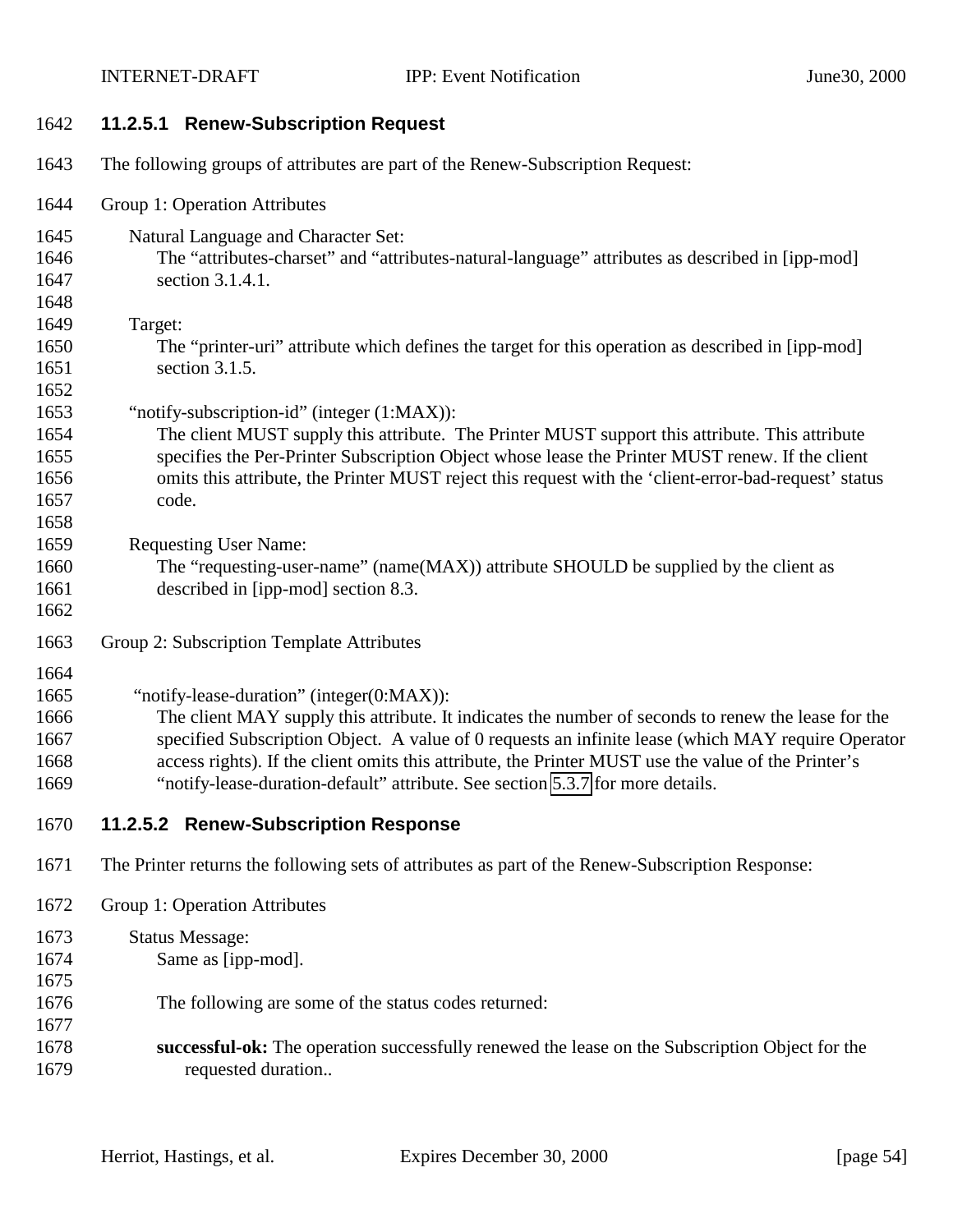#### 11.2.5.1 Renew-Subscription Request

The following groups of attributes are part of the Renew-Subscription Request:

Group 1: Operation Attributes

Natural Language and Character Set:
The "attributes-charset" and "attributes-natural-language" attributes as described in [ipp-mod] section 3.1.4.1.

Target:
The "printer-uri" attribute which defines the target for this operation as described in [ipp-mod] section 3.1.5.

"notify-subscription-id" (integer (1:MAX)):
The client MUST supply this attribute. The Printer MUST support this attribute. This attribute specifies the Per-Printer Subscription Object whose lease the Printer MUST renew. If the client omits this attribute, the Printer MUST reject this request with the 'client-error-bad-request' status code.

Requesting User Name:
The "requesting-user-name" (name(MAX)) attribute SHOULD be supplied by the client as described in [ipp-mod] section 8.3.

Group 2: Subscription Template Attributes

"notify-lease-duration" (integer(0:MAX)):
The client MAY supply this attribute. It indicates the number of seconds to renew the lease for the specified Subscription Object. A value of 0 requests an infinite lease (which MAY require Operator access rights). If the client omits this attribute, the Printer MUST use the value of the Printer's "notify-lease-duration-default" attribute. See section 5.3.7 for more details.

#### 11.2.5.2 Renew-Subscription Response

The Printer returns the following sets of attributes as part of the Renew-Subscription Response:

Group 1: Operation Attributes

Status Message:
Same as [ipp-mod].

The following are some of the status codes returned:

**successful-ok:** The operation successfully renewed the lease on the Subscription Object for the requested duration..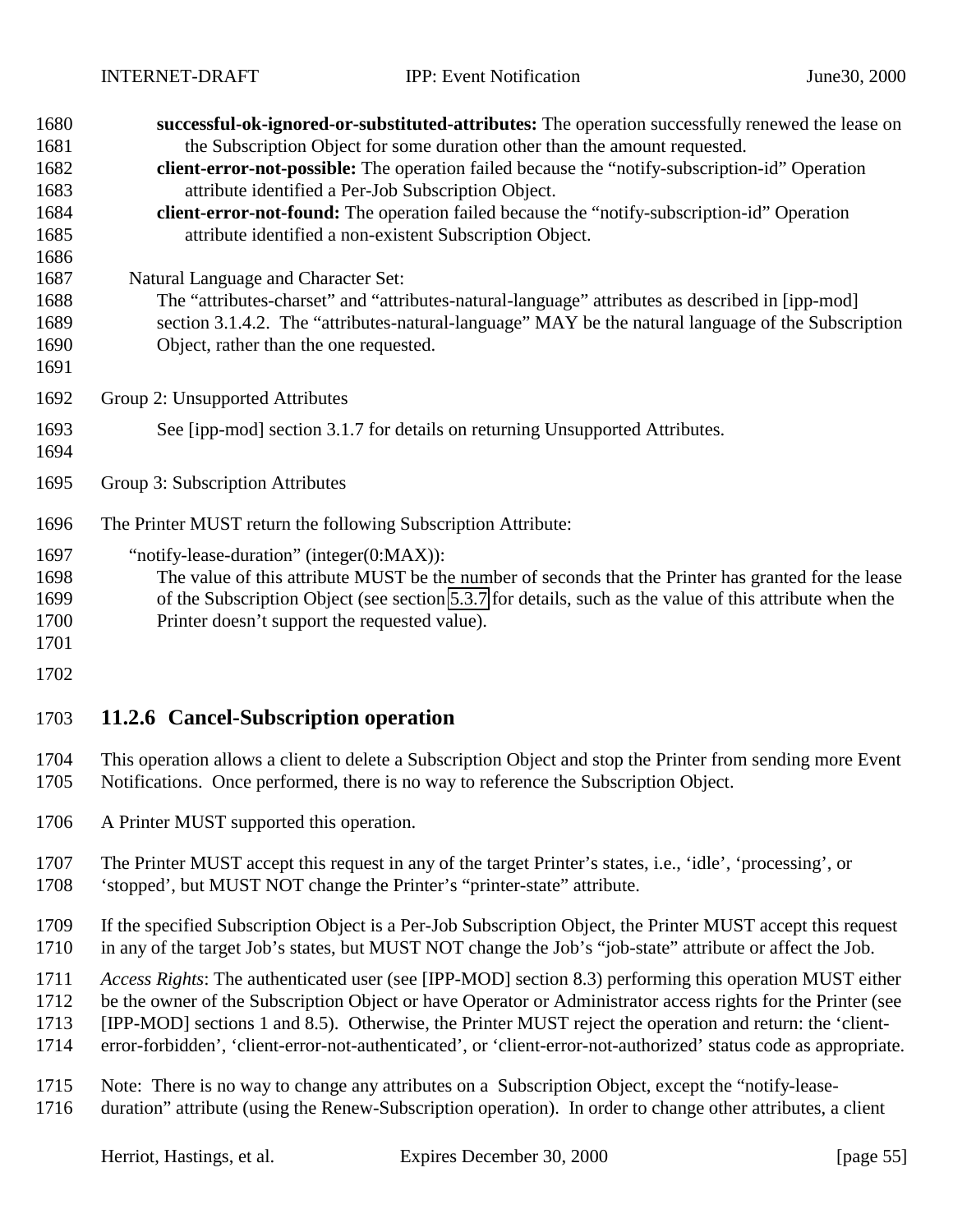**successful-ok-ignored-or-substituted-attributes:** The operation successfully renewed the lease on the Subscription Object for some duration other than the amount requested.

**client-error-not-possible:** The operation failed because the "notify-subscription-id" Operation attribute identified a Per-Job Subscription Object.

**client-error-not-found:** The operation failed because the "notify-subscription-id" Operation attribute identified a non-existent Subscription Object.

Natural Language and Character Set:

The "attributes-charset" and "attributes-natural-language" attributes as described in [ipp-mod] section 3.1.4.2. The "attributes-natural-language" MAY be the natural language of the Subscription Object, rather than the one requested.

Group 2: Unsupported Attributes

See [ipp-mod] section 3.1.7 for details on returning Unsupported Attributes.

Group 3: Subscription Attributes

The Printer MUST return the following Subscription Attribute:

"notify-lease-duration" (integer(0:MAX)):

The value of this attribute MUST be the number of seconds that the Printer has granted for the lease of the Subscription Object (see section 5.3.7 for details, such as the value of this attribute when the Printer doesn't support the requested value).

### 11.2.6 Cancel-Subscription operation

This operation allows a client to delete a Subscription Object and stop the Printer from sending more Event Notifications. Once performed, there is no way to reference the Subscription Object.

A Printer MUST supported this operation.

The Printer MUST accept this request in any of the target Printer's states, i.e., 'idle', 'processing', or 'stopped', but MUST NOT change the Printer's "printer-state" attribute.

If the specified Subscription Object is a Per-Job Subscription Object, the Printer MUST accept this request in any of the target Job's states, but MUST NOT change the Job's "job-state" attribute or affect the Job.

*Access Rights*: The authenticated user (see [IPP-MOD] section 8.3) performing this operation MUST either be the owner of the Subscription Object or have Operator or Administrator access rights for the Printer (see [IPP-MOD] sections 1 and 8.5). Otherwise, the Printer MUST reject the operation and return: the 'client-error-forbidden', 'client-error-not-authenticated', or 'client-error-not-authorized' status code as appropriate.

Note: There is no way to change any attributes on a Subscription Object, except the "notify-lease-duration" attribute (using the Renew-Subscription operation). In order to change other attributes, a client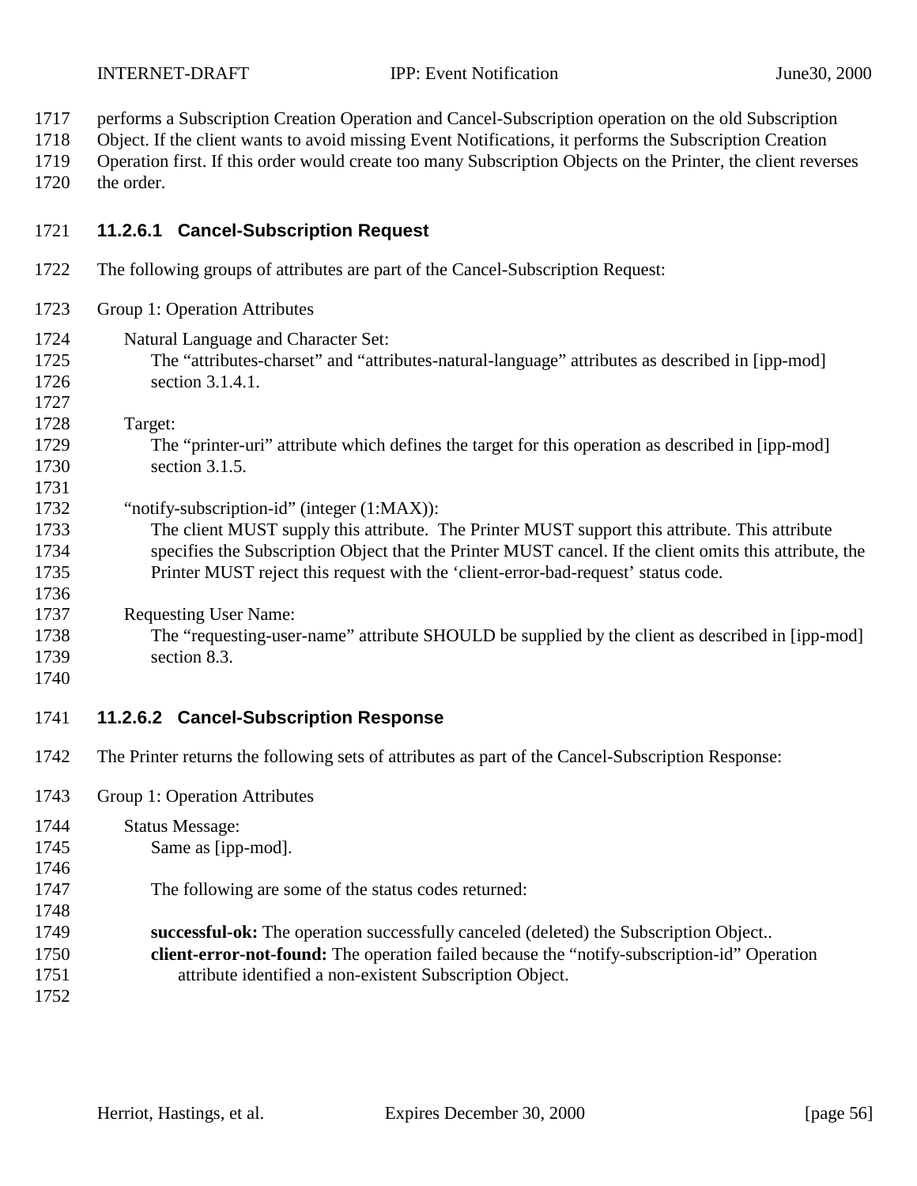performs a Subscription Creation Operation and Cancel-Subscription operation on the old Subscription Object. If the client wants to avoid missing Event Notifications, it performs the Subscription Creation Operation first. If this order would create too many Subscription Objects on the Printer, the client reverses the order.

#### 11.2.6.1 Cancel-Subscription Request

The following groups of attributes are part of the Cancel-Subscription Request:

Group 1: Operation Attributes

Natural Language and Character Set:
The “attributes-charset” and “attributes-natural-language” attributes as described in [ipp-mod] section 3.1.4.1.

Target:
The “printer-uri” attribute which defines the target for this operation as described in [ipp-mod] section 3.1.5.

“notify-subscription-id” (integer (1:MAX)):
The client MUST supply this attribute. The Printer MUST support this attribute. This attribute specifies the Subscription Object that the Printer MUST cancel. If the client omits this attribute, the Printer MUST reject this request with the ‘client-error-bad-request’ status code.

Requesting User Name:
The “requesting-user-name” attribute SHOULD be supplied by the client as described in [ipp-mod] section 8.3.

#### 11.2.6.2 Cancel-Subscription Response

The Printer returns the following sets of attributes as part of the Cancel-Subscription Response:

Group 1: Operation Attributes

Status Message:
Same as [ipp-mod].

The following are some of the status codes returned:

**successful-ok:** The operation successfully canceled (deleted) the Subscription Object..
**client-error-not-found:** The operation failed because the “notify-subscription-id” Operation attribute identified a non-existent Subscription Object.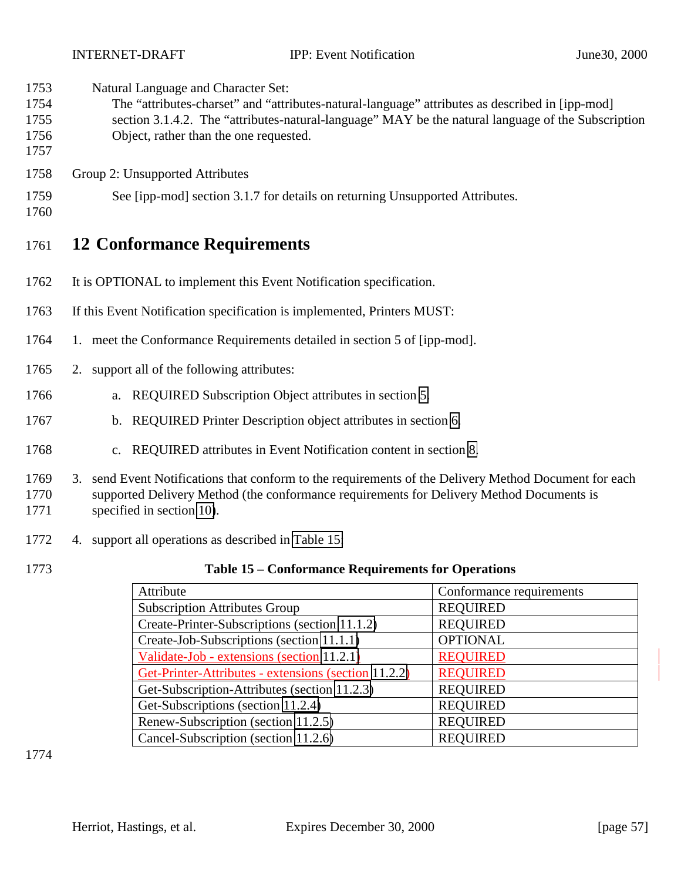Natural Language and Character Set:
The "attributes-charset" and "attributes-natural-language" attributes as described in [ipp-mod] section 3.1.4.2. The "attributes-natural-language" MAY be the natural language of the Subscription Object, rather than the one requested.

Group 2: Unsupported Attributes

See [ipp-mod] section 3.1.7 for details on returning Unsupported Attributes.

# 12 Conformance Requirements

It is OPTIONAL to implement this Event Notification specification.

If this Event Notification specification is implemented, Printers MUST:

1. meet the Conformance Requirements detailed in section 5 of [ipp-mod].
2. support all of the following attributes:
   a. REQUIRED Subscription Object attributes in section 5.
   b. REQUIRED Printer Description object attributes in section 6.
   c. REQUIRED attributes in Event Notification content in section 8.
3. send Event Notifications that conform to the requirements of the Delivery Method Document for each supported Delivery Method (the conformance requirements for Delivery Method Documents is specified in section 10).
4. support all operations as described in Table 15.

**Table 15 – Conformance Requirements for Operations**

| Attribute | Conformance requirements |
|---|---|
| Subscription Attributes Group | REQUIRED |
| Create-Printer-Subscriptions (section 11.1.2) | REQUIRED |
| Create-Job-Subscriptions (section 11.1.1) | OPTIONAL |
| Validate-Job - extensions (section 11.2.1) | REQUIRED |
| Get-Printer-Attributes - extensions (section 11.2.2) | REQUIRED |
| Get-Subscription-Attributes (section 11.2.3) | REQUIRED |
| Get-Subscriptions (section 11.2.4) | REQUIRED |
| Renew-Subscription (section 11.2.5) | REQUIRED |
| Cancel-Subscription (section 11.2.6) | REQUIRED |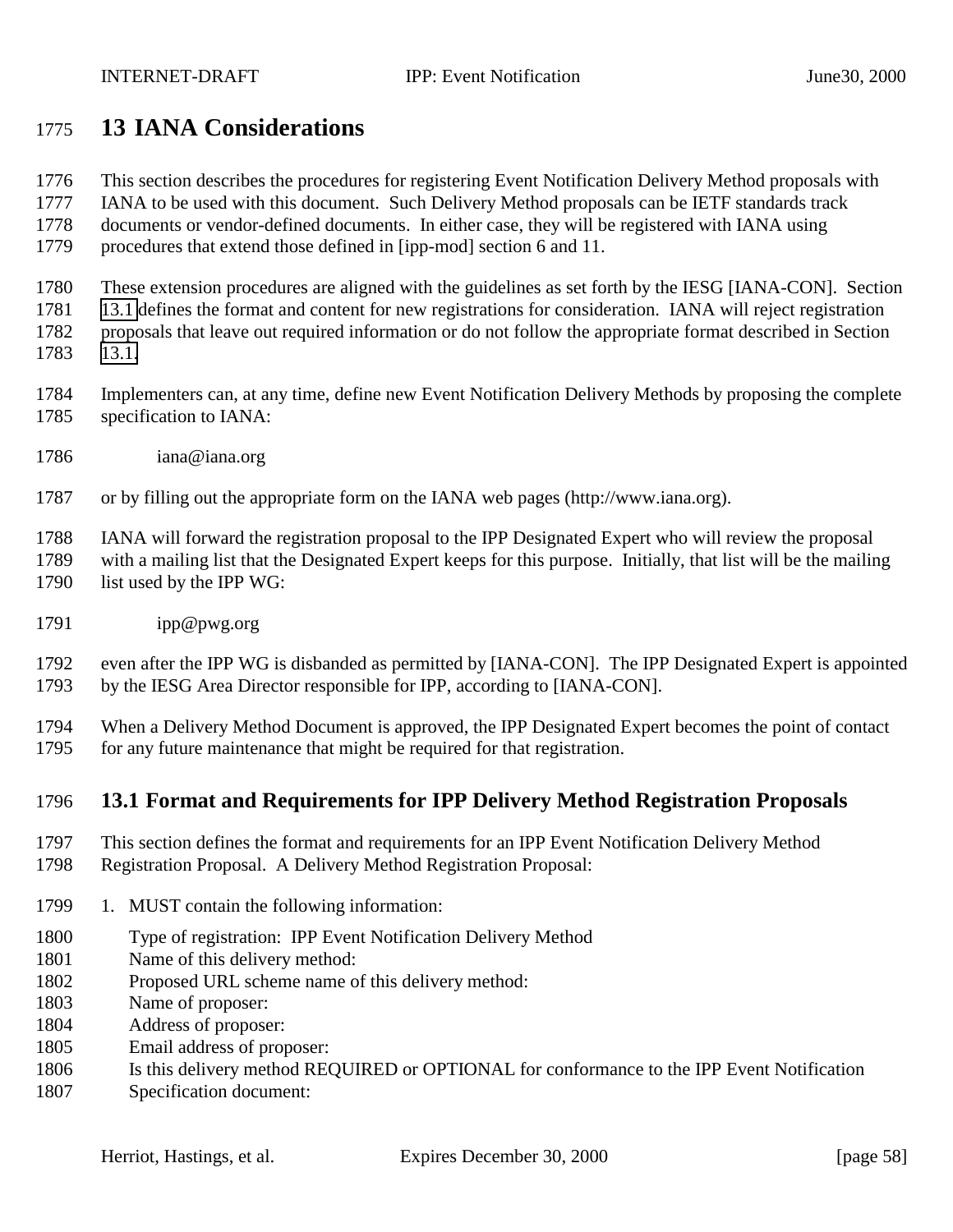# 13 IANA Considerations

This section describes the procedures for registering Event Notification Delivery Method proposals with IANA to be used with this document. Such Delivery Method proposals can be IETF standards track documents or vendor-defined documents. In either case, they will be registered with IANA using procedures that extend those defined in [ipp-mod] section 6 and 11.

These extension procedures are aligned with the guidelines as set forth by the IESG [IANA-CON]. Section 13.1 defines the format and content for new registrations for consideration. IANA will reject registration proposals that leave out required information or do not follow the appropriate format described in Section 13.1.

Implementers can, at any time, define new Event Notification Delivery Methods by proposing the complete specification to IANA:

iana@iana.org

or by filling out the appropriate form on the IANA web pages (http://www.iana.org).

IANA will forward the registration proposal to the IPP Designated Expert who will review the proposal with a mailing list that the Designated Expert keeps for this purpose. Initially, that list will be the mailing list used by the IPP WG:

ipp@pwg.org

even after the IPP WG is disbanded as permitted by [IANA-CON]. The IPP Designated Expert is appointed by the IESG Area Director responsible for IPP, according to [IANA-CON].

When a Delivery Method Document is approved, the IPP Designated Expert becomes the point of contact for any future maintenance that might be required for that registration.

## 13.1 Format and Requirements for IPP Delivery Method Registration Proposals

This section defines the format and requirements for an IPP Event Notification Delivery Method Registration Proposal. A Delivery Method Registration Proposal:

1. MUST contain the following information:

   Type of registration: IPP Event Notification Delivery Method
   Name of this delivery method:
   Proposed URL scheme name of this delivery method:
   Name of proposer:
   Address of proposer:
   Email address of proposer:
   Is this delivery method REQUIRED or OPTIONAL for conformance to the IPP Event Notification Specification document: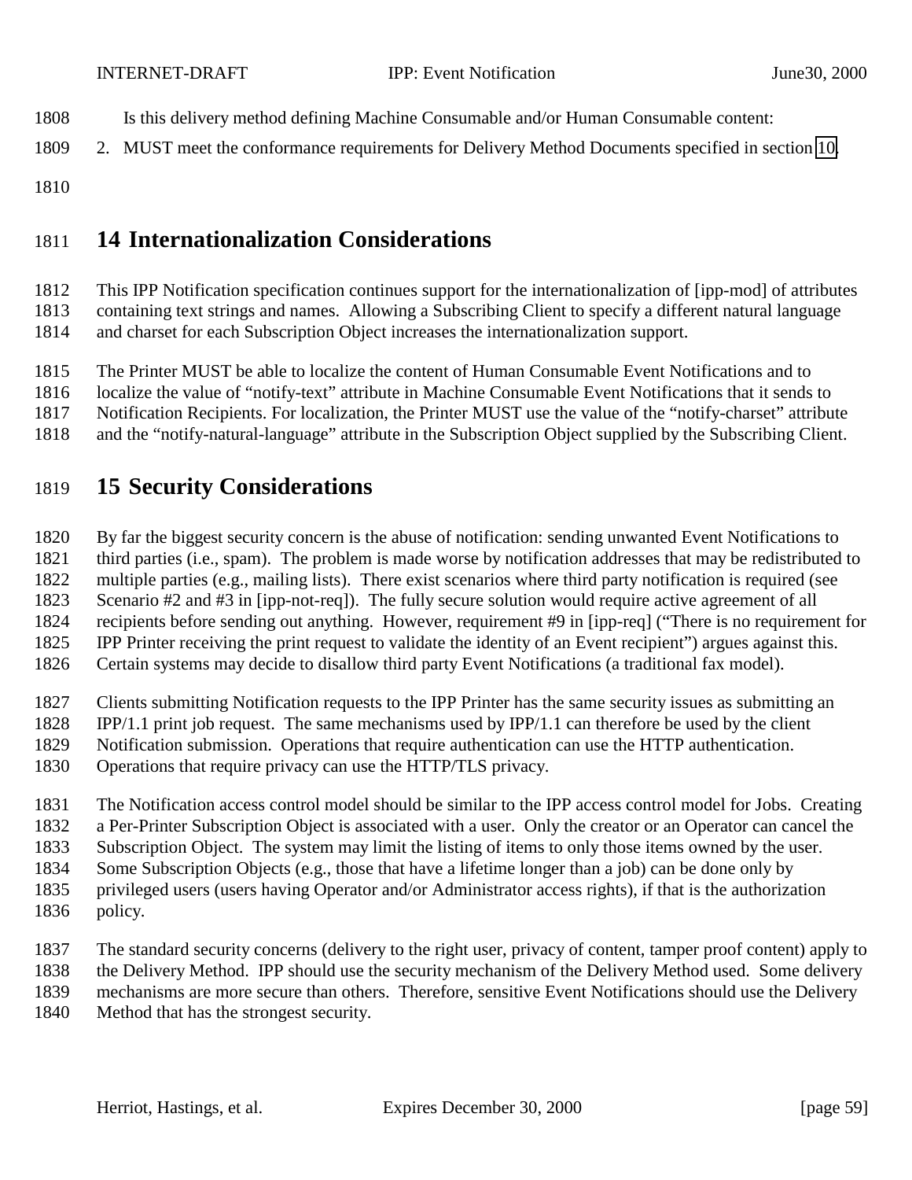Is this delivery method defining Machine Consumable and/or Human Consumable content:

2. MUST meet the conformance requirements for Delivery Method Documents specified in section 10.

# 14 Internationalization Considerations

This IPP Notification specification continues support for the internationalization of [ipp-mod] of attributes containing text strings and names. Allowing a Subscribing Client to specify a different natural language and charset for each Subscription Object increases the internationalization support.

The Printer MUST be able to localize the content of Human Consumable Event Notifications and to localize the value of "notify-text" attribute in Machine Consumable Event Notifications that it sends to Notification Recipients. For localization, the Printer MUST use the value of the "notify-charset" attribute and the "notify-natural-language" attribute in the Subscription Object supplied by the Subscribing Client.

# 15 Security Considerations

By far the biggest security concern is the abuse of notification: sending unwanted Event Notifications to third parties (i.e., spam). The problem is made worse by notification addresses that may be redistributed to multiple parties (e.g., mailing lists). There exist scenarios where third party notification is required (see Scenario #2 and #3 in [ipp-not-req]). The fully secure solution would require active agreement of all recipients before sending out anything. However, requirement #9 in [ipp-req] ("There is no requirement for IPP Printer receiving the print request to validate the identity of an Event recipient") argues against this. Certain systems may decide to disallow third party Event Notifications (a traditional fax model).

Clients submitting Notification requests to the IPP Printer has the same security issues as submitting an IPP/1.1 print job request. The same mechanisms used by IPP/1.1 can therefore be used by the client Notification submission. Operations that require authentication can use the HTTP authentication. Operations that require privacy can use the HTTP/TLS privacy.

The Notification access control model should be similar to the IPP access control model for Jobs. Creating a Per-Printer Subscription Object is associated with a user. Only the creator or an Operator can cancel the Subscription Object. The system may limit the listing of items to only those items owned by the user. Some Subscription Objects (e.g., those that have a lifetime longer than a job) can be done only by privileged users (users having Operator and/or Administrator access rights), if that is the authorization policy.

The standard security concerns (delivery to the right user, privacy of content, tamper proof content) apply to the Delivery Method. IPP should use the security mechanism of the Delivery Method used. Some delivery mechanisms are more secure than others. Therefore, sensitive Event Notifications should use the Delivery Method that has the strongest security.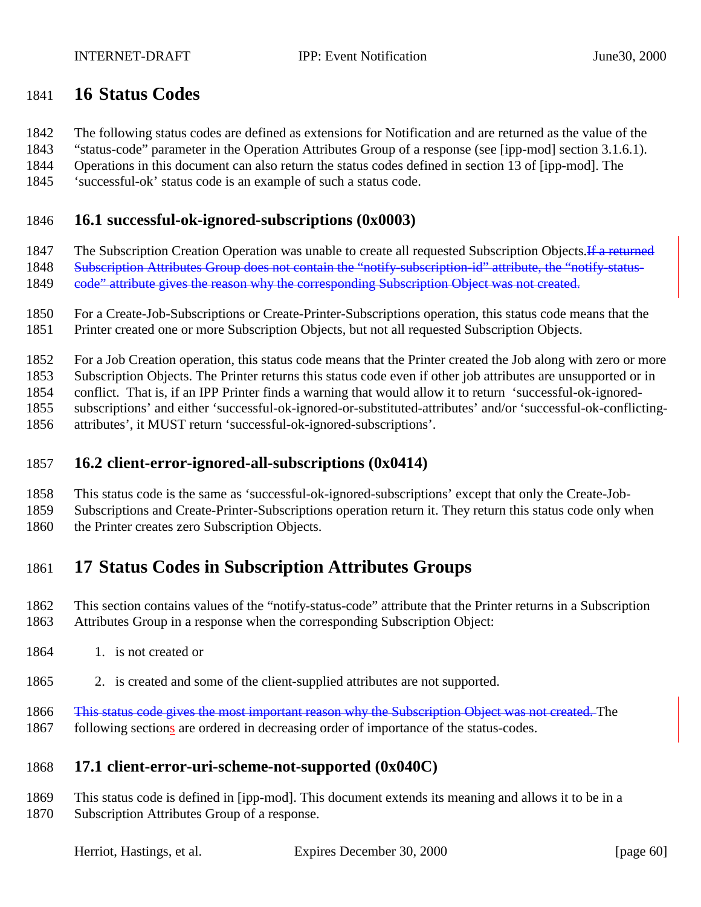# 16 Status Codes

The following status codes are defined as extensions for Notification and are returned as the value of the "status-code" parameter in the Operation Attributes Group of a response (see [ipp-mod] section 3.1.6.1). Operations in this document can also return the status codes defined in section 13 of [ipp-mod]. The 'successful-ok' status code is an example of such a status code.

## 16.1 successful-ok-ignored-subscriptions (0x0003)

The Subscription Creation Operation was unable to create all requested Subscription Objects.~~If a returned Subscription Attributes Group does not contain the "notify-subscription-id" attribute, the "notify-status-code" attribute gives the reason why the corresponding Subscription Object was not created.~~

For a Create-Job-Subscriptions or Create-Printer-Subscriptions operation, this status code means that the Printer created one or more Subscription Objects, but not all requested Subscription Objects.

For a Job Creation operation, this status code means that the Printer created the Job along with zero or more Subscription Objects. The Printer returns this status code even if other job attributes are unsupported or in conflict. That is, if an IPP Printer finds a warning that would allow it to return 'successful-ok-ignored-subscriptions' and either 'successful-ok-ignored-or-substituted-attributes' and/or 'successful-ok-conflicting-attributes', it MUST return 'successful-ok-ignored-subscriptions'.

## 16.2 client-error-ignored-all-subscriptions (0x0414)

This status code is the same as 'successful-ok-ignored-subscriptions' except that only the Create-Job-Subscriptions and Create-Printer-Subscriptions operation return it. They return this status code only when the Printer creates zero Subscription Objects.

# 17 Status Codes in Subscription Attributes Groups

This section contains values of the "notify-status-code" attribute that the Printer returns in a Subscription Attributes Group in a response when the corresponding Subscription Object:

1. is not created or

2. is created and some of the client-supplied attributes are not supported.

~~This status code gives the most important reason why the Subscription Object was not created.~~ The following sections are ordered in decreasing order of importance of the status-codes.

## 17.1 client-error-uri-scheme-not-supported (0x040C)

This status code is defined in [ipp-mod]. This document extends its meaning and allows it to be in a Subscription Attributes Group of a response.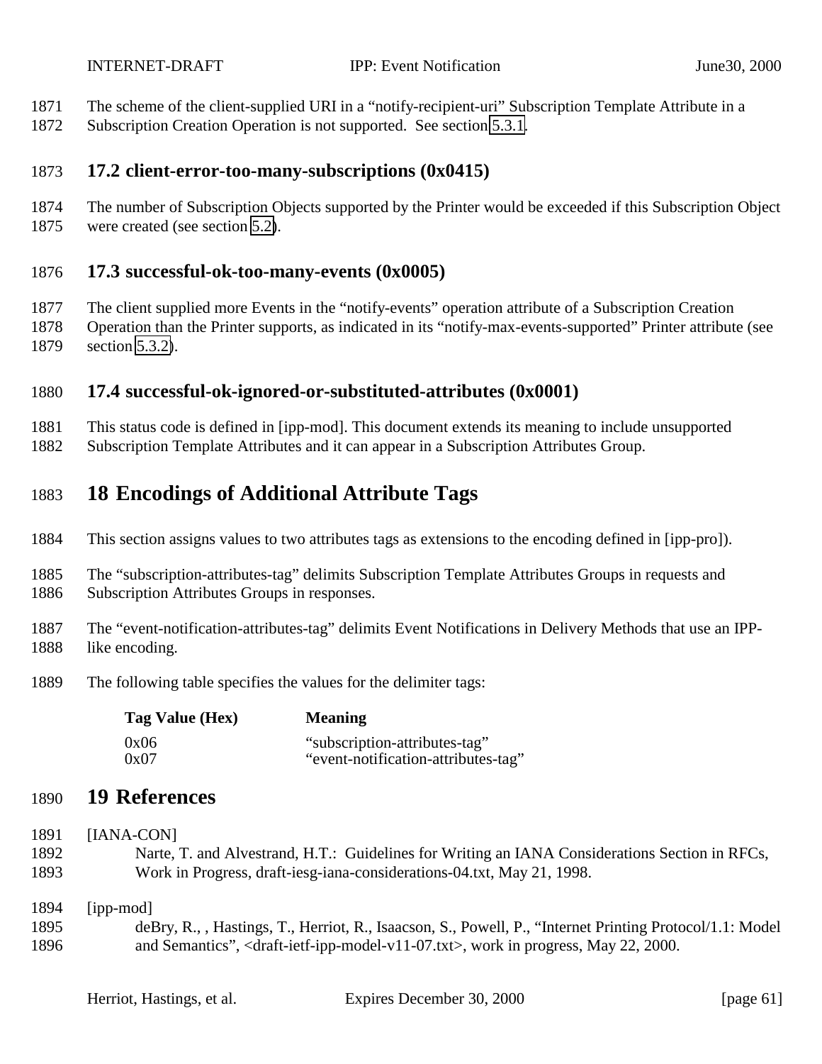The scheme of the client-supplied URI in a “notify-recipient-uri” Subscription Template Attribute in a Subscription Creation Operation is not supported. See section 5.3.1.

## 17.2 client-error-too-many-subscriptions (0x0415)

The number of Subscription Objects supported by the Printer would be exceeded if this Subscription Object were created (see section 5.2).

## 17.3 successful-ok-too-many-events (0x0005)

The client supplied more Events in the “notify-events” operation attribute of a Subscription Creation Operation than the Printer supports, as indicated in its “notify-max-events-supported” Printer attribute (see section 5.3.2).

## 17.4 successful-ok-ignored-or-substituted-attributes (0x0001)

This status code is defined in [ipp-mod]. This document extends its meaning to include unsupported Subscription Template Attributes and it can appear in a Subscription Attributes Group.

# 18 Encodings of Additional Attribute Tags

This section assigns values to two attributes tags as extensions to the encoding defined in [ipp-pro]).

The “subscription-attributes-tag” delimits Subscription Template Attributes Groups in requests and Subscription Attributes Groups in responses.

The “event-notification-attributes-tag” delimits Event Notifications in Delivery Methods that use an IPP-like encoding.

The following table specifies the values for the delimiter tags:

| Tag Value (Hex) | Meaning |
|---|---|
| 0x06 | “subscription-attributes-tag” |
| 0x07 | “event-notification-attributes-tag” |

# 19 References

[IANA-CON]
Narte, T. and Alvestrand, H.T.: Guidelines for Writing an IANA Considerations Section in RFCs, Work in Progress, draft-iesg-iana-considerations-04.txt, May 21, 1998.

[ipp-mod]
deBry, R., , Hastings, T., Herriot, R., Isaacson, S., Powell, P., “Internet Printing Protocol/1.1: Model and Semantics”, <draft-ietf-ipp-model-v11-07.txt>, work in progress, May 22, 2000.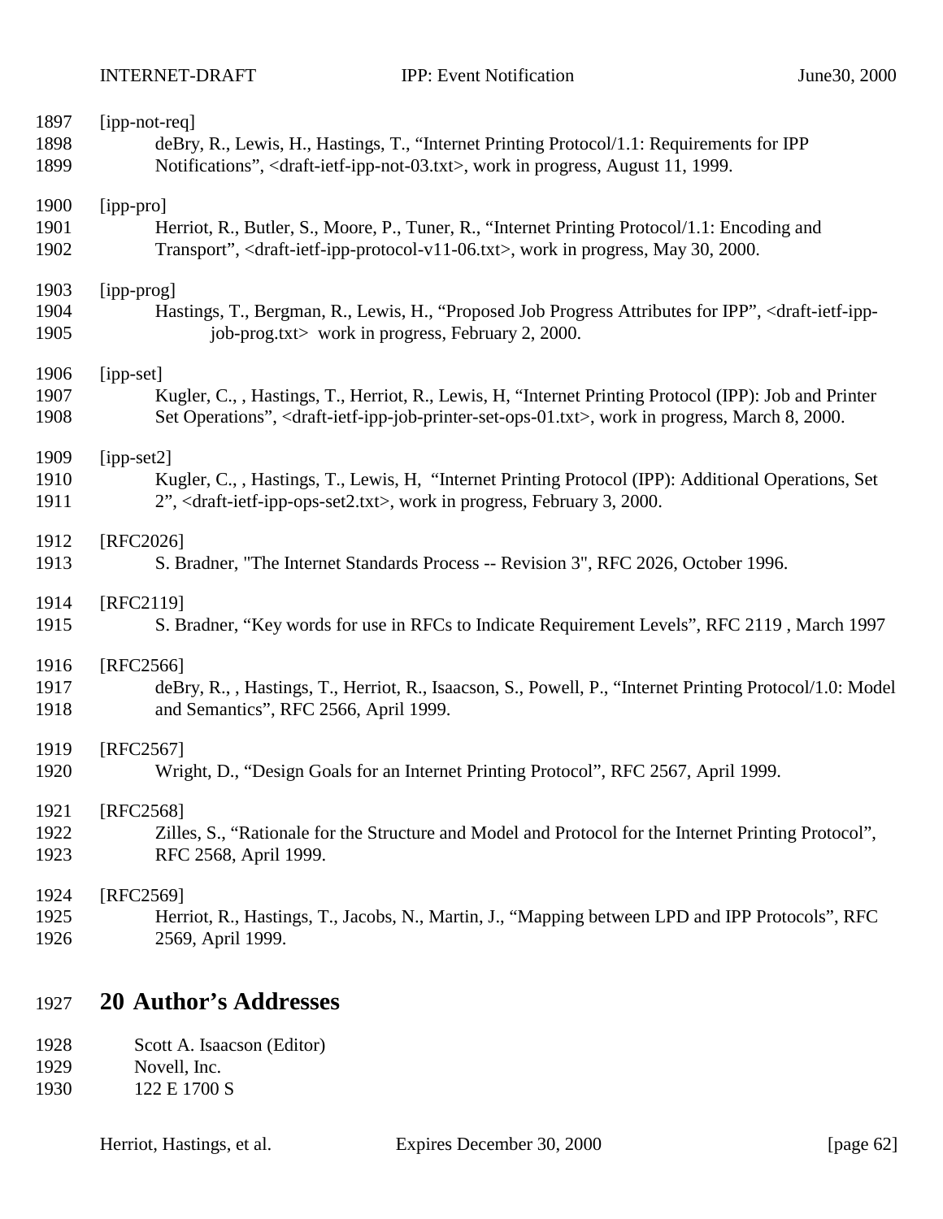[ipp-not-req]
deBry, R., Lewis, H., Hastings, T., "Internet Printing Protocol/1.1: Requirements for IPP Notifications", <draft-ietf-ipp-not-03.txt>, work in progress, August 11, 1999.

[ipp-pro]
Herriot, R., Butler, S., Moore, P., Tuner, R., "Internet Printing Protocol/1.1: Encoding and Transport", <draft-ietf-ipp-protocol-v11-06.txt>, work in progress, May 30, 2000.

[ipp-prog]
Hastings, T., Bergman, R., Lewis, H., "Proposed Job Progress Attributes for IPP", <draft-ietf-ipp-job-prog.txt> work in progress, February 2, 2000.

[ipp-set]
Kugler, C., , Hastings, T., Herriot, R., Lewis, H, "Internet Printing Protocol (IPP): Job and Printer Set Operations", <draft-ietf-ipp-job-printer-set-ops-01.txt>, work in progress, March 8, 2000.

[ipp-set2]
Kugler, C., , Hastings, T., Lewis, H, "Internet Printing Protocol (IPP): Additional Operations, Set 2", <draft-ietf-ipp-ops-set2.txt>, work in progress, February 3, 2000.

[RFC2026]
S. Bradner, "The Internet Standards Process -- Revision 3", RFC 2026, October 1996.

[RFC2119]
S. Bradner, "Key words for use in RFCs to Indicate Requirement Levels", RFC 2119 , March 1997

[RFC2566]
deBry, R., , Hastings, T., Herriot, R., Isaacson, S., Powell, P., "Internet Printing Protocol/1.0: Model and Semantics", RFC 2566, April 1999.

[RFC2567]
Wright, D., "Design Goals for an Internet Printing Protocol", RFC 2567, April 1999.

[RFC2568]
Zilles, S., "Rationale for the Structure and Model and Protocol for the Internet Printing Protocol", RFC 2568, April 1999.

[RFC2569]
Herriot, R., Hastings, T., Jacobs, N., Martin, J., "Mapping between LPD and IPP Protocols", RFC 2569, April 1999.

# 20 Author's Addresses

Scott A. Isaacson (Editor)
Novell, Inc.
122 E 1700 S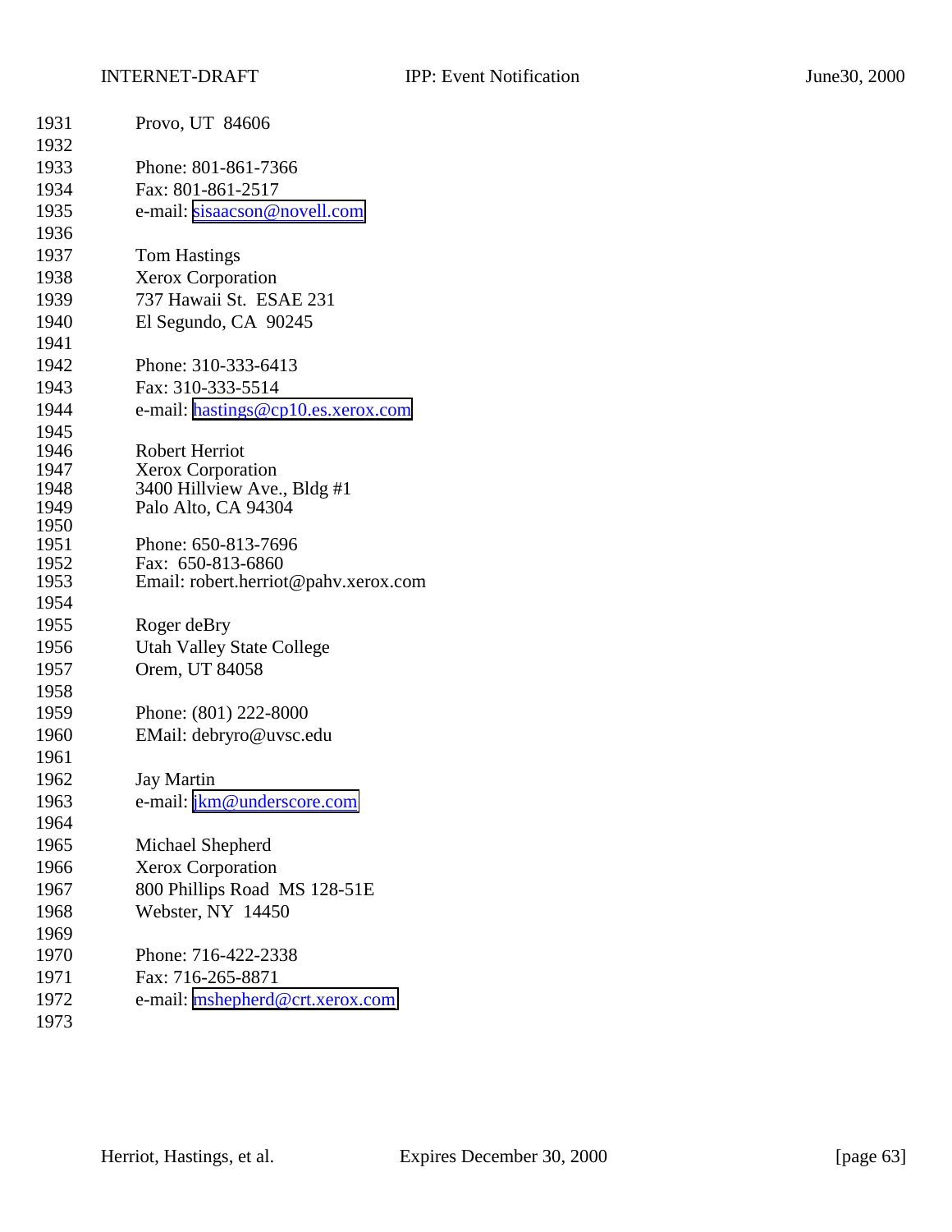Provo, UT  84606

Phone: 801-861-7366
Fax: 801-861-2517
e-mail: sisaacson@novell.com

Tom Hastings
Xerox Corporation
737 Hawaii St.  ESAE 231
El Segundo, CA  90245

Phone: 310-333-6413
Fax: 310-333-5514
e-mail: hastings@cp10.es.xerox.com

Robert Herriot
Xerox Corporation
3400 Hillview Ave., Bldg #1
Palo Alto, CA 94304

Phone: 650-813-7696
Fax:  650-813-6860
Email: robert.herriot@pahv.xerox.com

Roger deBry
Utah Valley State College
Orem, UT 84058

Phone: (801) 222-8000
EMail: debryro@uvsc.edu

Jay Martin
e-mail: jkm@underscore.com

Michael Shepherd
Xerox Corporation
800 Phillips Road  MS 128-51E
Webster, NY  14450

Phone: 716-422-2338
Fax: 716-265-8871
e-mail: mshepherd@crt.xerox.com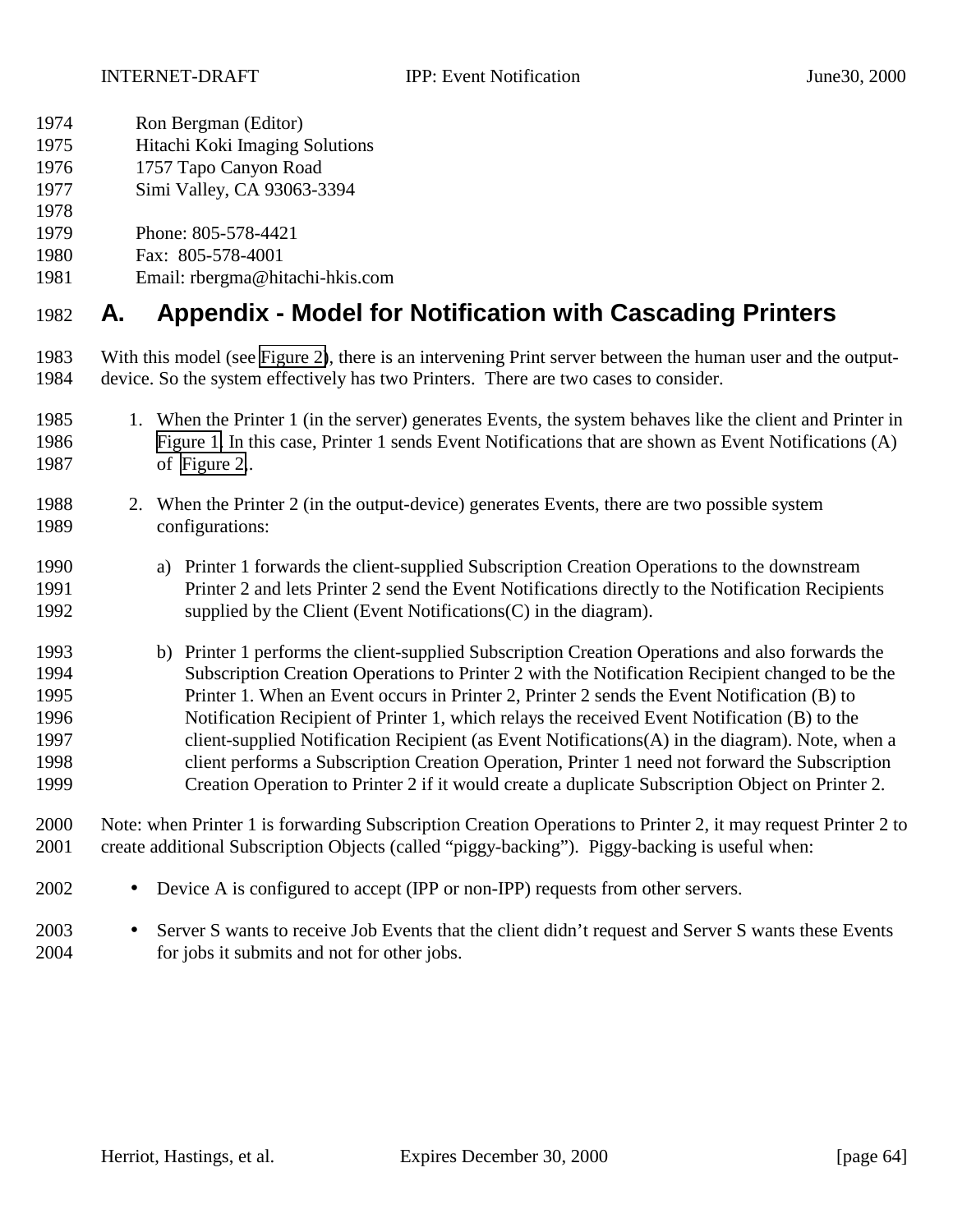Ron Bergman (Editor)
Hitachi Koki Imaging Solutions
1757 Tapo Canyon Road
Simi Valley, CA 93063-3394

Phone: 805-578-4421
Fax: 805-578-4001
Email: rbergma@hitachi-hkis.com

# A. Appendix - Model for Notification with Cascading Printers

With this model (see Figure 2), there is an intervening Print server between the human user and the output-device. So the system effectively has two Printers. There are two cases to consider.

1. When the Printer 1 (in the server) generates Events, the system behaves like the client and Printer in Figure 1. In this case, Printer 1 sends Event Notifications that are shown as Event Notifications (A) of Figure 2.

2. When the Printer 2 (in the output-device) generates Events, there are two possible system configurations:

   a) Printer 1 forwards the client-supplied Subscription Creation Operations to the downstream Printer 2 and lets Printer 2 send the Event Notifications directly to the Notification Recipients supplied by the Client (Event Notifications(C) in the diagram).

   b) Printer 1 performs the client-supplied Subscription Creation Operations and also forwards the Subscription Creation Operations to Printer 2 with the Notification Recipient changed to be the Printer 1. When an Event occurs in Printer 2, Printer 2 sends the Event Notification (B) to Notification Recipient of Printer 1, which relays the received Event Notification (B) to the client-supplied Notification Recipient (as Event Notifications(A) in the diagram). Note, when a client performs a Subscription Creation Operation, Printer 1 need not forward the Subscription Creation Operation to Printer 2 if it would create a duplicate Subscription Object on Printer 2.

Note: when Printer 1 is forwarding Subscription Creation Operations to Printer 2, it may request Printer 2 to create additional Subscription Objects (called “piggy-backing”). Piggy-backing is useful when:

- Device A is configured to accept (IPP or non-IPP) requests from other servers.
- Server S wants to receive Job Events that the client didn’t request and Server S wants these Events for jobs it submits and not for other jobs.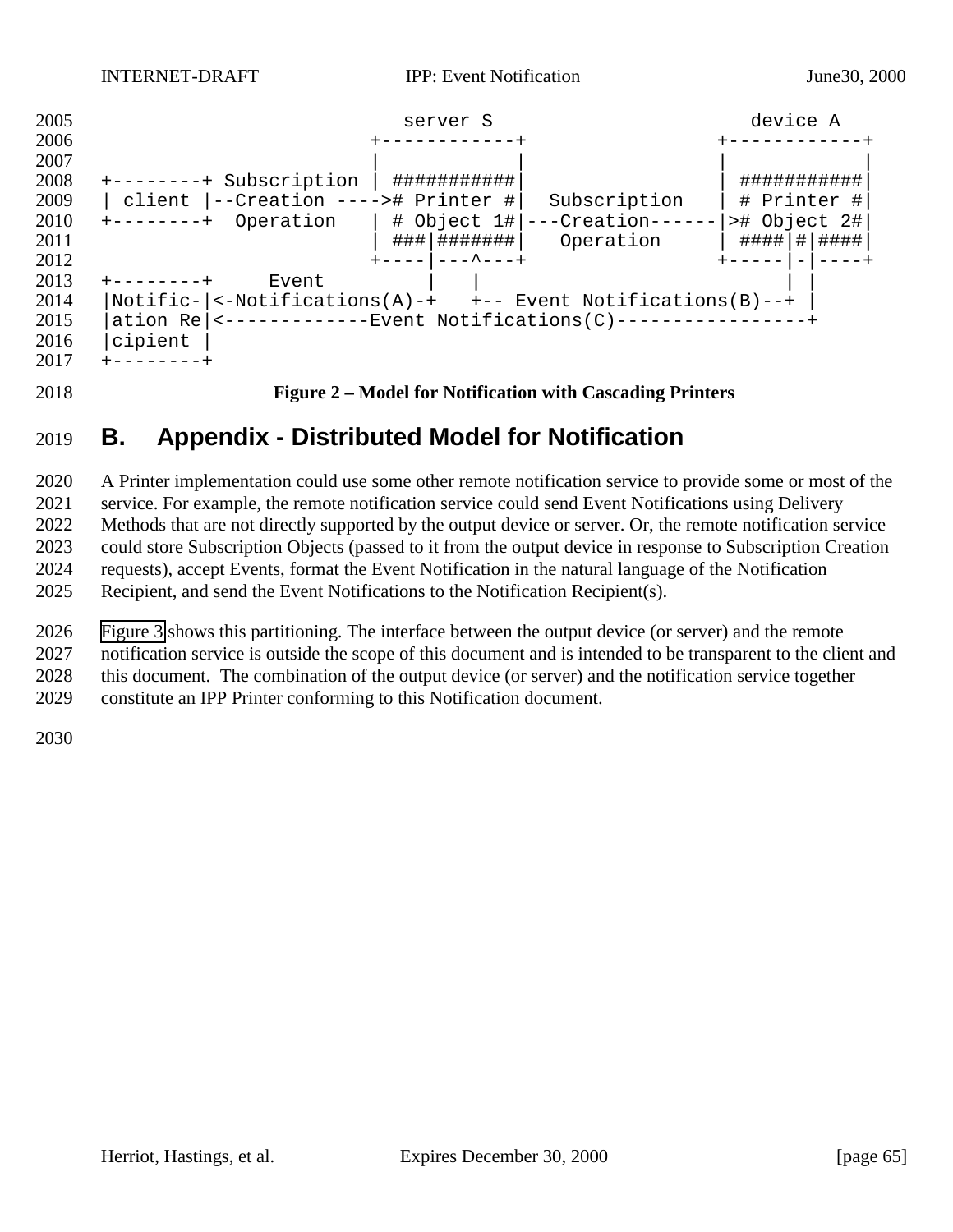```
                         server S                      device A
                       +------------+               +------------+
                       |            |               |            |
+--------+ Subscription | ###########|               | ###########|
| client |--Creation ---->#  Printer #|  Subscription  | # Printer #|
+--------+  Operation   | # Object 1#|---Creation------|># Object 2#|
                       | ###|#######|   Operation     | ####|#|####|
                       +----|---^---+               +-----|-|----+
+--------+     Event        |   |                         | |
|Notific-|<-Notifications(A)-+   +-- Event Notifications(B)--+ |
|ation Re|<-------------Event Notifications(C)-----------------+
|cipient |
+--------+
```

**Figure 2 – Model for Notification with Cascading Printers**

# B. Appendix - Distributed Model for Notification

A Printer implementation could use some other remote notification service to provide some or most of the service. For example, the remote notification service could send Event Notifications using Delivery Methods that are not directly supported by the output device or server. Or, the remote notification service could store Subscription Objects (passed to it from the output device in response to Subscription Creation requests), accept Events, format the Event Notification in the natural language of the Notification Recipient, and send the Event Notifications to the Notification Recipient(s).

Figure 3 shows this partitioning. The interface between the output device (or server) and the remote notification service is outside the scope of this document and is intended to be transparent to the client and this document. The combination of the output device (or server) and the notification service together constitute an IPP Printer conforming to this Notification document.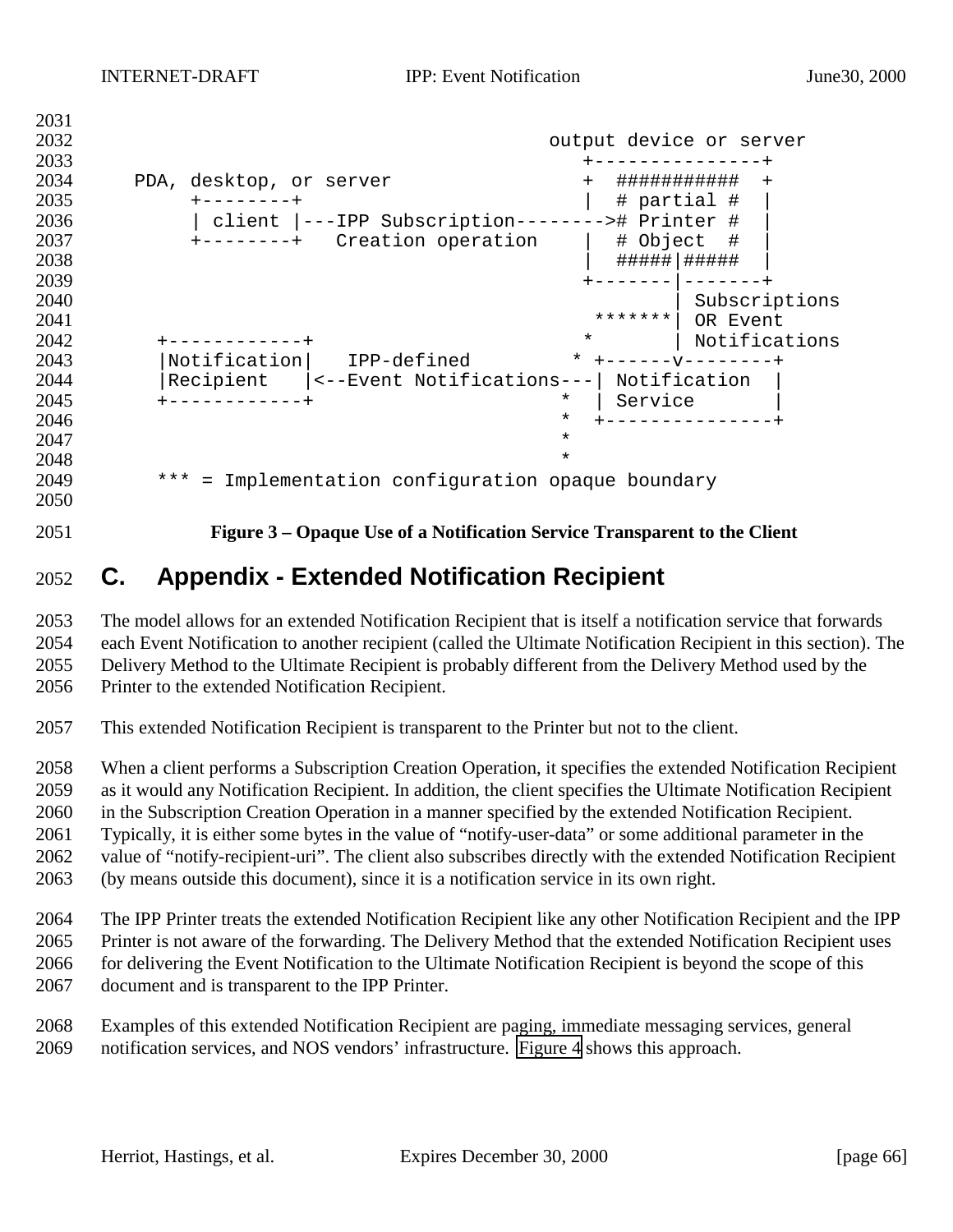```
                                               output device or server
                                                 +---------------+
     PDA, desktop, or server                     +  ###########  +
         +--------+                              |  # partial #  |
         | client |---IPP Subscription-------->#  Printer #  |
         +--------+   Creation operation         |  # Object  #  |
                                                 |  #####|#####  |
                                                 +-------|-------+
                                                         | Subscriptions
                                                  *******| OR Event
       +------------+                            *       | Notifications
       |Notification|   IPP-defined             * +------v--------+
       |Recipient   |<--Event Notifications---| Notification  |
       +------------+                          *  | Service       |
                                               *  +---------------+
                                               *
                                               *
       *** = Implementation configuration opaque boundary
```

**Figure 3 – Opaque Use of a Notification Service Transparent to the Client**

# C. Appendix - Extended Notification Recipient

The model allows for an extended Notification Recipient that is itself a notification service that forwards each Event Notification to another recipient (called the Ultimate Notification Recipient in this section). The Delivery Method to the Ultimate Recipient is probably different from the Delivery Method used by the Printer to the extended Notification Recipient.

This extended Notification Recipient is transparent to the Printer but not to the client.

When a client performs a Subscription Creation Operation, it specifies the extended Notification Recipient as it would any Notification Recipient. In addition, the client specifies the Ultimate Notification Recipient in the Subscription Creation Operation in a manner specified by the extended Notification Recipient. Typically, it is either some bytes in the value of "notify-user-data" or some additional parameter in the value of "notify-recipient-uri". The client also subscribes directly with the extended Notification Recipient (by means outside this document), since it is a notification service in its own right.

The IPP Printer treats the extended Notification Recipient like any other Notification Recipient and the IPP Printer is not aware of the forwarding. The Delivery Method that the extended Notification Recipient uses for delivering the Event Notification to the Ultimate Notification Recipient is beyond the scope of this document and is transparent to the IPP Printer.

Examples of this extended Notification Recipient are paging, immediate messaging services, general notification services, and NOS vendors' infrastructure. Figure 4 shows this approach.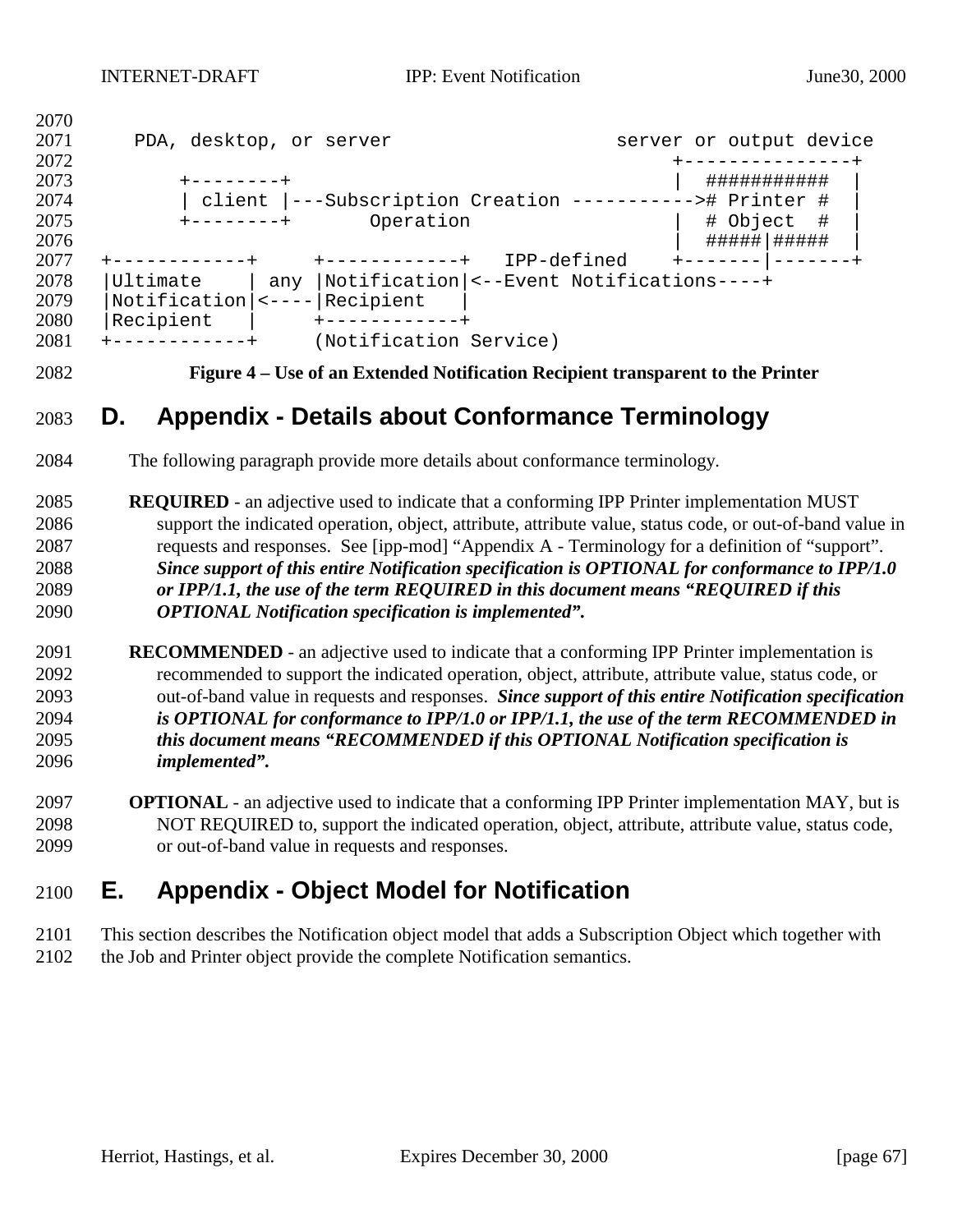```
    PDA, desktop, or server                       server or output device
                                                     +---------------+
        +--------+                                   |  ###########  |
        | client |---Subscription Creation ----------->#  Printer #  |
        +--------+       Operation                   |  # Object  #  |
                                                     |  #####|#####  |
+------------+     +------------+   IPP-defined    +-------|-------+
|Ultimate    | any |Notification|<--Event Notifications----+
|Notification|<----|Recipient   |
|Recipient   |     +------------+
+------------+     (Notification Service)
```

**Figure 4 – Use of an Extended Notification Recipient transparent to the Printer**

# D. Appendix - Details about Conformance Terminology

The following paragraph provide more details about conformance terminology.

**REQUIRED** - an adjective used to indicate that a conforming IPP Printer implementation MUST support the indicated operation, object, attribute, attribute value, status code, or out-of-band value in requests and responses. See [ipp-mod] "Appendix A - Terminology for a definition of "support". ***Since support of this entire Notification specification is OPTIONAL for conformance to IPP/1.0 or IPP/1.1, the use of the term REQUIRED in this document means "REQUIRED if this OPTIONAL Notification specification is implemented".***

**RECOMMENDED** - an adjective used to indicate that a conforming IPP Printer implementation is recommended to support the indicated operation, object, attribute, attribute value, status code, or out-of-band value in requests and responses. ***Since support of this entire Notification specification is OPTIONAL for conformance to IPP/1.0 or IPP/1.1, the use of the term RECOMMENDED in this document means "RECOMMENDED if this OPTIONAL Notification specification is implemented".***

**OPTIONAL** - an adjective used to indicate that a conforming IPP Printer implementation MAY, but is NOT REQUIRED to, support the indicated operation, object, attribute, attribute value, status code, or out-of-band value in requests and responses.

# E. Appendix - Object Model for Notification

This section describes the Notification object model that adds a Subscription Object which together with the Job and Printer object provide the complete Notification semantics.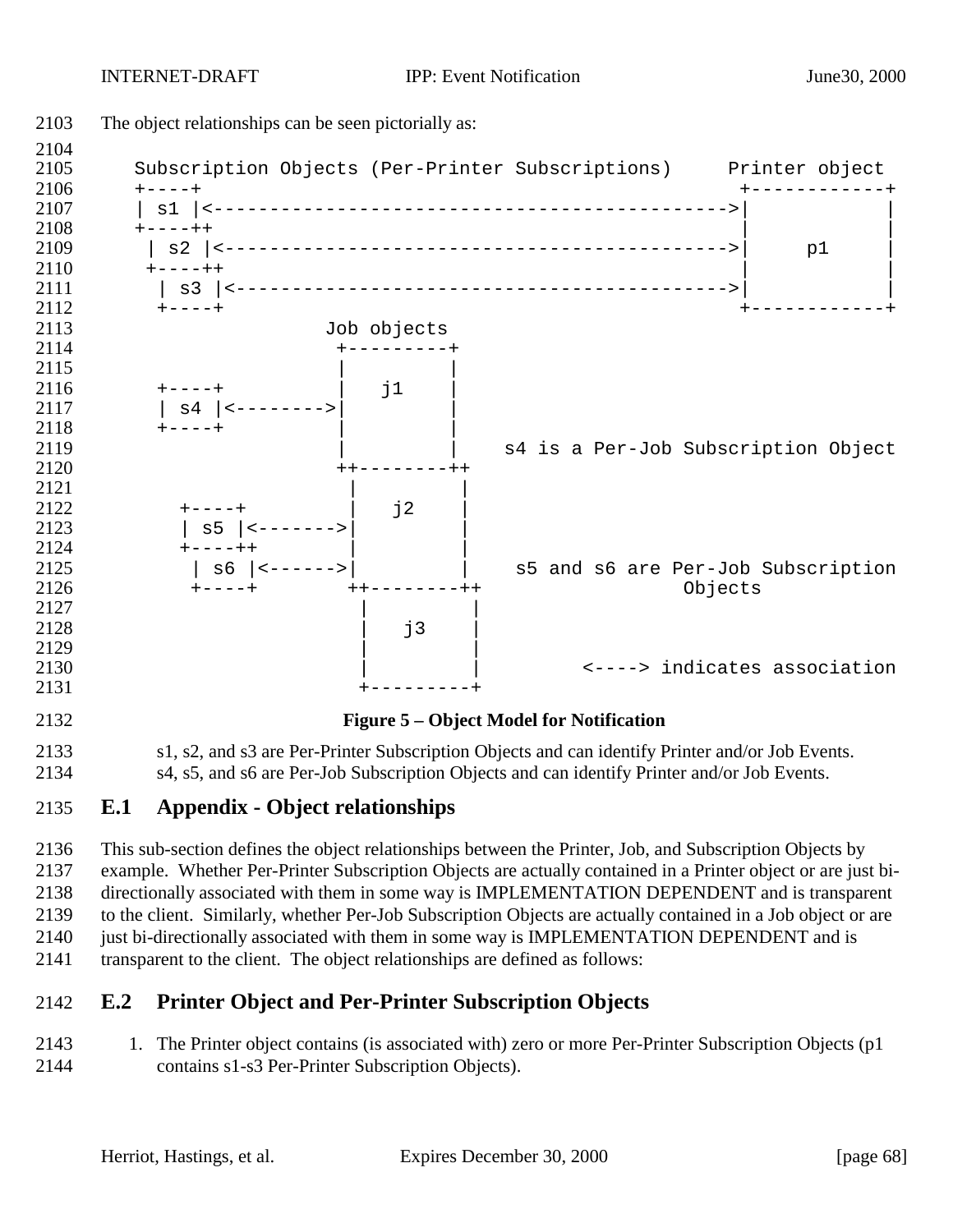The object relationships can be seen pictorially as:

```
    Subscription Objects (Per-Printer Subscriptions)     Printer object
    +----+                                               +------------+
    | s1 |<--------------------------------------------->|            |
    +----++                                              |            |
     | s2 |<-------------------------------------------->|     p1     |
     +----++                                             |            |
      | s3 |<------------------------------------------->|            |
      +----+                                             +------------+
                     Job objects
                      +---------+
                      |         |
      +----+          |    j1   |
      | s4 |<-------->|         |
      +----+          |         |
                      |         |    s4 is a Per-Job Subscription Object
                     ++--------++
                      |         |
        +----+        |    j2   |
        | s5 |<------->|        |
        +----++       |         |
         | s6 |<------>|        |    s5 and s6 are Per-Job Subscription
         +----+       ++--------++                 Objects
                       |         |
                       |    j3   |
                       |         |
                       |         |        <----> indicates association
                       +---------+
```

**Figure 5 – Object Model for Notification**

s1, s2, and s3 are Per-Printer Subscription Objects and can identify Printer and/or Job Events.
s4, s5, and s6 are Per-Job Subscription Objects and can identify Printer and/or Job Events.

## E.1 Appendix - Object relationships

This sub-section defines the object relationships between the Printer, Job, and Subscription Objects by example. Whether Per-Printer Subscription Objects are actually contained in a Printer object or are just bi-directionally associated with them in some way is IMPLEMENTATION DEPENDENT and is transparent to the client. Similarly, whether Per-Job Subscription Objects are actually contained in a Job object or are just bi-directionally associated with them in some way is IMPLEMENTATION DEPENDENT and is transparent to the client. The object relationships are defined as follows:

## E.2 Printer Object and Per-Printer Subscription Objects

1. The Printer object contains (is associated with) zero or more Per-Printer Subscription Objects (p1 contains s1-s3 Per-Printer Subscription Objects).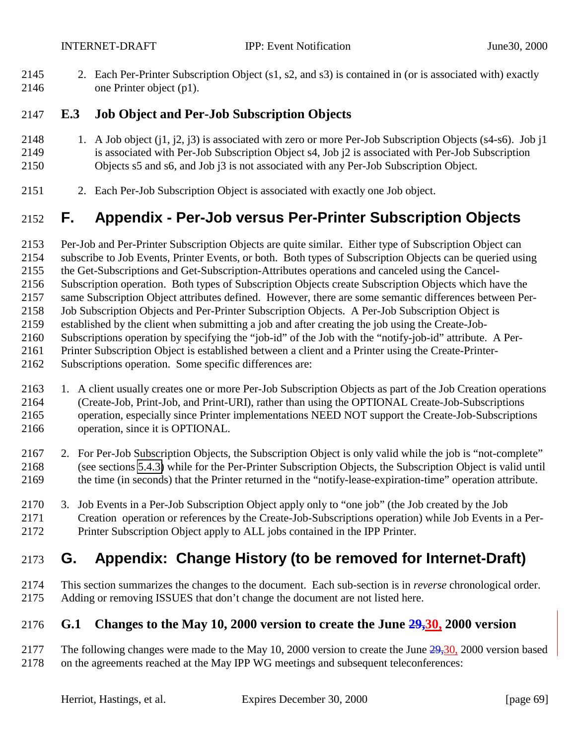2. Each Per-Printer Subscription Object (s1, s2, and s3) is contained in (or is associated with) exactly one Printer object (p1).

## E.3 Job Object and Per-Job Subscription Objects

1. A Job object (j1, j2, j3) is associated with zero or more Per-Job Subscription Objects (s4-s6). Job j1 is associated with Per-Job Subscription Object s4, Job j2 is associated with Per-Job Subscription Objects s5 and s6, and Job j3 is not associated with any Per-Job Subscription Object.

2. Each Per-Job Subscription Object is associated with exactly one Job object.

# F. Appendix - Per-Job versus Per-Printer Subscription Objects

Per-Job and Per-Printer Subscription Objects are quite similar. Either type of Subscription Object can subscribe to Job Events, Printer Events, or both. Both types of Subscription Objects can be queried using the Get-Subscriptions and Get-Subscription-Attributes operations and canceled using the Cancel-Subscription operation. Both types of Subscription Objects create Subscription Objects which have the same Subscription Object attributes defined. However, there are some semantic differences between Per-Job Subscription Objects and Per-Printer Subscription Objects. A Per-Job Subscription Object is established by the client when submitting a job and after creating the job using the Create-Job-Subscriptions operation by specifying the "job-id" of the Job with the "notify-job-id" attribute. A Per-Printer Subscription Object is established between a client and a Printer using the Create-Printer-Subscriptions operation. Some specific differences are:

1. A client usually creates one or more Per-Job Subscription Objects as part of the Job Creation operations (Create-Job, Print-Job, and Print-URI), rather than using the OPTIONAL Create-Job-Subscriptions operation, especially since Printer implementations NEED NOT support the Create-Job-Subscriptions operation, since it is OPTIONAL.

2. For Per-Job Subscription Objects, the Subscription Object is only valid while the job is "not-complete" (see sections 5.4.3) while for the Per-Printer Subscription Objects, the Subscription Object is valid until the time (in seconds) that the Printer returned in the "notify-lease-expiration-time" operation attribute.

3. Job Events in a Per-Job Subscription Object apply only to "one job" (the Job created by the Job Creation operation or references by the Create-Job-Subscriptions operation) while Job Events in a Per-Printer Subscription Object apply to ALL jobs contained in the IPP Printer.

# G. Appendix: Change History (to be removed for Internet-Draft)

This section summarizes the changes to the document. Each sub-section is in *reverse* chronological order. Adding or removing ISSUES that don't change the document are not listed here.

## G.1 Changes to the May 10, 2000 version to create the June ~~29,~~30, 2000 version

The following changes were made to the May 10, 2000 version to create the June ~~29,~~30, 2000 version based on the agreements reached at the May IPP WG meetings and subsequent teleconferences: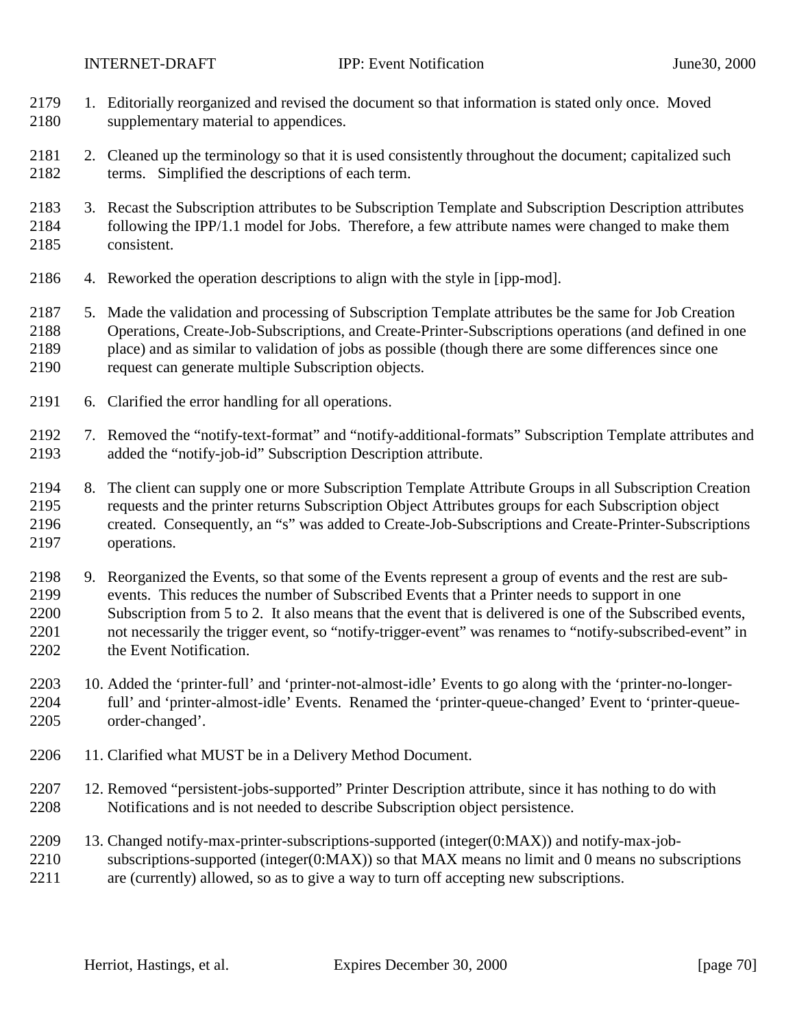1. Editorially reorganized and revised the document so that information is stated only once. Moved supplementary material to appendices.

2. Cleaned up the terminology so that it is used consistently throughout the document; capitalized such terms. Simplified the descriptions of each term.

3. Recast the Subscription attributes to be Subscription Template and Subscription Description attributes following the IPP/1.1 model for Jobs. Therefore, a few attribute names were changed to make them consistent.

4. Reworked the operation descriptions to align with the style in [ipp-mod].

5. Made the validation and processing of Subscription Template attributes be the same for Job Creation Operations, Create-Job-Subscriptions, and Create-Printer-Subscriptions operations (and defined in one place) and as similar to validation of jobs as possible (though there are some differences since one request can generate multiple Subscription objects.

6. Clarified the error handling for all operations.

7. Removed the "notify-text-format" and "notify-additional-formats" Subscription Template attributes and added the "notify-job-id" Subscription Description attribute.

8. The client can supply one or more Subscription Template Attribute Groups in all Subscription Creation requests and the printer returns Subscription Object Attributes groups for each Subscription object created. Consequently, an "s" was added to Create-Job-Subscriptions and Create-Printer-Subscriptions operations.

9. Reorganized the Events, so that some of the Events represent a group of events and the rest are sub-events. This reduces the number of Subscribed Events that a Printer needs to support in one Subscription from 5 to 2. It also means that the event that is delivered is one of the Subscribed events, not necessarily the trigger event, so "notify-trigger-event" was renames to "notify-subscribed-event" in the Event Notification.

10. Added the 'printer-full' and 'printer-not-almost-idle' Events to go along with the 'printer-no-longer-full' and 'printer-almost-idle' Events. Renamed the 'printer-queue-changed' Event to 'printer-queue-order-changed'.

11. Clarified what MUST be in a Delivery Method Document.

12. Removed "persistent-jobs-supported" Printer Description attribute, since it has nothing to do with Notifications and is not needed to describe Subscription object persistence.

13. Changed notify-max-printer-subscriptions-supported (integer(0:MAX)) and notify-max-job-subscriptions-supported (integer(0:MAX)) so that MAX means no limit and 0 means no subscriptions are (currently) allowed, so as to give a way to turn off accepting new subscriptions.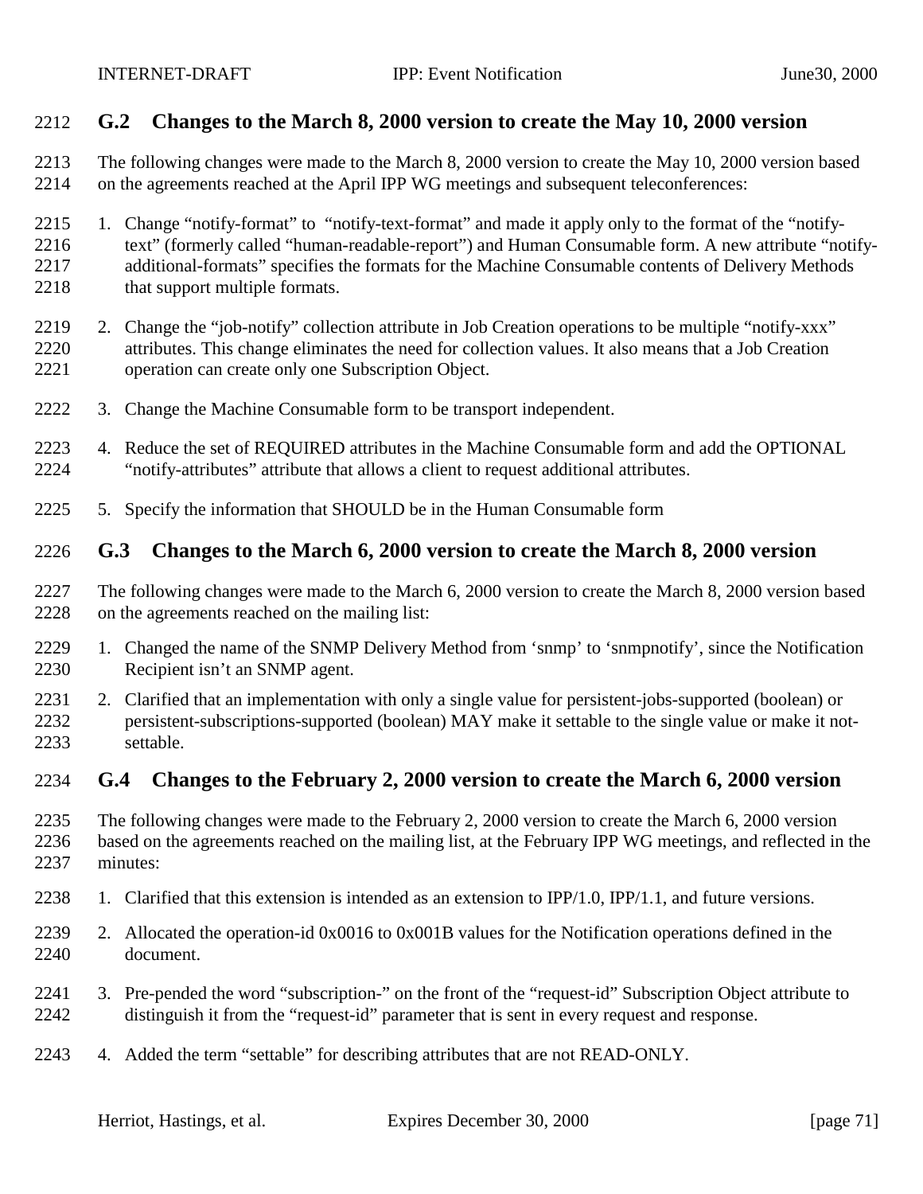## G.2 Changes to the March 8, 2000 version to create the May 10, 2000 version

The following changes were made to the March 8, 2000 version to create the May 10, 2000 version based on the agreements reached at the April IPP WG meetings and subsequent teleconferences:

1. Change "notify-format" to "notify-text-format" and made it apply only to the format of the "notify-text" (formerly called "human-readable-report") and Human Consumable form. A new attribute "notify-additional-formats" specifies the formats for the Machine Consumable contents of Delivery Methods that support multiple formats.

2. Change the "job-notify" collection attribute in Job Creation operations to be multiple "notify-xxx" attributes. This change eliminates the need for collection values. It also means that a Job Creation operation can create only one Subscription Object.

3. Change the Machine Consumable form to be transport independent.

4. Reduce the set of REQUIRED attributes in the Machine Consumable form and add the OPTIONAL "notify-attributes" attribute that allows a client to request additional attributes.

5. Specify the information that SHOULD be in the Human Consumable form

## G.3 Changes to the March 6, 2000 version to create the March 8, 2000 version

The following changes were made to the March 6, 2000 version to create the March 8, 2000 version based on the agreements reached on the mailing list:

1. Changed the name of the SNMP Delivery Method from 'snmp' to 'snmpnotify', since the Notification Recipient isn't an SNMP agent.

2. Clarified that an implementation with only a single value for persistent-jobs-supported (boolean) or persistent-subscriptions-supported (boolean) MAY make it settable to the single value or make it not-settable.

## G.4 Changes to the February 2, 2000 version to create the March 6, 2000 version

The following changes were made to the February 2, 2000 version to create the March 6, 2000 version based on the agreements reached on the mailing list, at the February IPP WG meetings, and reflected in the minutes:

1. Clarified that this extension is intended as an extension to IPP/1.0, IPP/1.1, and future versions.

2. Allocated the operation-id 0x0016 to 0x001B values for the Notification operations defined in the document.

3. Pre-pended the word "subscription-" on the front of the "request-id" Subscription Object attribute to distinguish it from the "request-id" parameter that is sent in every request and response.

4. Added the term "settable" for describing attributes that are not READ-ONLY.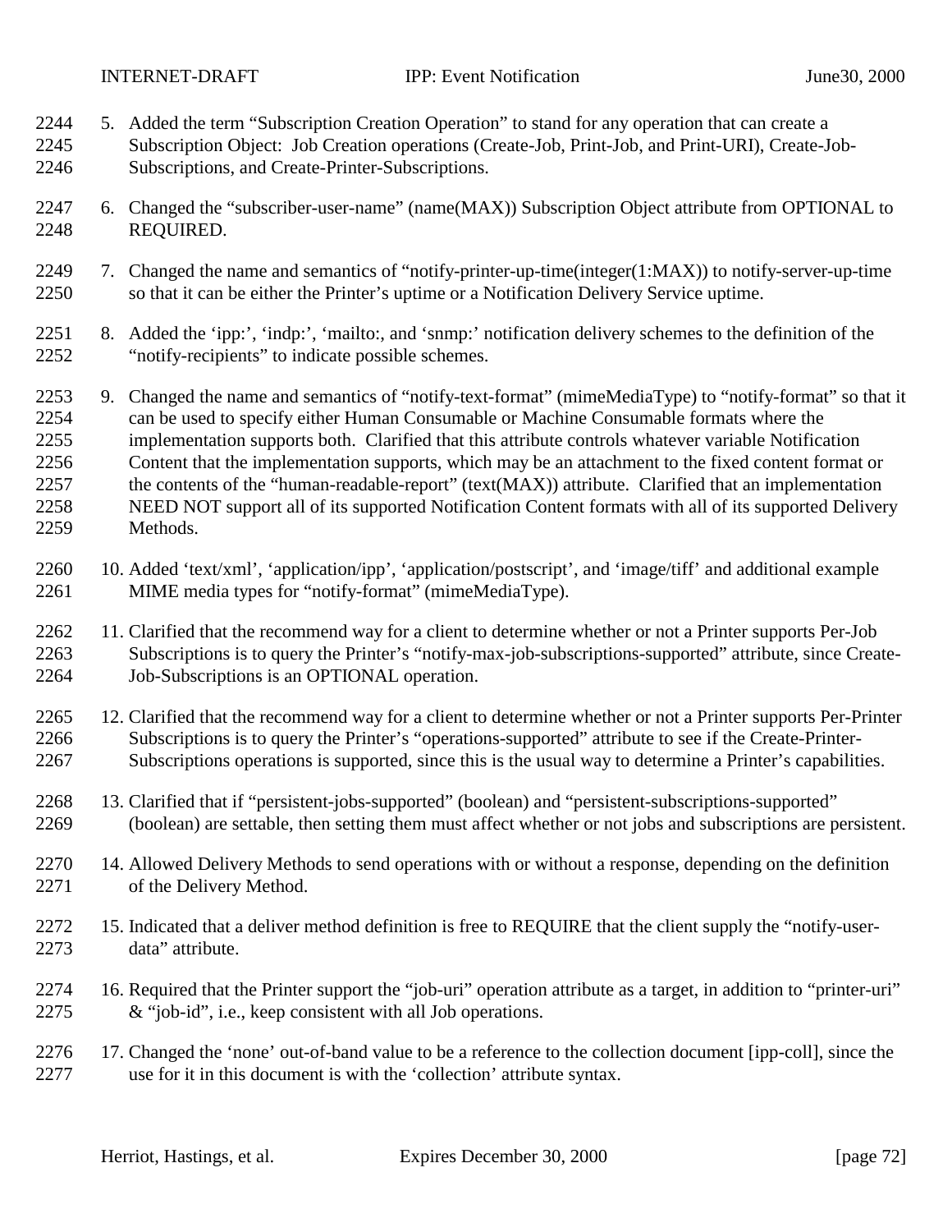5. Added the term "Subscription Creation Operation" to stand for any operation that can create a Subscription Object: Job Creation operations (Create-Job, Print-Job, and Print-URI), Create-Job-Subscriptions, and Create-Printer-Subscriptions.

6. Changed the "subscriber-user-name" (name(MAX)) Subscription Object attribute from OPTIONAL to REQUIRED.

7. Changed the name and semantics of "notify-printer-up-time(integer(1:MAX)) to notify-server-up-time so that it can be either the Printer's uptime or a Notification Delivery Service uptime.

8. Added the 'ipp:', 'indp:', 'mailto:, and 'snmp:' notification delivery schemes to the definition of the "notify-recipients" to indicate possible schemes.

9. Changed the name and semantics of "notify-text-format" (mimeMediaType) to "notify-format" so that it can be used to specify either Human Consumable or Machine Consumable formats where the implementation supports both. Clarified that this attribute controls whatever variable Notification Content that the implementation supports, which may be an attachment to the fixed content format or the contents of the "human-readable-report" (text(MAX)) attribute. Clarified that an implementation NEED NOT support all of its supported Notification Content formats with all of its supported Delivery Methods.

10. Added 'text/xml', 'application/ipp', 'application/postscript', and 'image/tiff' and additional example MIME media types for "notify-format" (mimeMediaType).

11. Clarified that the recommend way for a client to determine whether or not a Printer supports Per-Job Subscriptions is to query the Printer's "notify-max-job-subscriptions-supported" attribute, since Create-Job-Subscriptions is an OPTIONAL operation.

12. Clarified that the recommend way for a client to determine whether or not a Printer supports Per-Printer Subscriptions is to query the Printer's "operations-supported" attribute to see if the Create-Printer-Subscriptions operations is supported, since this is the usual way to determine a Printer's capabilities.

13. Clarified that if "persistent-jobs-supported" (boolean) and "persistent-subscriptions-supported" (boolean) are settable, then setting them must affect whether or not jobs and subscriptions are persistent.

14. Allowed Delivery Methods to send operations with or without a response, depending on the definition of the Delivery Method.

15. Indicated that a deliver method definition is free to REQUIRE that the client supply the "notify-user-data" attribute.

16. Required that the Printer support the "job-uri" operation attribute as a target, in addition to "printer-uri" & "job-id", i.e., keep consistent with all Job operations.

17. Changed the 'none' out-of-band value to be a reference to the collection document [ipp-coll], since the use for it in this document is with the 'collection' attribute syntax.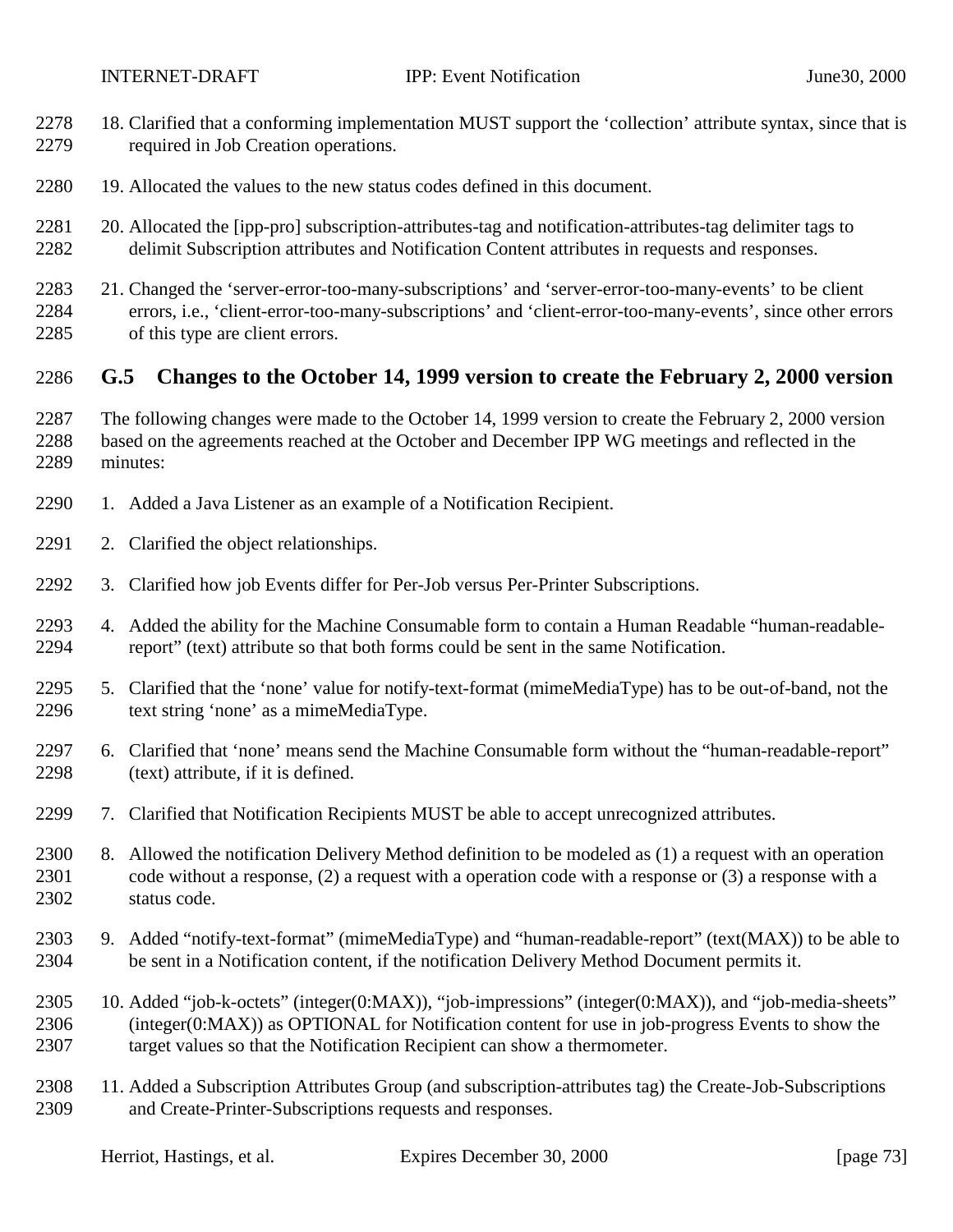18. Clarified that a conforming implementation MUST support the ‘collection’ attribute syntax, since that is required in Job Creation operations.

19. Allocated the values to the new status codes defined in this document.

20. Allocated the [ipp-pro] subscription-attributes-tag and notification-attributes-tag delimiter tags to delimit Subscription attributes and Notification Content attributes in requests and responses.

21. Changed the ‘server-error-too-many-subscriptions’ and ‘server-error-too-many-events’ to be client errors, i.e., ‘client-error-too-many-subscriptions’ and ‘client-error-too-many-events’, since other errors of this type are client errors.

## G.5 Changes to the October 14, 1999 version to create the February 2, 2000 version

The following changes were made to the October 14, 1999 version to create the February 2, 2000 version based on the agreements reached at the October and December IPP WG meetings and reflected in the minutes:

1. Added a Java Listener as an example of a Notification Recipient.

2. Clarified the object relationships.

3. Clarified how job Events differ for Per-Job versus Per-Printer Subscriptions.

4. Added the ability for the Machine Consumable form to contain a Human Readable “human-readable-report” (text) attribute so that both forms could be sent in the same Notification.

5. Clarified that the ‘none’ value for notify-text-format (mimeMediaType) has to be out-of-band, not the text string ‘none’ as a mimeMediaType.

6. Clarified that ‘none’ means send the Machine Consumable form without the “human-readable-report” (text) attribute, if it is defined.

7. Clarified that Notification Recipients MUST be able to accept unrecognized attributes.

8. Allowed the notification Delivery Method definition to be modeled as (1) a request with an operation code without a response, (2) a request with a operation code with a response or (3) a response with a status code.

9. Added “notify-text-format” (mimeMediaType) and “human-readable-report” (text(MAX)) to be able to be sent in a Notification content, if the notification Delivery Method Document permits it.

10. Added “job-k-octets” (integer(0:MAX)), “job-impressions” (integer(0:MAX)), and “job-media-sheets” (integer(0:MAX)) as OPTIONAL for Notification content for use in job-progress Events to show the target values so that the Notification Recipient can show a thermometer.

11. Added a Subscription Attributes Group (and subscription-attributes tag) the Create-Job-Subscriptions and Create-Printer-Subscriptions requests and responses.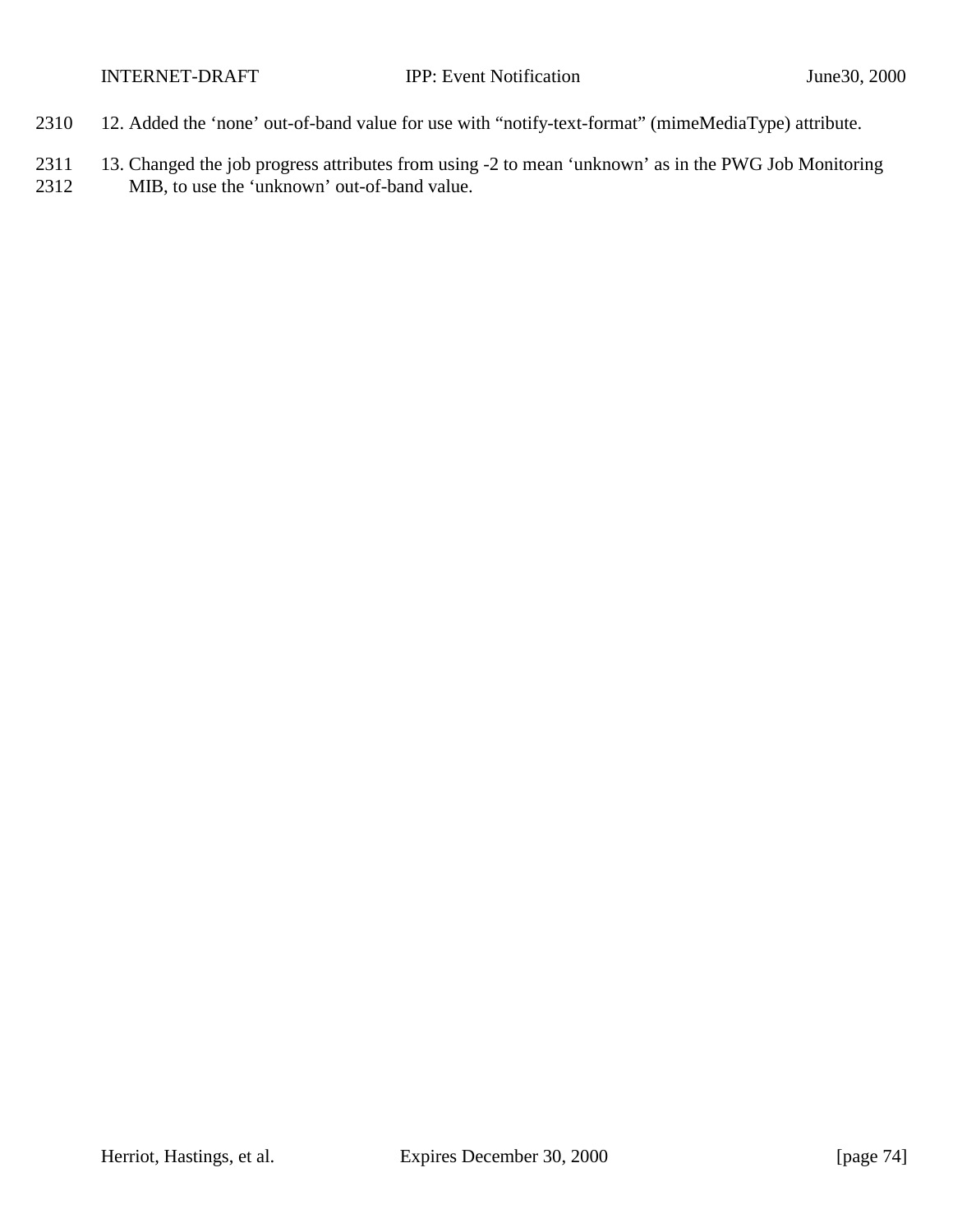12. Added the ‘none’ out-of-band value for use with “notify-text-format” (mimeMediaType) attribute.

13. Changed the job progress attributes from using -2 to mean ‘unknown’ as in the PWG Job Monitoring MIB, to use the ‘unknown’ out-of-band value.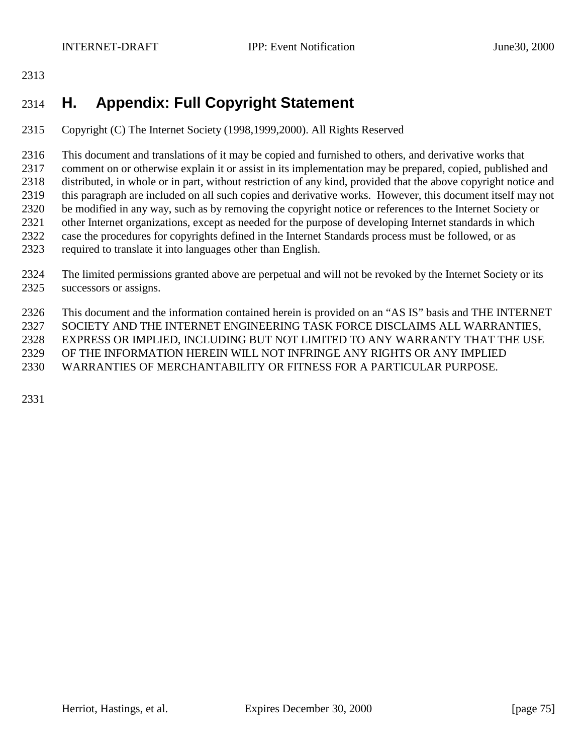## H. Appendix: Full Copyright Statement

Copyright (C) The Internet Society (1998,1999,2000). All Rights Reserved

This document and translations of it may be copied and furnished to others, and derivative works that comment on or otherwise explain it or assist in its implementation may be prepared, copied, published and distributed, in whole or in part, without restriction of any kind, provided that the above copyright notice and this paragraph are included on all such copies and derivative works. However, this document itself may not be modified in any way, such as by removing the copyright notice or references to the Internet Society or other Internet organizations, except as needed for the purpose of developing Internet standards in which case the procedures for copyrights defined in the Internet Standards process must be followed, or as required to translate it into languages other than English.

The limited permissions granted above are perpetual and will not be revoked by the Internet Society or its successors or assigns.

This document and the information contained herein is provided on an "AS IS" basis and THE INTERNET SOCIETY AND THE INTERNET ENGINEERING TASK FORCE DISCLAIMS ALL WARRANTIES, EXPRESS OR IMPLIED, INCLUDING BUT NOT LIMITED TO ANY WARRANTY THAT THE USE OF THE INFORMATION HEREIN WILL NOT INFRINGE ANY RIGHTS OR ANY IMPLIED WARRANTIES OF MERCHANTABILITY OR FITNESS FOR A PARTICULAR PURPOSE.